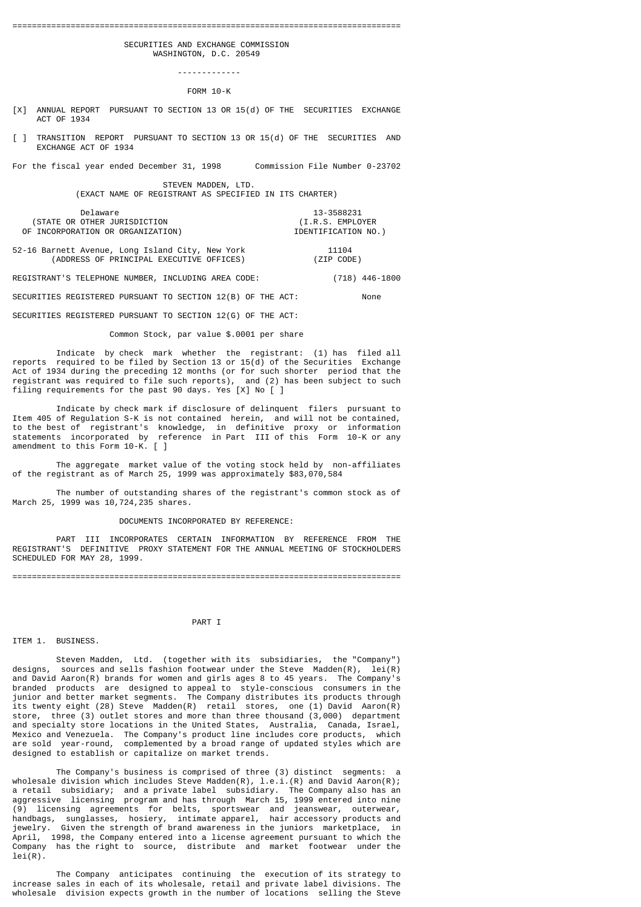# SECURITIES AND EXCHANGE COMMISSION
WASHINGTON, D.C. 20549

---

## FORM 10-K

[X] ANNUAL REPORT PURSUANT TO SECTION 13 OR 15(d) OF THE SECURITIES EXCHANGE ACT OF 1934

[ ] TRANSITION REPORT PURSUANT TO SECTION 13 OR 15(d) OF THE SECURITIES AND EXCHANGE ACT OF 1934

For the fiscal year ended December 31, 1998 Commission File Number 0-23702

## STEVEN MADDEN, LTD.
(EXACT NAME OF REGISTRANT AS SPECIFIED IN ITS CHARTER)

| | |
|---|---|
| Delaware | 13-3588231 |
| (STATE OR OTHER JURISDICTION OF INCORPORATION OR ORGANIZATION) | (I.R.S. EMPLOYER IDENTIFICATION NO.) |
| 52-16 Barnett Avenue, Long Island City, New York | 11104 |
| (ADDRESS OF PRINCIPAL EXECUTIVE OFFICES) | (ZIP CODE) |

REGISTRANT'S TELEPHONE NUMBER, INCLUDING AREA CODE: (718) 446-1800

SECURITIES REGISTERED PURSUANT TO SECTION 12(B) OF THE ACT: None

SECURITIES REGISTERED PURSUANT TO SECTION 12(G) OF THE ACT:

Common Stock, par value $.0001 per share

Indicate by check mark whether the registrant: (1) has filed all reports required to be filed by Section 13 or 15(d) of the Securities Exchange Act of 1934 during the preceding 12 months (or for such shorter period that the registrant was required to file such reports), and (2) has been subject to such filing requirements for the past 90 days. Yes [X] No [ ]

Indicate by check mark if disclosure of delinquent filers pursuant to Item 405 of Regulation S-K is not contained herein, and will not be contained, to the best of registrant's knowledge, in definitive proxy or information statements incorporated by reference in Part III of this Form 10-K or any amendment to this Form 10-K. [ ]

The aggregate market value of the voting stock held by non-affiliates of the registrant as of March 25, 1999 was approximately $83,070,584

The number of outstanding shares of the registrant's common stock as of March 25, 1999 was 10,724,235 shares.

DOCUMENTS INCORPORATED BY REFERENCE:

PART III INCORPORATES CERTAIN INFORMATION BY REFERENCE FROM THE REGISTRANT'S DEFINITIVE PROXY STATEMENT FOR THE ANNUAL MEETING OF STOCKHOLDERS SCHEDULED FOR MAY 28, 1999.

---

# PART I

## ITEM 1. BUSINESS.

Steven Madden, Ltd. (together with its subsidiaries, the "Company") designs, sources and sells fashion footwear under the Steve Madden(R), lei(R) and David Aaron(R) brands for women and girls ages 8 to 45 years. The Company's branded products are designed to appeal to style-conscious consumers in the junior and better market segments. The Company distributes its products through its twenty eight (28) Steve Madden(R) retail stores, one (1) David Aaron(R) store, three (3) outlet stores and more than three thousand (3,000) department and specialty store locations in the United States, Australia, Canada, Israel, Mexico and Venezuela. The Company's product line includes core products, which are sold year-round, complemented by a broad range of updated styles which are designed to establish or capitalize on market trends.

The Company's business is comprised of three (3) distinct segments: a wholesale division which includes Steve Madden(R), l.e.i.(R) and David Aaron(R); a retail subsidiary; and a private label subsidiary. The Company also has an aggressive licensing program and has through March 15, 1999 entered into nine (9) licensing agreements for belts, sportswear and jeanswear, outerwear, handbags, sunglasses, hosiery, intimate apparel, hair accessory products and jewelry. Given the strength of brand awareness in the juniors marketplace, in April, 1998, the Company entered into a license agreement pursuant to which the Company has the right to source, distribute and market footwear under the lei(R).

The Company anticipates continuing the execution of its strategy to increase sales in each of its wholesale, retail and private label divisions. The wholesale division expects growth in the number of locations selling the Steve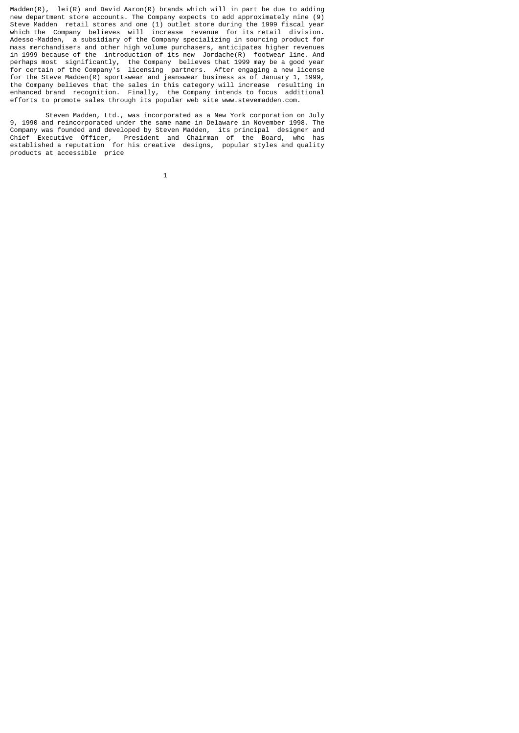Madden(R), lei(R) and David Aaron(R) brands which will in part be due to adding new department store accounts. The Company expects to add approximately nine (9) Steve Madden retail stores and one (1) outlet store during the 1999 fiscal year which the Company believes will increase revenue for its retail division. Adesso-Madden, a subsidiary of the Company specializing in sourcing product for mass merchandisers and other high volume purchasers, anticipates higher revenues in 1999 because of the introduction of its new Jordache(R) footwear line. And perhaps most significantly, the Company believes that 1999 may be a good year for certain of the Company's licensing partners. After engaging a new license for the Steve Madden(R) sportswear and jeanswear business as of January 1, 1999, the Company believes that the sales in this category will increase resulting in enhanced brand recognition. Finally, the Company intends to focus additional efforts to promote sales through its popular web site www.stevemadden.com.

Steven Madden, Ltd., was incorporated as a New York corporation on July 9, 1990 and reincorporated under the same name in Delaware in November 1998. The Company was founded and developed by Steven Madden, its principal designer and Chief Executive Officer, President and Chairman of the Board, who has established a reputation for his creative designs, popular styles and quality products at accessible price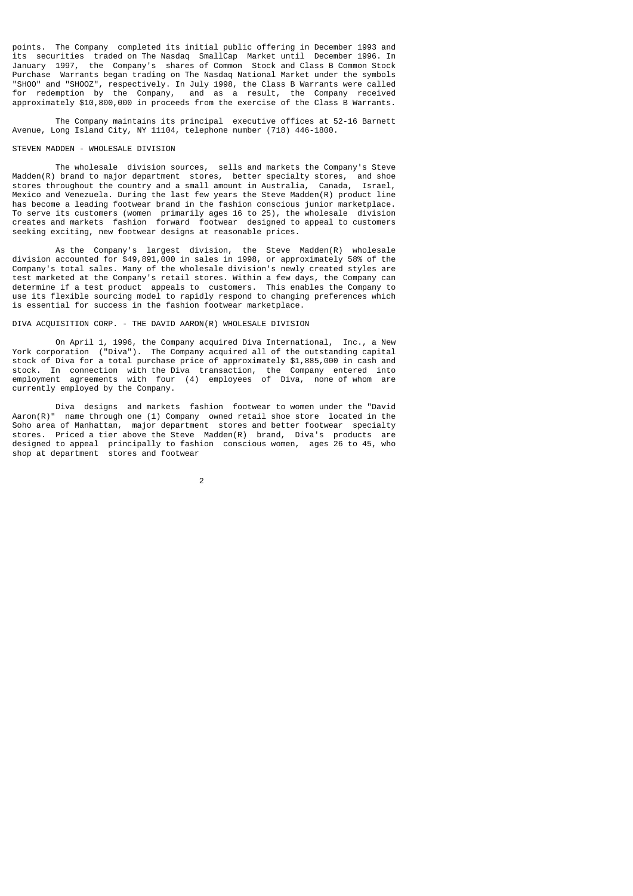points. The Company completed its initial public offering in December 1993 and its securities traded on The Nasdaq SmallCap Market until December 1996. In January 1997, the Company's shares of Common Stock and Class B Common Stock Purchase Warrants began trading on The Nasdaq National Market under the symbols "SHOO" and "SHOOZ", respectively. In July 1998, the Class B Warrants were called for redemption by the Company, and as a result, the Company received approximately $10,800,000 in proceeds from the exercise of the Class B Warrants.

The Company maintains its principal executive offices at 52-16 Barnett Avenue, Long Island City, NY 11104, telephone number (718) 446-1800.

## STEVEN MADDEN - WHOLESALE DIVISION

The wholesale division sources, sells and markets the Company's Steve Madden(R) brand to major department stores, better specialty stores, and shoe stores throughout the country and a small amount in Australia, Canada, Israel, Mexico and Venezuela. During the last few years the Steve Madden(R) product line has become a leading footwear brand in the fashion conscious junior marketplace. To serve its customers (women primarily ages 16 to 25), the wholesale division creates and markets fashion forward footwear designed to appeal to customers seeking exciting, new footwear designs at reasonable prices.

As the Company's largest division, the Steve Madden(R) wholesale division accounted for $49,891,000 in sales in 1998, or approximately 58% of the Company's total sales. Many of the wholesale division's newly created styles are test marketed at the Company's retail stores. Within a few days, the Company can determine if a test product appeals to customers. This enables the Company to use its flexible sourcing model to rapidly respond to changing preferences which is essential for success in the fashion footwear marketplace.

## DIVA ACQUISITION CORP. - THE DAVID AARON(R) WHOLESALE DIVISION

On April 1, 1996, the Company acquired Diva International, Inc., a New York corporation ("Diva"). The Company acquired all of the outstanding capital stock of Diva for a total purchase price of approximately $1,885,000 in cash and stock. In connection with the Diva transaction, the Company entered into employment agreements with four (4) employees of Diva, none of whom are currently employed by the Company.

Diva designs and markets fashion footwear to women under the "David Aaron(R)" name through one (1) Company owned retail shoe store located in the Soho area of Manhattan, major department stores and better footwear specialty stores. Priced a tier above the Steve Madden(R) brand, Diva's products are designed to appeal principally to fashion conscious women, ages 26 to 45, who shop at department stores and footwear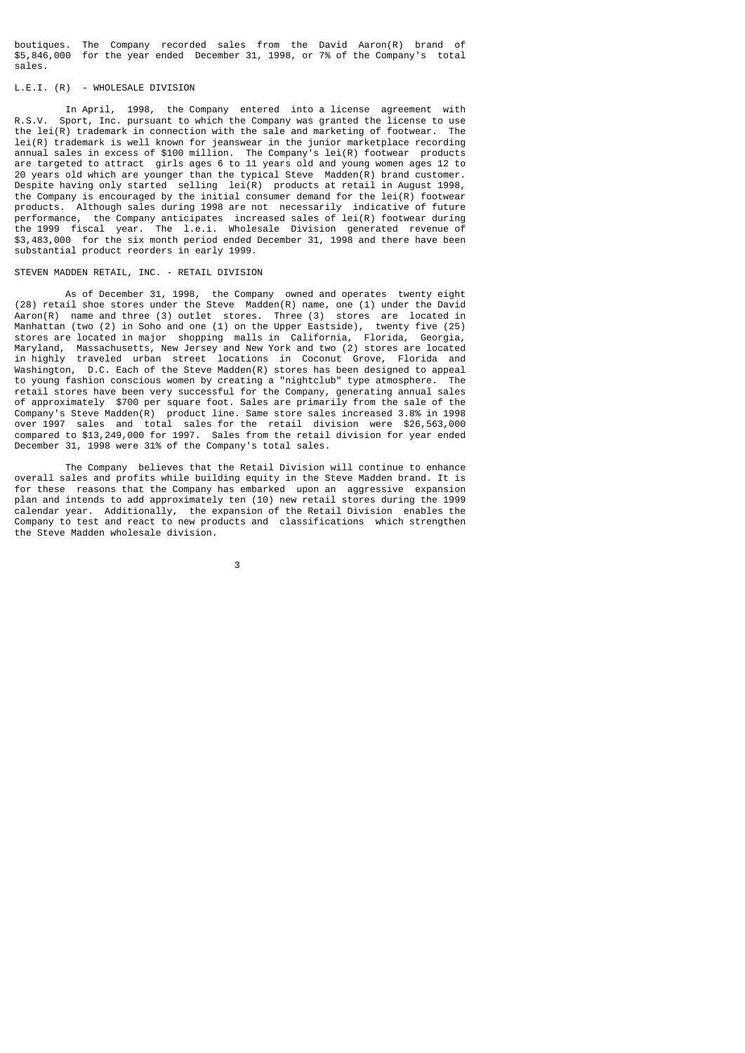boutiques. The Company recorded sales from the David Aaron(R) brand of $5,846,000 for the year ended December 31, 1998, or 7% of the Company's total sales.

## L.E.I. (R) - WHOLESALE DIVISION

In April, 1998, the Company entered into a license agreement with R.S.V. Sport, Inc. pursuant to which the Company was granted the license to use the lei(R) trademark in connection with the sale and marketing of footwear. The lei(R) trademark is well known for jeanswear in the junior marketplace recording annual sales in excess of $100 million. The Company's lei(R) footwear products are targeted to attract girls ages 6 to 11 years old and young women ages 12 to 20 years old which are younger than the typical Steve Madden(R) brand customer. Despite having only started selling lei(R) products at retail in August 1998, the Company is encouraged by the initial consumer demand for the lei(R) footwear products. Although sales during 1998 are not necessarily indicative of future performance, the Company anticipates increased sales of lei(R) footwear during the 1999 fiscal year. The l.e.i. Wholesale Division generated revenue of $3,483,000 for the six month period ended December 31, 1998 and there have been substantial product reorders in early 1999.

## STEVEN MADDEN RETAIL, INC. - RETAIL DIVISION

As of December 31, 1998, the Company owned and operates twenty eight (28) retail shoe stores under the Steve Madden(R) name, one (1) under the David Aaron(R) name and three (3) outlet stores. Three (3) stores are located in Manhattan (two (2) in Soho and one (1) on the Upper Eastside), twenty five (25) stores are located in major shopping malls in California, Florida, Georgia, Maryland, Massachusetts, New Jersey and New York and two (2) stores are located in highly traveled urban street locations in Coconut Grove, Florida and Washington, D.C. Each of the Steve Madden(R) stores has been designed to appeal to young fashion conscious women by creating a "nightclub" type atmosphere. The retail stores have been very successful for the Company, generating annual sales of approximately $700 per square foot. Sales are primarily from the sale of the Company's Steve Madden(R) product line. Same store sales increased 3.8% in 1998 over 1997 sales and total sales for the retail division were $26,563,000 compared to $13,249,000 for 1997. Sales from the retail division for year ended December 31, 1998 were 31% of the Company's total sales.

The Company believes that the Retail Division will continue to enhance overall sales and profits while building equity in the Steve Madden brand. It is for these reasons that the Company has embarked upon an aggressive expansion plan and intends to add approximately ten (10) new retail stores during the 1999 calendar year. Additionally, the expansion of the Retail Division enables the Company to test and react to new products and classifications which strengthen the Steve Madden wholesale division.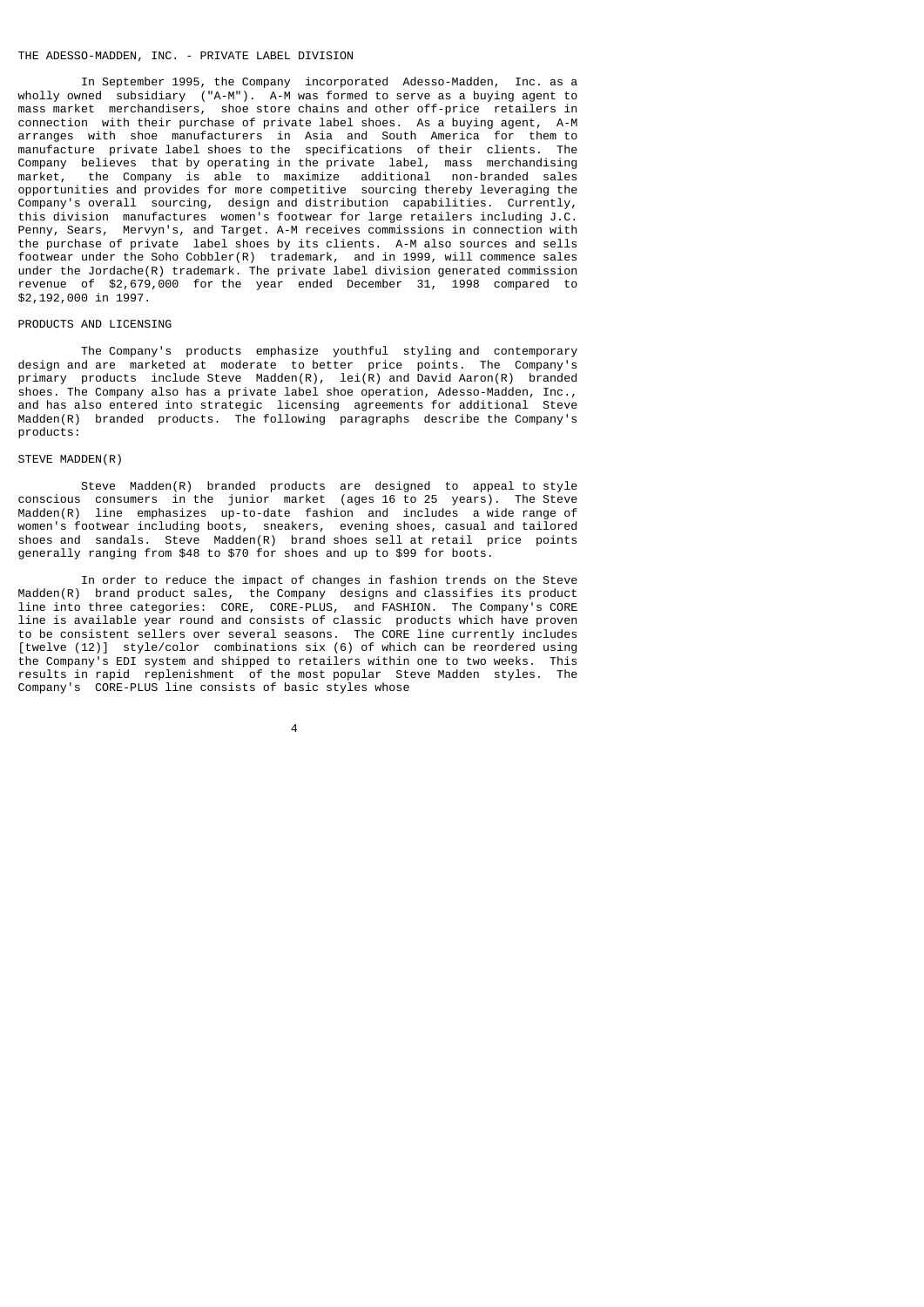### THE ADESSO-MADDEN, INC. - PRIVATE LABEL DIVISION

In September 1995, the Company incorporated Adesso-Madden, Inc. as a wholly owned subsidiary ("A-M"). A-M was formed to serve as a buying agent to mass market merchandisers, shoe store chains and other off-price retailers in connection with their purchase of private label shoes. As a buying agent, A-M arranges with shoe manufacturers in Asia and South America for them to manufacture private label shoes to the specifications of their clients. The Company believes that by operating in the private label, mass merchandising market, the Company is able to maximize additional non-branded sales opportunities and provides for more competitive sourcing thereby leveraging the Company's overall sourcing, design and distribution capabilities. Currently, this division manufactures women's footwear for large retailers including J.C. Penny, Sears, Mervyn's, and Target. A-M receives commissions in connection with the purchase of private label shoes by its clients. A-M also sources and sells footwear under the Soho Cobbler(R) trademark, and in 1999, will commence sales under the Jordache(R) trademark. The private label division generated commission revenue of $2,679,000 for the year ended December 31, 1998 compared to $2,192,000 in 1997.

### PRODUCTS AND LICENSING

The Company's products emphasize youthful styling and contemporary design and are marketed at moderate to better price points. The Company's primary products include Steve Madden(R), lei(R) and David Aaron(R) branded shoes. The Company also has a private label shoe operation, Adesso-Madden, Inc., and has also entered into strategic licensing agreements for additional Steve Madden(R) branded products. The following paragraphs describe the Company's products:

### STEVE MADDEN(R)

Steve Madden(R) branded products are designed to appeal to style conscious consumers in the junior market (ages 16 to 25 years). The Steve Madden(R) line emphasizes up-to-date fashion and includes a wide range of women's footwear including boots, sneakers, evening shoes, casual and tailored shoes and sandals. Steve Madden(R) brand shoes sell at retail price points generally ranging from $48 to $70 for shoes and up to $99 for boots.

In order to reduce the impact of changes in fashion trends on the Steve Madden(R) brand product sales, the Company designs and classifies its product line into three categories: CORE, CORE-PLUS, and FASHION. The Company's CORE line is available year round and consists of classic products which have proven to be consistent sellers over several seasons. The CORE line currently includes [twelve (12)] style/color combinations six (6) of which can be reordered using the Company's EDI system and shipped to retailers within one to two weeks. This results in rapid replenishment of the most popular Steve Madden styles. The Company's CORE-PLUS line consists of basic styles whose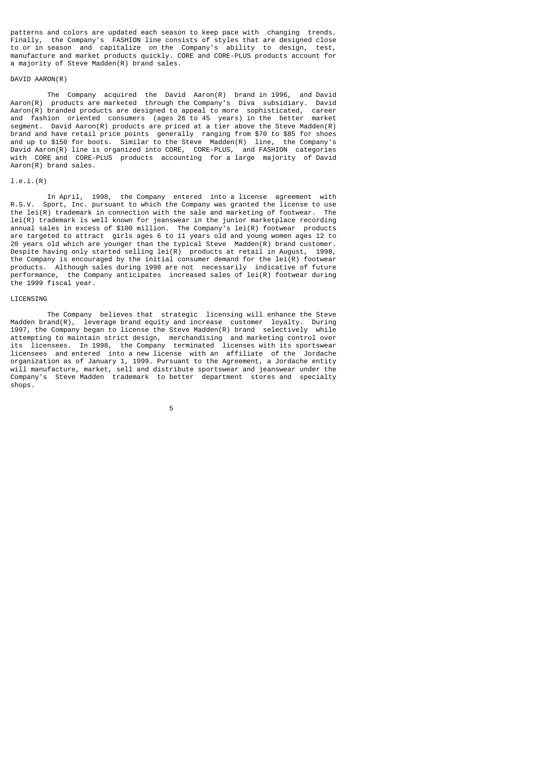patterns and colors are updated each season to keep pace with changing trends. Finally, the Company's FASHION line consists of styles that are designed close to or in season and capitalize on the Company's ability to design, test, manufacture and market products quickly. CORE and CORE-PLUS products account for a majority of Steve Madden(R) brand sales.

### DAVID AARON(R)

The Company acquired the David Aaron(R) brand in 1996, and David Aaron(R) products are marketed through the Company's Diva subsidiary. David Aaron(R) branded products are designed to appeal to more sophisticated, career and fashion oriented consumers (ages 26 to 45 years) in the better market segment. David Aaron(R) products are priced at a tier above the Steve Madden(R) brand and have retail price points generally ranging from $70 to $85 for shoes and up to $150 for boots. Similar to the Steve Madden(R) line, the Company's David Aaron(R) line is organized into CORE, CORE-PLUS, and FASHION categories with CORE and CORE-PLUS products accounting for a large majority of David Aaron(R) brand sales.

### l.e.i.(R)

In April, 1998, the Company entered into a license agreement with R.S.V. Sport, Inc. pursuant to which the Company was granted the license to use the lei(R) trademark in connection with the sale and marketing of footwear. The lei(R) trademark is well known for jeanswear in the junior marketplace recording annual sales in excess of $100 million. The Company's lei(R) footwear products are targeted to attract girls ages 6 to 11 years old and young women ages 12 to 20 years old which are younger than the typical Steve Madden(R) brand customer. Despite having only started selling lei(R) products at retail in August, 1998, the Company is encouraged by the initial consumer demand for the lei(R) footwear products. Although sales during 1998 are not necessarily indicative of future performance, the Company anticipates increased sales of lei(R) footwear during the 1999 fiscal year.

### LICENSING

The Company believes that strategic licensing will enhance the Steve Madden brand(R), leverage brand equity and increase customer loyalty. During 1997, the Company began to license the Steve Madden(R) brand selectively while attempting to maintain strict design, merchandising and marketing control over its licensees. In 1998, the Company terminated licenses with its sportswear licensees and entered into a new license with an affiliate of the Jordache organization as of January 1, 1999. Pursuant to the Agreement, a Jordache entity will manufacture, market, sell and distribute sportswear and jeanswear under the Company's Steve Madden trademark to better department stores and specialty shops.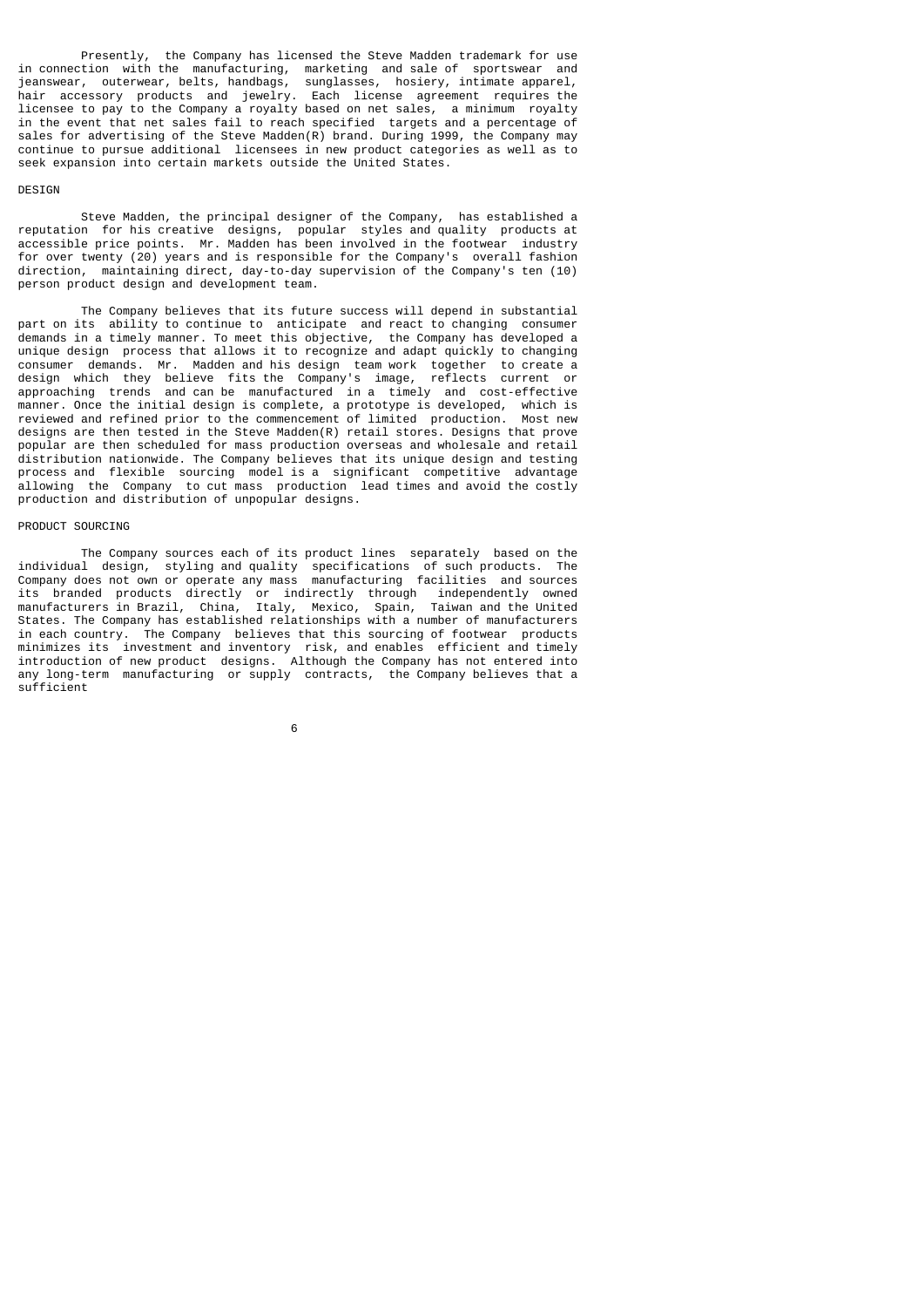Presently, the Company has licensed the Steve Madden trademark for use in connection with the manufacturing, marketing and sale of sportswear and jeanswear, outerwear, belts, handbags, sunglasses, hosiery, intimate apparel, hair accessory products and jewelry. Each license agreement requires the licensee to pay to the Company a royalty based on net sales, a minimum royalty in the event that net sales fail to reach specified targets and a percentage of sales for advertising of the Steve Madden(R) brand. During 1999, the Company may continue to pursue additional licensees in new product categories as well as to seek expansion into certain markets outside the United States.

## DESIGN

Steve Madden, the principal designer of the Company, has established a reputation for his creative designs, popular styles and quality products at accessible price points. Mr. Madden has been involved in the footwear industry for over twenty (20) years and is responsible for the Company's overall fashion direction, maintaining direct, day-to-day supervision of the Company's ten (10) person product design and development team.

The Company believes that its future success will depend in substantial part on its ability to continue to anticipate and react to changing consumer demands in a timely manner. To meet this objective, the Company has developed a unique design process that allows it to recognize and adapt quickly to changing consumer demands. Mr. Madden and his design team work together to create a design which they believe fits the Company's image, reflects current or approaching trends and can be manufactured in a timely and cost-effective manner. Once the initial design is complete, a prototype is developed, which is reviewed and refined prior to the commencement of limited production. Most new designs are then tested in the Steve Madden(R) retail stores. Designs that prove popular are then scheduled for mass production overseas and wholesale and retail distribution nationwide. The Company believes that its unique design and testing process and flexible sourcing model is a significant competitive advantage allowing the Company to cut mass production lead times and avoid the costly production and distribution of unpopular designs.

## PRODUCT SOURCING

The Company sources each of its product lines separately based on the individual design, styling and quality specifications of such products. The Company does not own or operate any mass manufacturing facilities and sources its branded products directly or indirectly through independently owned manufacturers in Brazil, China, Italy, Mexico, Spain, Taiwan and the United States. The Company has established relationships with a number of manufacturers in each country. The Company believes that this sourcing of footwear products minimizes its investment and inventory risk, and enables efficient and timely introduction of new product designs. Although the Company has not entered into any long-term manufacturing or supply contracts, the Company believes that a sufficient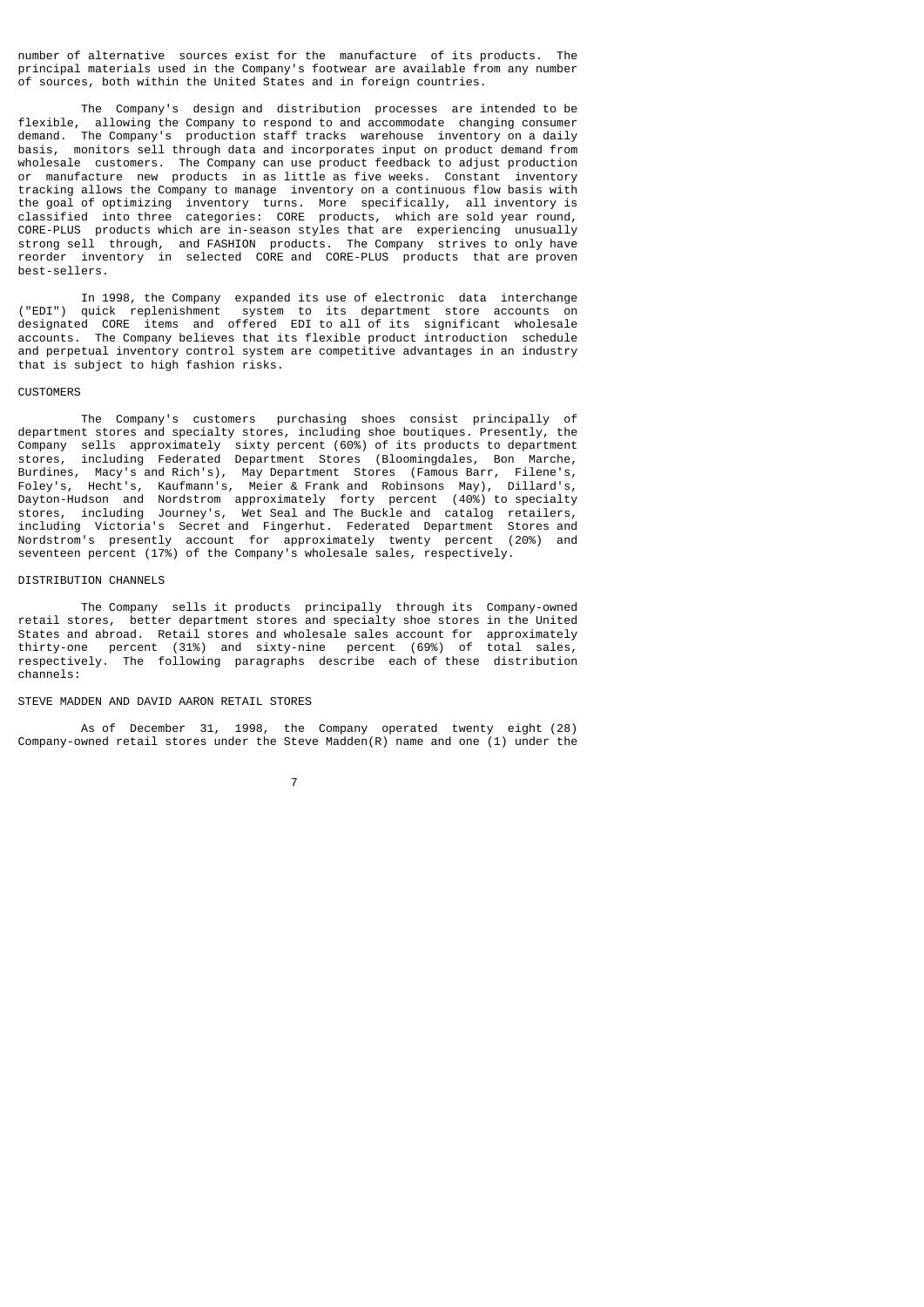number of alternative sources exist for the manufacture of its products. The principal materials used in the Company's footwear are available from any number of sources, both within the United States and in foreign countries.

The Company's design and distribution processes are intended to be flexible, allowing the Company to respond to and accommodate changing consumer demand. The Company's production staff tracks warehouse inventory on a daily basis, monitors sell through data and incorporates input on product demand from wholesale customers. The Company can use product feedback to adjust production or manufacture new products in as little as five weeks. Constant inventory tracking allows the Company to manage inventory on a continuous flow basis with the goal of optimizing inventory turns. More specifically, all inventory is classified into three categories: CORE products, which are sold year round, CORE-PLUS products which are in-season styles that are experiencing unusually strong sell through, and FASHION products. The Company strives to only have reorder inventory in selected CORE and CORE-PLUS products that are proven best-sellers.

In 1998, the Company expanded its use of electronic data interchange ("EDI") quick replenishment system to its department store accounts on designated CORE items and offered EDI to all of its significant wholesale accounts. The Company believes that its flexible product introduction schedule and perpetual inventory control system are competitive advantages in an industry that is subject to high fashion risks.

## CUSTOMERS

The Company's customers purchasing shoes consist principally of department stores and specialty stores, including shoe boutiques. Presently, the Company sells approximately sixty percent (60%) of its products to department stores, including Federated Department Stores (Bloomingdales, Bon Marche, Burdines, Macy's and Rich's), May Department Stores (Famous Barr, Filene's, Foley's, Hecht's, Kaufmann's, Meier & Frank and Robinsons May), Dillard's, Dayton-Hudson and Nordstrom approximately forty percent (40%) to specialty stores, including Journey's, Wet Seal and The Buckle and catalog retailers, including Victoria's Secret and Fingerhut. Federated Department Stores and Nordstrom's presently account for approximately twenty percent (20%) and seventeen percent (17%) of the Company's wholesale sales, respectively.

## DISTRIBUTION CHANNELS

The Company sells it products principally through its Company-owned retail stores, better department stores and specialty shoe stores in the United States and abroad. Retail stores and wholesale sales account for approximately thirty-one percent (31%) and sixty-nine percent (69%) of total sales, respectively. The following paragraphs describe each of these distribution channels:

### STEVE MADDEN AND DAVID AARON RETAIL STORES

As of December 31, 1998, the Company operated twenty eight (28) Company-owned retail stores under the Steve Madden(R) name and one (1) under the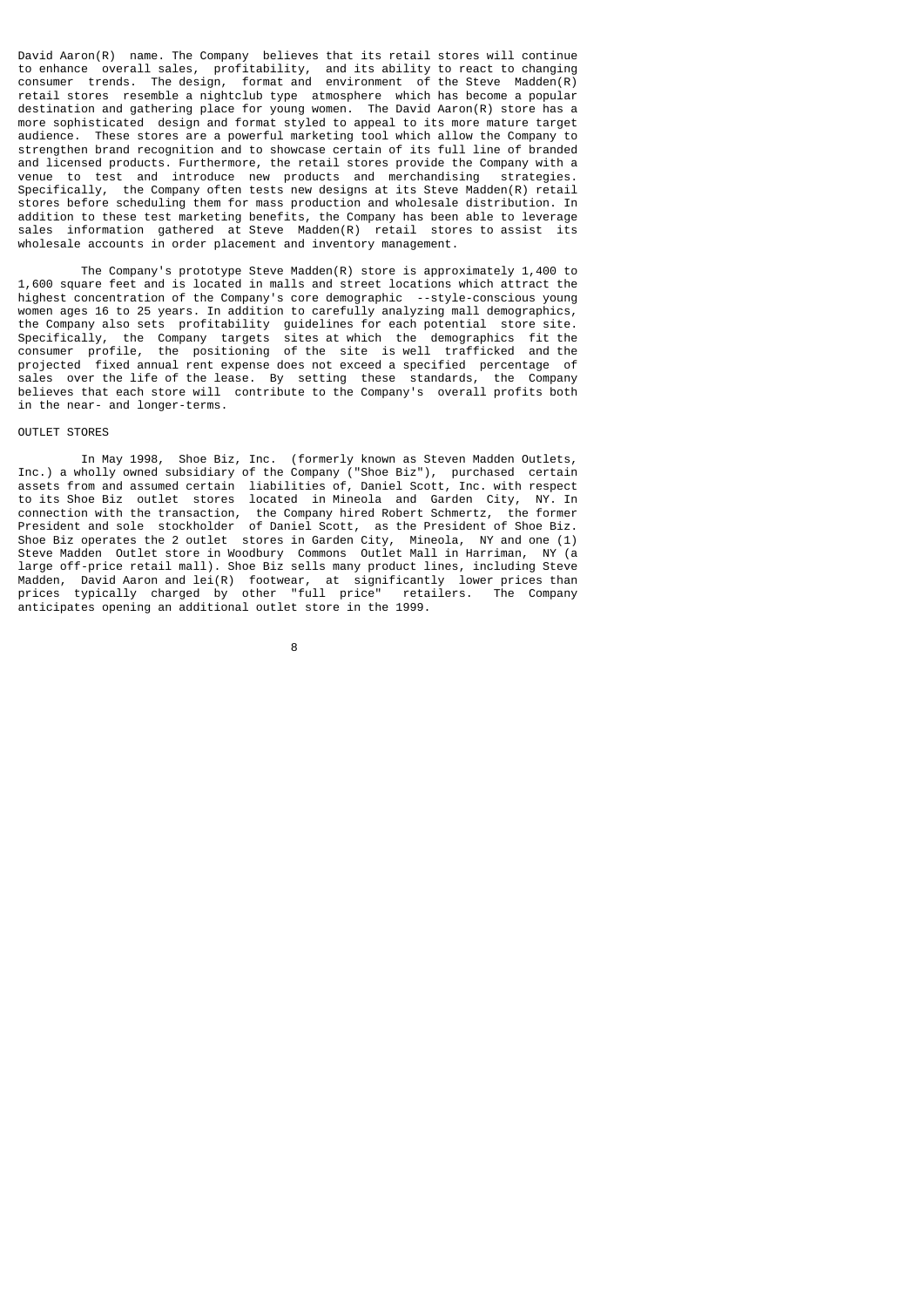David Aaron(R) name. The Company believes that its retail stores will continue to enhance overall sales, profitability, and its ability to react to changing consumer trends. The design, format and environment of the Steve Madden(R) retail stores resemble a nightclub type atmosphere which has become a popular destination and gathering place for young women. The David Aaron(R) store has a more sophisticated design and format styled to appeal to its more mature target audience. These stores are a powerful marketing tool which allow the Company to strengthen brand recognition and to showcase certain of its full line of branded and licensed products. Furthermore, the retail stores provide the Company with a venue to test and introduce new products and merchandising strategies. Specifically, the Company often tests new designs at its Steve Madden(R) retail stores before scheduling them for mass production and wholesale distribution. In addition to these test marketing benefits, the Company has been able to leverage sales information gathered at Steve Madden(R) retail stores to assist its wholesale accounts in order placement and inventory management.

The Company's prototype Steve Madden(R) store is approximately 1,400 to 1,600 square feet and is located in malls and street locations which attract the highest concentration of the Company's core demographic --style-conscious young women ages 16 to 25 years. In addition to carefully analyzing mall demographics, the Company also sets profitability guidelines for each potential store site. Specifically, the Company targets sites at which the demographics fit the consumer profile, the positioning of the site is well trafficked and the projected fixed annual rent expense does not exceed a specified percentage of sales over the life of the lease. By setting these standards, the Company believes that each store will contribute to the Company's overall profits both in the near- and longer-terms.

OUTLET STORES

In May 1998, Shoe Biz, Inc. (formerly known as Steven Madden Outlets, Inc.) a wholly owned subsidiary of the Company ("Shoe Biz"), purchased certain assets from and assumed certain liabilities of, Daniel Scott, Inc. with respect to its Shoe Biz outlet stores located in Mineola and Garden City, NY. In connection with the transaction, the Company hired Robert Schmertz, the former President and sole stockholder of Daniel Scott, as the President of Shoe Biz. Shoe Biz operates the 2 outlet stores in Garden City, Mineola, NY and one (1) Steve Madden Outlet store in Woodbury Commons Outlet Mall in Harriman, NY (a large off-price retail mall). Shoe Biz sells many product lines, including Steve Madden, David Aaron and lei(R) footwear, at significantly lower prices than prices typically charged by other "full price" retailers. The Company anticipates opening an additional outlet store in the 1999.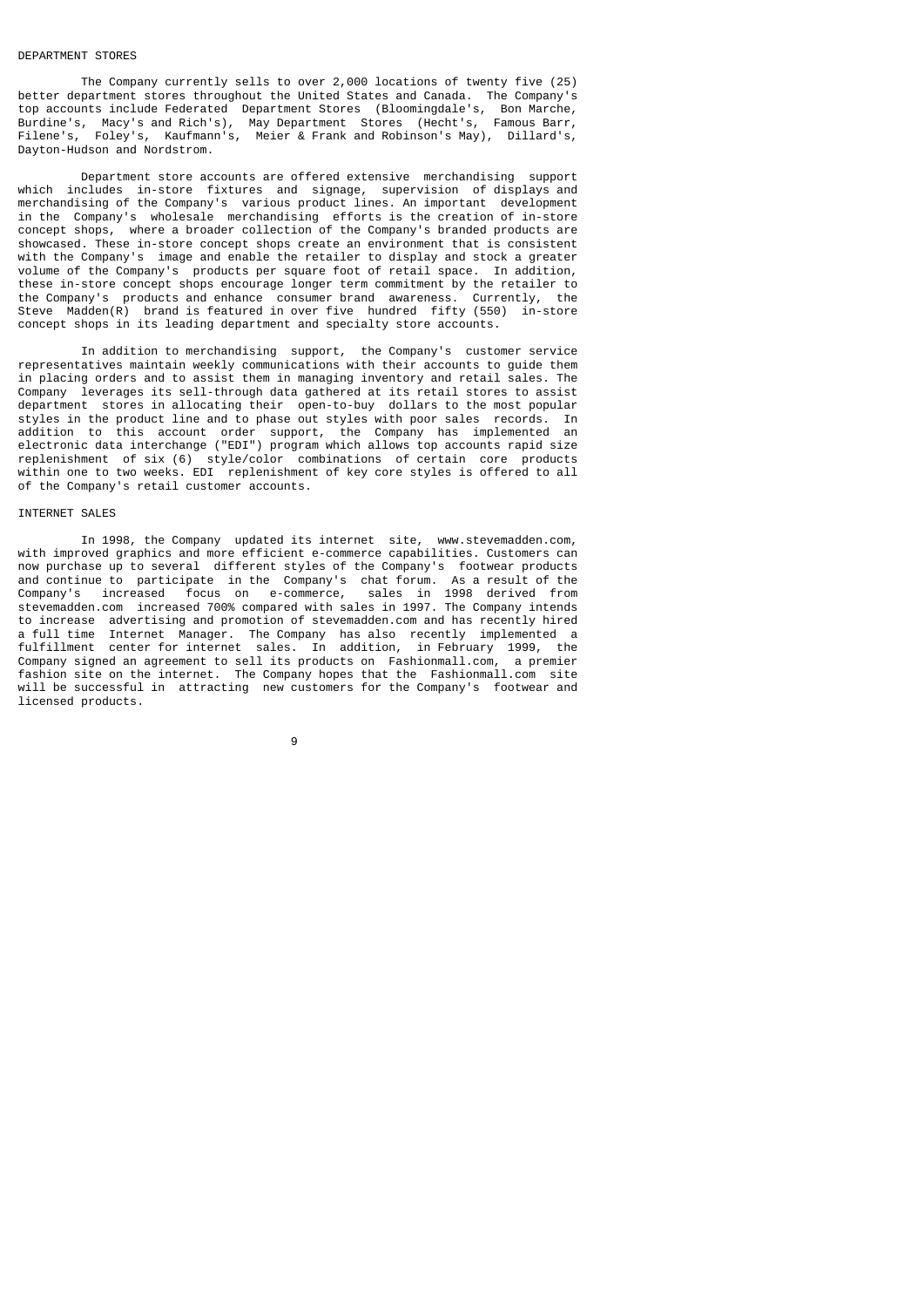## DEPARTMENT STORES

The Company currently sells to over 2,000 locations of twenty five (25) better department stores throughout the United States and Canada. The Company's top accounts include Federated Department Stores (Bloomingdale's, Bon Marche, Burdine's, Macy's and Rich's), May Department Stores (Hecht's, Famous Barr, Filene's, Foley's, Kaufmann's, Meier & Frank and Robinson's May), Dillard's, Dayton-Hudson and Nordstrom.

Department store accounts are offered extensive merchandising support which includes in-store fixtures and signage, supervision of displays and merchandising of the Company's various product lines. An important development in the Company's wholesale merchandising efforts is the creation of in-store concept shops, where a broader collection of the Company's branded products are showcased. These in-store concept shops create an environment that is consistent with the Company's image and enable the retailer to display and stock a greater volume of the Company's products per square foot of retail space. In addition, these in-store concept shops encourage longer term commitment by the retailer to the Company's products and enhance consumer brand awareness. Currently, the Steve Madden(R) brand is featured in over five hundred fifty (550) in-store concept shops in its leading department and specialty store accounts.

In addition to merchandising support, the Company's customer service representatives maintain weekly communications with their accounts to guide them in placing orders and to assist them in managing inventory and retail sales. The Company leverages its sell-through data gathered at its retail stores to assist department stores in allocating their open-to-buy dollars to the most popular styles in the product line and to phase out styles with poor sales records. In addition to this account order support, the Company has implemented an electronic data interchange ("EDI") program which allows top accounts rapid size replenishment of six (6) style/color combinations of certain core products within one to two weeks. EDI replenishment of key core styles is offered to all of the Company's retail customer accounts.

## INTERNET SALES

In 1998, the Company updated its internet site, www.stevemadden.com, with improved graphics and more efficient e-commerce capabilities. Customers can now purchase up to several different styles of the Company's footwear products and continue to participate in the Company's chat forum. As a result of the Company's increased focus on e-commerce, sales in 1998 derived from stevemadden.com increased 700% compared with sales in 1997. The Company intends to increase advertising and promotion of stevemadden.com and has recently hired a full time Internet Manager. The Company has also recently implemented a fulfillment center for internet sales. In addition, in February 1999, the Company signed an agreement to sell its products on Fashionmall.com, a premier fashion site on the internet. The Company hopes that the Fashionmall.com site will be successful in attracting new customers for the Company's footwear and licensed products.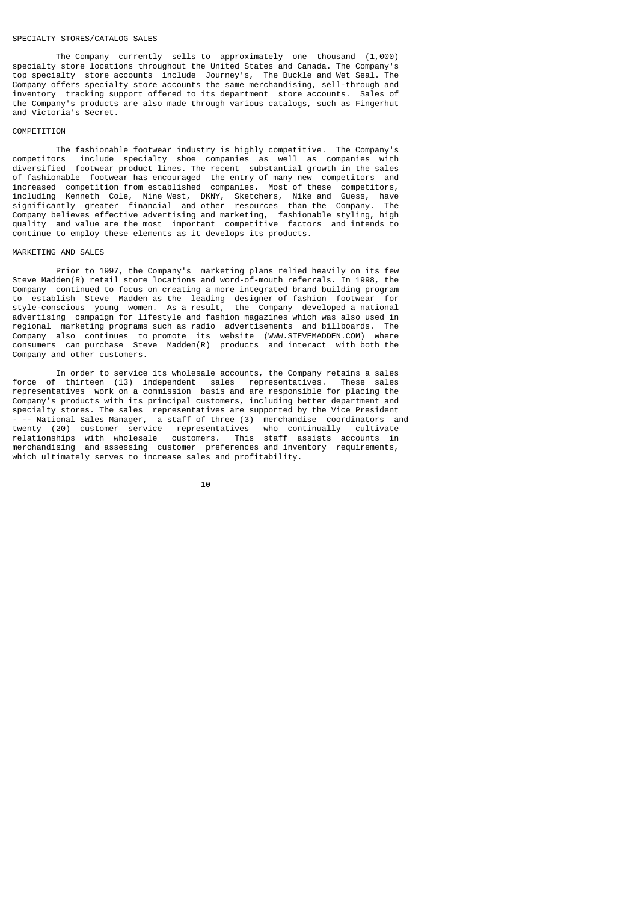## SPECIALTY STORES/CATALOG SALES

The Company currently sells to approximately one thousand (1,000) specialty store locations throughout the United States and Canada. The Company's top specialty store accounts include Journey's, The Buckle and Wet Seal. The Company offers specialty store accounts the same merchandising, sell-through and inventory tracking support offered to its department store accounts. Sales of the Company's products are also made through various catalogs, such as Fingerhut and Victoria's Secret.

## COMPETITION

The fashionable footwear industry is highly competitive. The Company's competitors include specialty shoe companies as well as companies with diversified footwear product lines. The recent substantial growth in the sales of fashionable footwear has encouraged the entry of many new competitors and increased competition from established companies. Most of these competitors, including Kenneth Cole, Nine West, DKNY, Sketchers, Nike and Guess, have significantly greater financial and other resources than the Company. The Company believes effective advertising and marketing, fashionable styling, high quality and value are the most important competitive factors and intends to continue to employ these elements as it develops its products.

## MARKETING AND SALES

Prior to 1997, the Company's marketing plans relied heavily on its few Steve Madden(R) retail store locations and word-of-mouth referrals. In 1998, the Company continued to focus on creating a more integrated brand building program to establish Steve Madden as the leading designer of fashion footwear for style-conscious young women. As a result, the Company developed a national advertising campaign for lifestyle and fashion magazines which was also used in regional marketing programs such as radio advertisements and billboards. The Company also continues to promote its website (WWW.STEVEMADDEN.COM) where consumers can purchase Steve Madden(R) products and interact with both the Company and other customers.

In order to service its wholesale accounts, the Company retains a sales force of thirteen (13) independent sales representatives. These sales representatives work on a commission basis and are responsible for placing the Company's products with its principal customers, including better department and specialty stores. The sales representatives are supported by the Vice President -- National Sales Manager, a staff of three (3) merchandise coordinators and twenty (20) customer service representatives who continually cultivate relationships with wholesale customers. This staff assists accounts in merchandising and assessing customer preferences and inventory requirements, which ultimately serves to increase sales and profitability.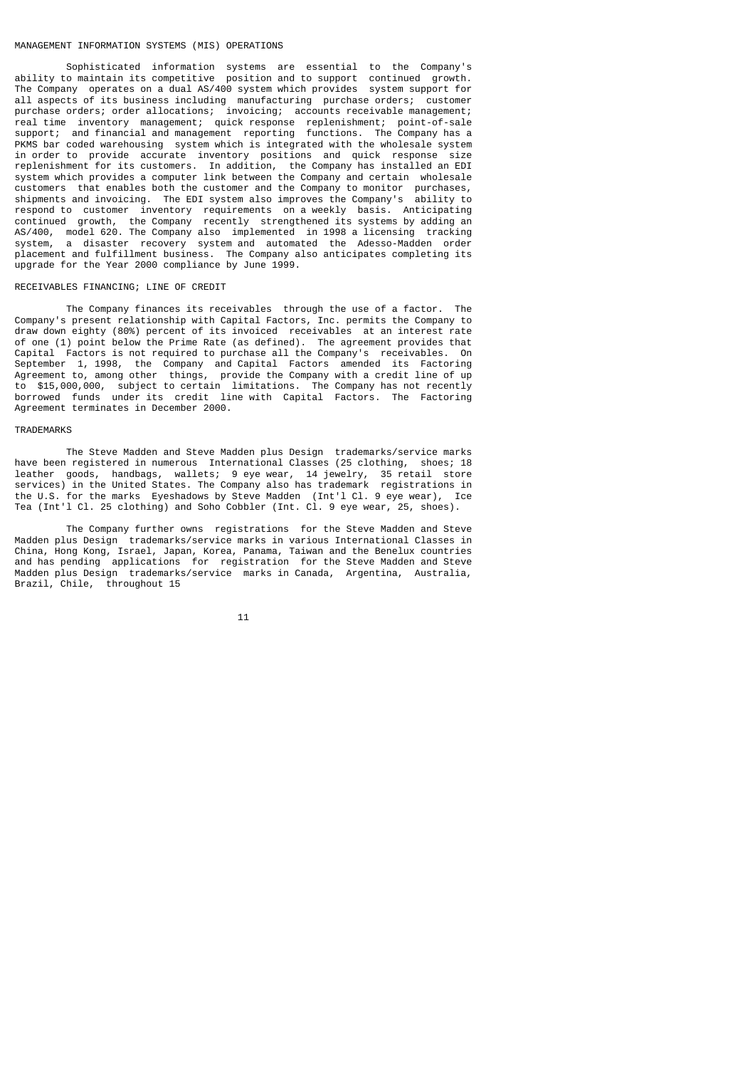## MANAGEMENT INFORMATION SYSTEMS (MIS) OPERATIONS

Sophisticated information systems are essential to the Company's ability to maintain its competitive position and to support continued growth. The Company operates on a dual AS/400 system which provides system support for all aspects of its business including manufacturing purchase orders; customer purchase orders; order allocations; invoicing; accounts receivable management; real time inventory management; quick response replenishment; point-of-sale support; and financial and management reporting functions. The Company has a PKMS bar coded warehousing system which is integrated with the wholesale system in order to provide accurate inventory positions and quick response size replenishment for its customers. In addition, the Company has installed an EDI system which provides a computer link between the Company and certain wholesale customers that enables both the customer and the Company to monitor purchases, shipments and invoicing. The EDI system also improves the Company's ability to respond to customer inventory requirements on a weekly basis. Anticipating continued growth, the Company recently strengthened its systems by adding an AS/400, model 620. The Company also implemented in 1998 a licensing tracking system, a disaster recovery system and automated the Adesso-Madden order placement and fulfillment business. The Company also anticipates completing its upgrade for the Year 2000 compliance by June 1999.

## RECEIVABLES FINANCING; LINE OF CREDIT

The Company finances its receivables through the use of a factor. The Company's present relationship with Capital Factors, Inc. permits the Company to draw down eighty (80%) percent of its invoiced receivables at an interest rate of one (1) point below the Prime Rate (as defined). The agreement provides that Capital Factors is not required to purchase all the Company's receivables. On September 1, 1998, the Company and Capital Factors amended its Factoring Agreement to, among other things, provide the Company with a credit line of up to $15,000,000, subject to certain limitations. The Company has not recently borrowed funds under its credit line with Capital Factors. The Factoring Agreement terminates in December 2000.

## TRADEMARKS

The Steve Madden and Steve Madden plus Design trademarks/service marks have been registered in numerous International Classes (25 clothing, shoes; 18 leather goods, handbags, wallets; 9 eye wear, 14 jewelry, 35 retail store services) in the United States. The Company also has trademark registrations in the U.S. for the marks Eyeshadows by Steve Madden (Int'l Cl. 9 eye wear), Ice Tea (Int'l Cl. 25 clothing) and Soho Cobbler (Int. Cl. 9 eye wear, 25, shoes).

The Company further owns registrations for the Steve Madden and Steve Madden plus Design trademarks/service marks in various International Classes in China, Hong Kong, Israel, Japan, Korea, Panama, Taiwan and the Benelux countries and has pending applications for registration for the Steve Madden and Steve Madden plus Design trademarks/service marks in Canada, Argentina, Australia, Brazil, Chile, throughout 15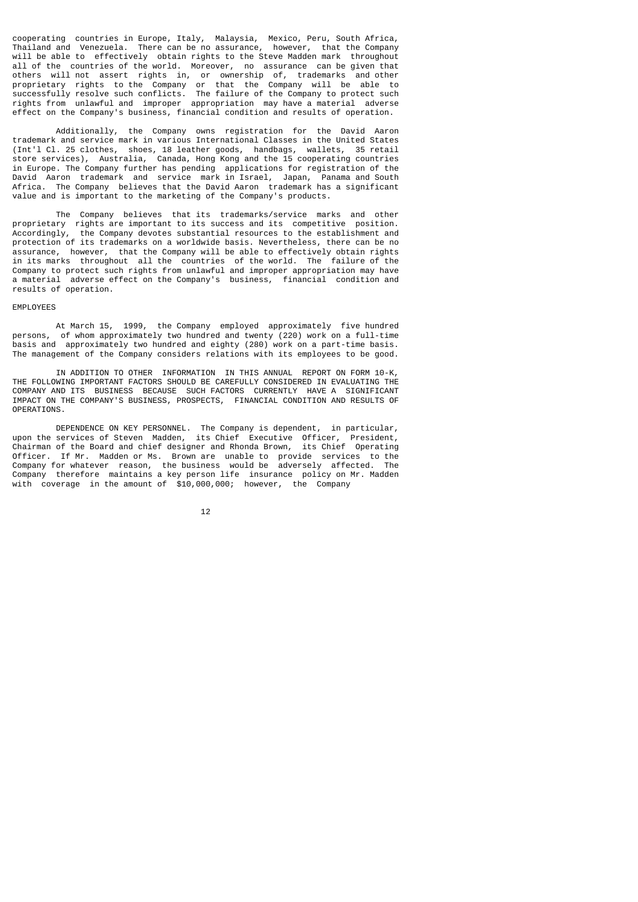cooperating countries in Europe, Italy, Malaysia, Mexico, Peru, South Africa, Thailand and Venezuela. There can be no assurance, however, that the Company will be able to effectively obtain rights to the Steve Madden mark throughout all of the countries of the world. Moreover, no assurance can be given that others will not assert rights in, or ownership of, trademarks and other proprietary rights to the Company or that the Company will be able to successfully resolve such conflicts. The failure of the Company to protect such rights from unlawful and improper appropriation may have a material adverse effect on the Company's business, financial condition and results of operation.

Additionally, the Company owns registration for the David Aaron trademark and service mark in various International Classes in the United States (Int'l Cl. 25 clothes, shoes, 18 leather goods, handbags, wallets, 35 retail store services), Australia, Canada, Hong Kong and the 15 cooperating countries in Europe. The Company further has pending applications for registration of the David Aaron trademark and service mark in Israel, Japan, Panama and South Africa. The Company believes that the David Aaron trademark has a significant value and is important to the marketing of the Company's products.

The Company believes that its trademarks/service marks and other proprietary rights are important to its success and its competitive position. Accordingly, the Company devotes substantial resources to the establishment and protection of its trademarks on a worldwide basis. Nevertheless, there can be no assurance, however, that the Company will be able to effectively obtain rights in its marks throughout all the countries of the world. The failure of the Company to protect such rights from unlawful and improper appropriation may have a material adverse effect on the Company's business, financial condition and results of operation.

## EMPLOYEES

At March 15, 1999, the Company employed approximately five hundred persons, of whom approximately two hundred and twenty (220) work on a full-time basis and approximately two hundred and eighty (280) work on a part-time basis. The management of the Company considers relations with its employees to be good.

IN ADDITION TO OTHER INFORMATION IN THIS ANNUAL REPORT ON FORM 10-K, THE FOLLOWING IMPORTANT FACTORS SHOULD BE CAREFULLY CONSIDERED IN EVALUATING THE COMPANY AND ITS BUSINESS BECAUSE SUCH FACTORS CURRENTLY HAVE A SIGNIFICANT IMPACT ON THE COMPANY'S BUSINESS, PROSPECTS, FINANCIAL CONDITION AND RESULTS OF OPERATIONS.

DEPENDENCE ON KEY PERSONNEL. The Company is dependent, in particular, upon the services of Steven Madden, its Chief Executive Officer, President, Chairman of the Board and chief designer and Rhonda Brown, its Chief Operating Officer. If Mr. Madden or Ms. Brown are unable to provide services to the Company for whatever reason, the business would be adversely affected. The Company therefore maintains a key person life insurance policy on Mr. Madden with coverage in the amount of $10,000,000; however, the Company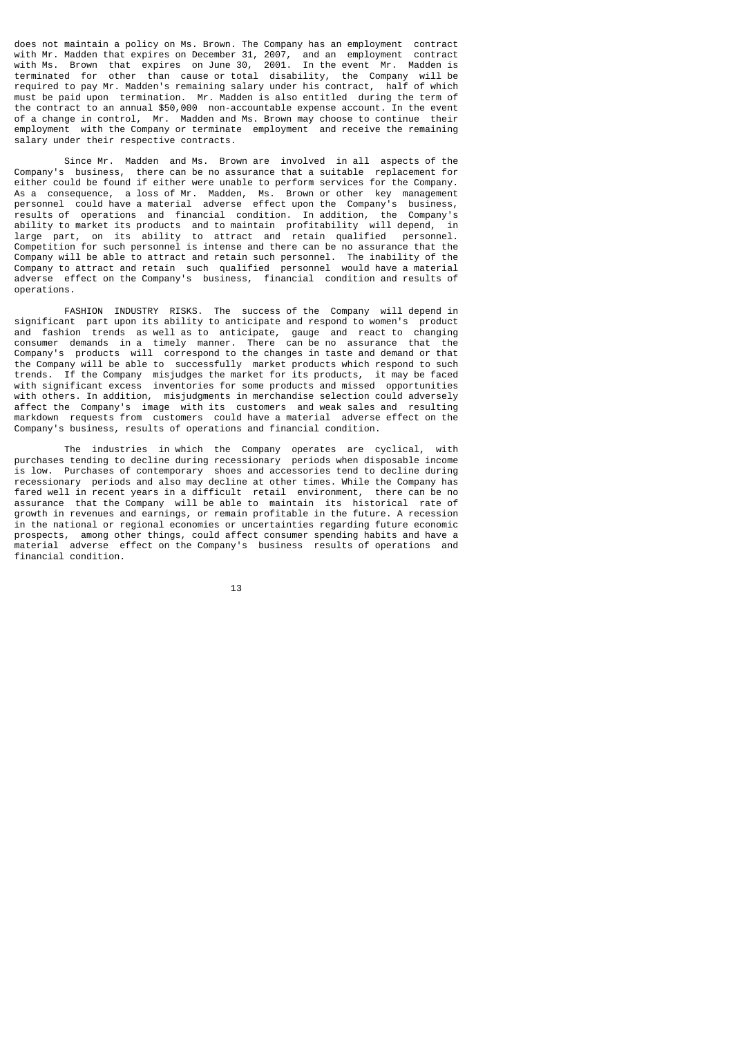does not maintain a policy on Ms. Brown. The Company has an employment contract with Mr. Madden that expires on December 31, 2007, and an employment contract with Ms. Brown that expires on June 30, 2001. In the event Mr. Madden is terminated for other than cause or total disability, the Company will be required to pay Mr. Madden's remaining salary under his contract, half of which must be paid upon termination. Mr. Madden is also entitled during the term of the contract to an annual $50,000 non-accountable expense account. In the event of a change in control, Mr. Madden and Ms. Brown may choose to continue their employment with the Company or terminate employment and receive the remaining salary under their respective contracts.

Since Mr. Madden and Ms. Brown are involved in all aspects of the Company's business, there can be no assurance that a suitable replacement for either could be found if either were unable to perform services for the Company. As a consequence, a loss of Mr. Madden, Ms. Brown or other key management personnel could have a material adverse effect upon the Company's business, results of operations and financial condition. In addition, the Company's ability to market its products and to maintain profitability will depend, in large part, on its ability to attract and retain qualified personnel. Competition for such personnel is intense and there can be no assurance that the Company will be able to attract and retain such personnel. The inability of the Company to attract and retain such qualified personnel would have a material adverse effect on the Company's business, financial condition and results of operations.

FASHION INDUSTRY RISKS. The success of the Company will depend in significant part upon its ability to anticipate and respond to women's product and fashion trends as well as to anticipate, gauge and react to changing consumer demands in a timely manner. There can be no assurance that the Company's products will correspond to the changes in taste and demand or that the Company will be able to successfully market products which respond to such trends. If the Company misjudges the market for its products, it may be faced with significant excess inventories for some products and missed opportunities with others. In addition, misjudgments in merchandise selection could adversely affect the Company's image with its customers and weak sales and resulting markdown requests from customers could have a material adverse effect on the Company's business, results of operations and financial condition.

The industries in which the Company operates are cyclical, with purchases tending to decline during recessionary periods when disposable income is low. Purchases of contemporary shoes and accessories tend to decline during recessionary periods and also may decline at other times. While the Company has fared well in recent years in a difficult retail environment, there can be no assurance that the Company will be able to maintain its historical rate of growth in revenues and earnings, or remain profitable in the future. A recession in the national or regional economies or uncertainties regarding future economic prospects, among other things, could affect consumer spending habits and have a material adverse effect on the Company's business results of operations and financial condition.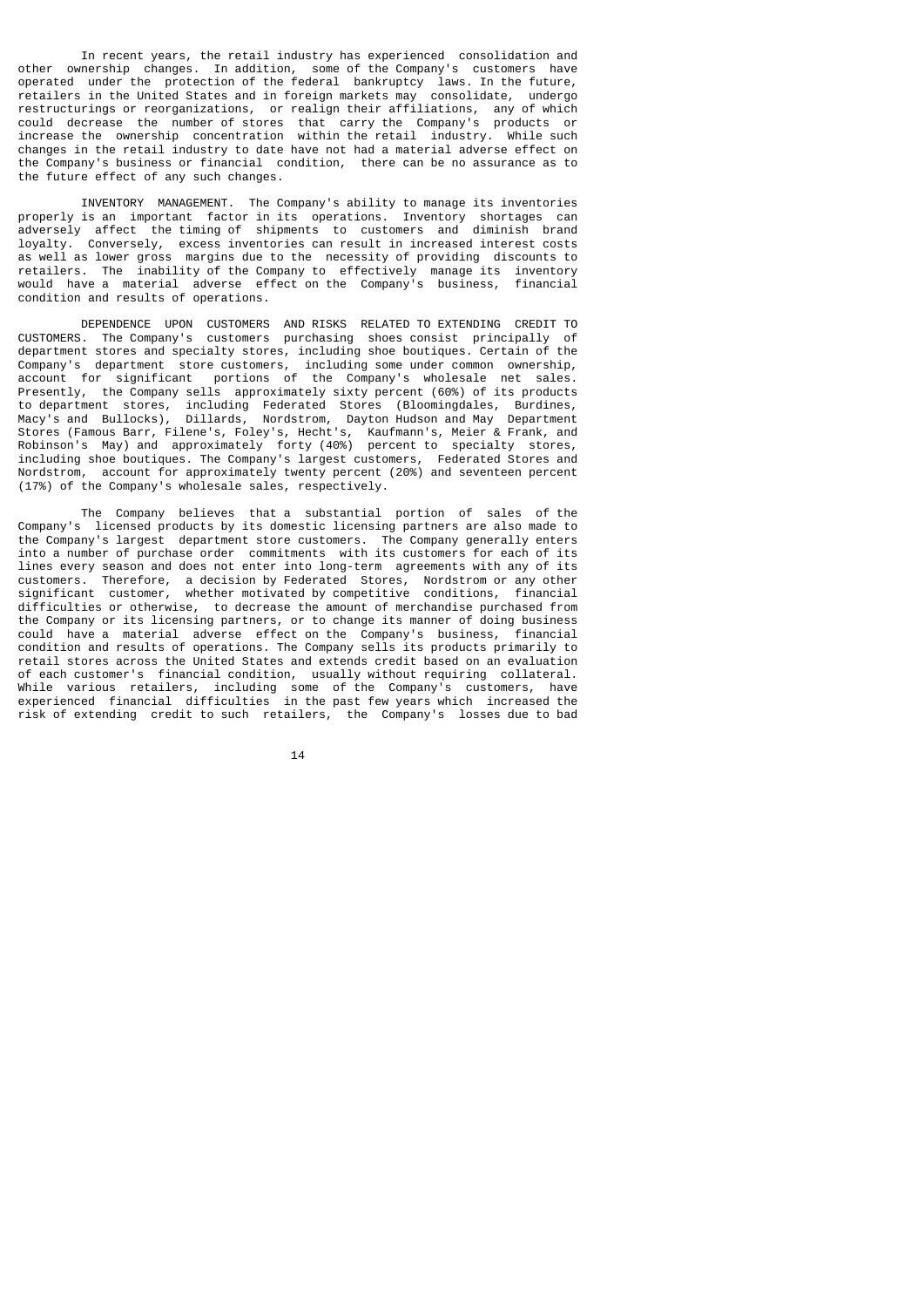In recent years, the retail industry has experienced consolidation and other ownership changes. In addition, some of the Company's customers have operated under the protection of the federal bankruptcy laws. In the future, retailers in the United States and in foreign markets may consolidate, undergo restructurings or reorganizations, or realign their affiliations, any of which could decrease the number of stores that carry the Company's products or increase the ownership concentration within the retail industry. While such changes in the retail industry to date have not had a material adverse effect on the Company's business or financial condition, there can be no assurance as to the future effect of any such changes.

INVENTORY MANAGEMENT. The Company's ability to manage its inventories properly is an important factor in its operations. Inventory shortages can adversely affect the timing of shipments to customers and diminish brand loyalty. Conversely, excess inventories can result in increased interest costs as well as lower gross margins due to the necessity of providing discounts to retailers. The inability of the Company to effectively manage its inventory would have a material adverse effect on the Company's business, financial condition and results of operations.

DEPENDENCE UPON CUSTOMERS AND RISKS RELATED TO EXTENDING CREDIT TO CUSTOMERS. The Company's customers purchasing shoes consist principally of department stores and specialty stores, including shoe boutiques. Certain of the Company's department store customers, including some under common ownership, account for significant portions of the Company's wholesale net sales. Presently, the Company sells approximately sixty percent (60%) of its products to department stores, including Federated Stores (Bloomingdales, Burdines, Macy's and Bullocks), Dillards, Nordstrom, Dayton Hudson and May Department Stores (Famous Barr, Filene's, Foley's, Hecht's, Kaufmann's, Meier & Frank, and Robinson's May) and approximately forty (40%) percent to specialty stores, including shoe boutiques. The Company's largest customers, Federated Stores and Nordstrom, account for approximately twenty percent (20%) and seventeen percent (17%) of the Company's wholesale sales, respectively.

The Company believes that a substantial portion of sales of the Company's licensed products by its domestic licensing partners are also made to the Company's largest department store customers. The Company generally enters into a number of purchase order commitments with its customers for each of its lines every season and does not enter into long-term agreements with any of its customers. Therefore, a decision by Federated Stores, Nordstrom or any other significant customer, whether motivated by competitive conditions, financial difficulties or otherwise, to decrease the amount of merchandise purchased from the Company or its licensing partners, or to change its manner of doing business could have a material adverse effect on the Company's business, financial condition and results of operations. The Company sells its products primarily to retail stores across the United States and extends credit based on an evaluation of each customer's financial condition, usually without requiring collateral. While various retailers, including some of the Company's customers, have experienced financial difficulties in the past few years which increased the risk of extending credit to such retailers, the Company's losses due to bad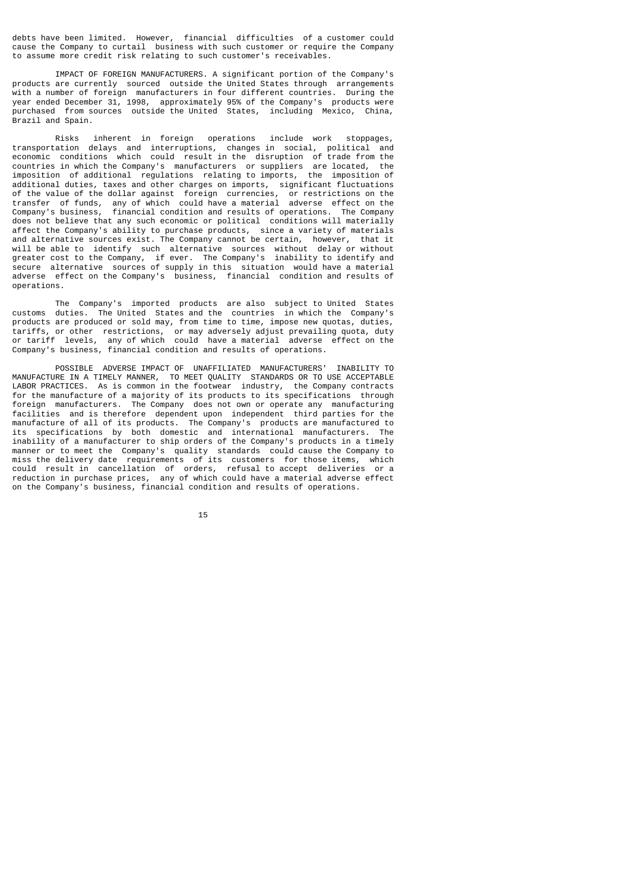debts have been limited. However, financial difficulties of a customer could cause the Company to curtail business with such customer or require the Company to assume more credit risk relating to such customer's receivables.

IMPACT OF FOREIGN MANUFACTURERS. A significant portion of the Company's products are currently sourced outside the United States through arrangements with a number of foreign manufacturers in four different countries. During the year ended December 31, 1998, approximately 95% of the Company's products were purchased from sources outside the United States, including Mexico, China, Brazil and Spain.

Risks inherent in foreign operations include work stoppages, transportation delays and interruptions, changes in social, political and economic conditions which could result in the disruption of trade from the countries in which the Company's manufacturers or suppliers are located, the imposition of additional regulations relating to imports, the imposition of additional duties, taxes and other charges on imports, significant fluctuations of the value of the dollar against foreign currencies, or restrictions on the transfer of funds, any of which could have a material adverse effect on the Company's business, financial condition and results of operations. The Company does not believe that any such economic or political conditions will materially affect the Company's ability to purchase products, since a variety of materials and alternative sources exist. The Company cannot be certain, however, that it will be able to identify such alternative sources without delay or without greater cost to the Company, if ever. The Company's inability to identify and secure alternative sources of supply in this situation would have a material adverse effect on the Company's business, financial condition and results of operations.

The Company's imported products are also subject to United States customs duties. The United States and the countries in which the Company's products are produced or sold may, from time to time, impose new quotas, duties, tariffs, or other restrictions, or may adversely adjust prevailing quota, duty or tariff levels, any of which could have a material adverse effect on the Company's business, financial condition and results of operations.

POSSIBLE ADVERSE IMPACT OF UNAFFILIATED MANUFACTURERS' INABILITY TO MANUFACTURE IN A TIMELY MANNER, TO MEET QUALITY STANDARDS OR TO USE ACCEPTABLE LABOR PRACTICES. As is common in the footwear industry, the Company contracts for the manufacture of a majority of its products to its specifications through foreign manufacturers. The Company does not own or operate any manufacturing facilities and is therefore dependent upon independent third parties for the manufacture of all of its products. The Company's products are manufactured to its specifications by both domestic and international manufacturers. The inability of a manufacturer to ship orders of the Company's products in a timely manner or to meet the Company's quality standards could cause the Company to miss the delivery date requirements of its customers for those items, which could result in cancellation of orders, refusal to accept deliveries or a reduction in purchase prices, any of which could have a material adverse effect on the Company's business, financial condition and results of operations.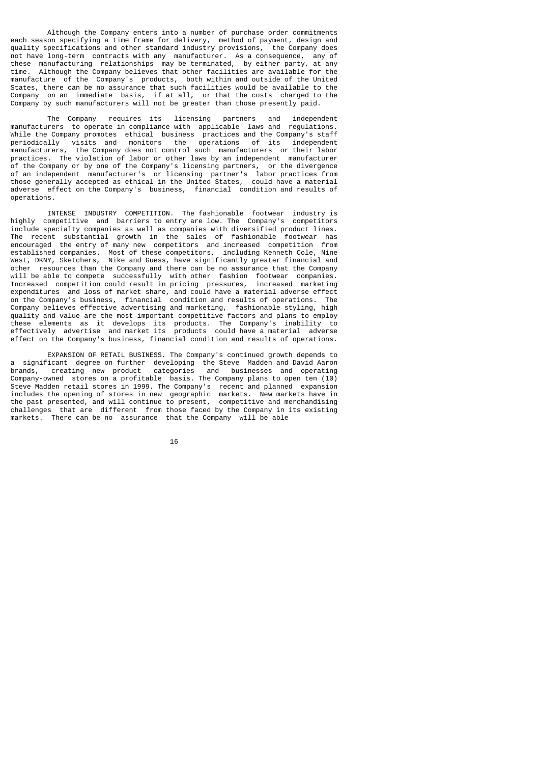Although the Company enters into a number of purchase order commitments each season specifying a time frame for delivery, method of payment, design and quality specifications and other standard industry provisions, the Company does not have long-term contracts with any manufacturer. As a consequence, any of these manufacturing relationships may be terminated, by either party, at any time. Although the Company believes that other facilities are available for the manufacture of the Company's products, both within and outside of the United States, there can be no assurance that such facilities would be available to the Company on an immediate basis, if at all, or that the costs charged to the Company by such manufacturers will not be greater than those presently paid.

The Company requires its licensing partners and independent manufacturers to operate in compliance with applicable laws and regulations. While the Company promotes ethical business practices and the Company's staff periodically visits and monitors the operations of its independent manufacturers, the Company does not control such manufacturers or their labor practices. The violation of labor or other laws by an independent manufacturer of the Company or by one of the Company's licensing partners, or the divergence of an independent manufacturer's or licensing partner's labor practices from those generally accepted as ethical in the United States, could have a material adverse effect on the Company's business, financial condition and results of operations.

INTENSE INDUSTRY COMPETITION. The fashionable footwear industry is highly competitive and barriers to entry are low. The Company's competitors include specialty companies as well as companies with diversified product lines. The recent substantial growth in the sales of fashionable footwear has encouraged the entry of many new competitors and increased competition from established companies. Most of these competitors, including Kenneth Cole, Nine West, DKNY, Sketchers, Nike and Guess, have significantly greater financial and other resources than the Company and there can be no assurance that the Company will be able to compete successfully with other fashion footwear companies. Increased competition could result in pricing pressures, increased marketing expenditures and loss of market share, and could have a material adverse effect on the Company's business, financial condition and results of operations. The Company believes effective advertising and marketing, fashionable styling, high quality and value are the most important competitive factors and plans to employ these elements as it develops its products. The Company's inability to effectively advertise and market its products could have a material adverse effect on the Company's business, financial condition and results of operations.

EXPANSION OF RETAIL BUSINESS. The Company's continued growth depends to a significant degree on further developing the Steve Madden and David Aaron brands, creating new product categories and businesses and operating Company-owned stores on a profitable basis. The Company plans to open ten (10) Steve Madden retail stores in 1999. The Company's recent and planned expansion includes the opening of stores in new geographic markets. New markets have in the past presented, and will continue to present, competitive and merchandising challenges that are different from those faced by the Company in its existing markets. There can be no assurance that the Company will be able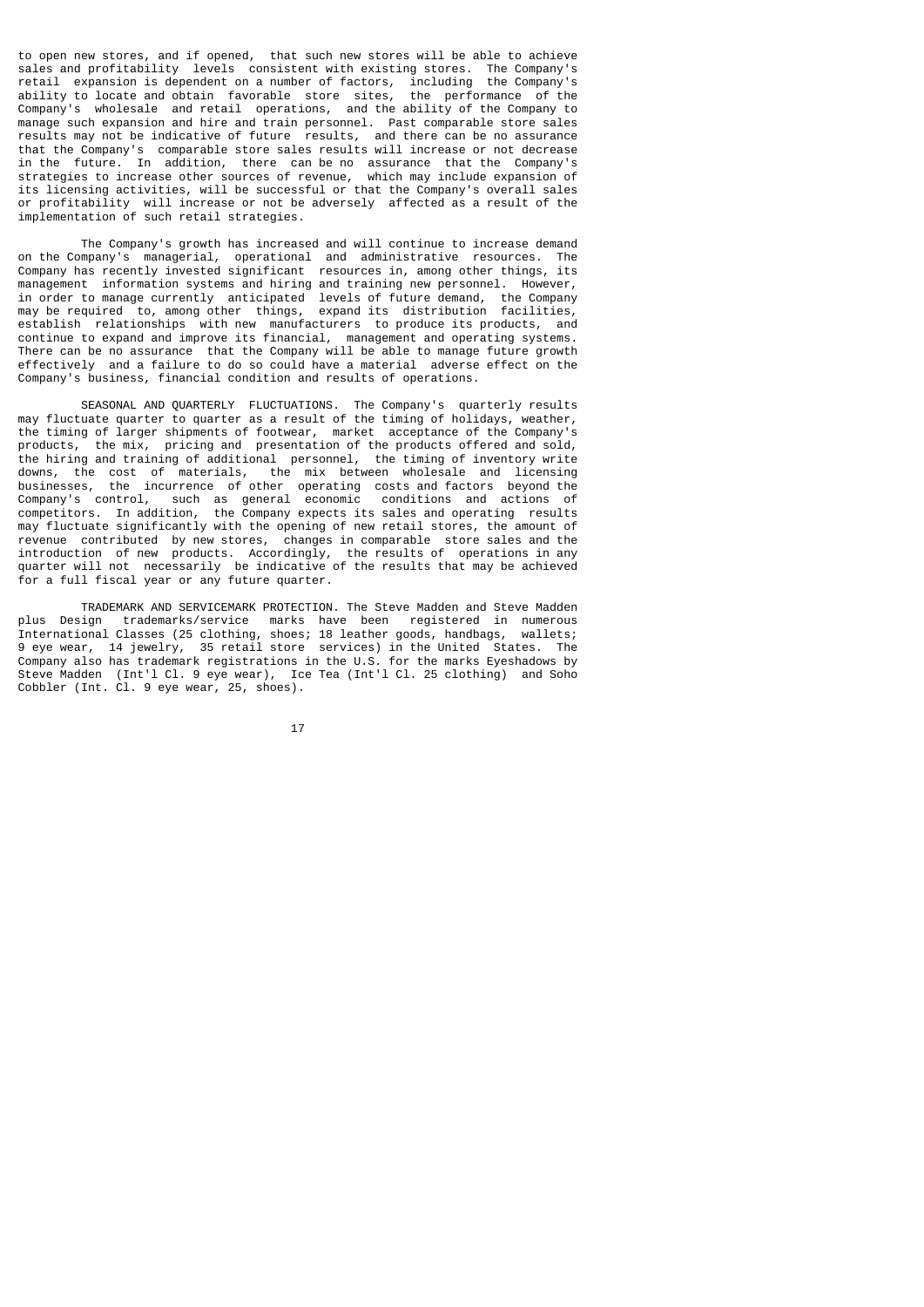to open new stores, and if opened, that such new stores will be able to achieve sales and profitability levels consistent with existing stores. The Company's retail expansion is dependent on a number of factors, including the Company's ability to locate and obtain favorable store sites, the performance of the Company's wholesale and retail operations, and the ability of the Company to manage such expansion and hire and train personnel. Past comparable store sales results may not be indicative of future results, and there can be no assurance that the Company's comparable store sales results will increase or not decrease in the future. In addition, there can be no assurance that the Company's strategies to increase other sources of revenue, which may include expansion of its licensing activities, will be successful or that the Company's overall sales or profitability will increase or not be adversely affected as a result of the implementation of such retail strategies.

The Company's growth has increased and will continue to increase demand on the Company's managerial, operational and administrative resources. The Company has recently invested significant resources in, among other things, its management information systems and hiring and training new personnel. However, in order to manage currently anticipated levels of future demand, the Company may be required to, among other things, expand its distribution facilities, establish relationships with new manufacturers to produce its products, and continue to expand and improve its financial, management and operating systems. There can be no assurance that the Company will be able to manage future growth effectively and a failure to do so could have a material adverse effect on the Company's business, financial condition and results of operations.

SEASONAL AND QUARTERLY FLUCTUATIONS. The Company's quarterly results may fluctuate quarter to quarter as a result of the timing of holidays, weather, the timing of larger shipments of footwear, market acceptance of the Company's products, the mix, pricing and presentation of the products offered and sold, the hiring and training of additional personnel, the timing of inventory write downs, the cost of materials, the mix between wholesale and licensing businesses, the incurrence of other operating costs and factors beyond the Company's control, such as general economic conditions and actions of competitors. In addition, the Company expects its sales and operating results may fluctuate significantly with the opening of new retail stores, the amount of revenue contributed by new stores, changes in comparable store sales and the introduction of new products. Accordingly, the results of operations in any quarter will not necessarily be indicative of the results that may be achieved for a full fiscal year or any future quarter.

TRADEMARK AND SERVICEMARK PROTECTION. The Steve Madden and Steve Madden plus Design trademarks/service marks have been registered in numerous International Classes (25 clothing, shoes; 18 leather goods, handbags, wallets; 9 eye wear, 14 jewelry, 35 retail store services) in the United States. The Company also has trademark registrations in the U.S. for the marks Eyeshadows by Steve Madden (Int'l Cl. 9 eye wear), Ice Tea (Int'l Cl. 25 clothing) and Soho Cobbler (Int. Cl. 9 eye wear, 25, shoes).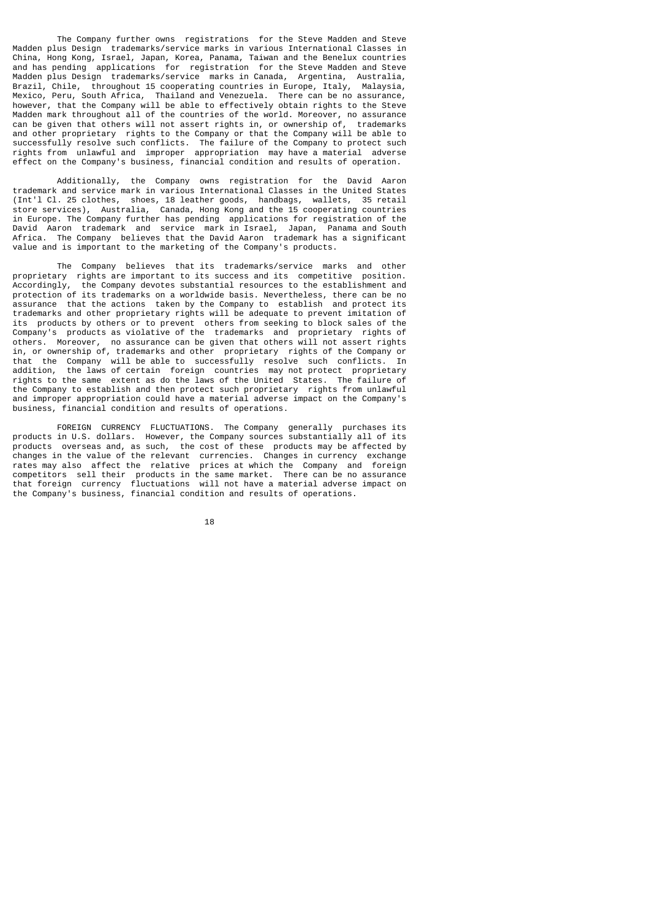The Company further owns registrations for the Steve Madden and Steve Madden plus Design trademarks/service marks in various International Classes in China, Hong Kong, Israel, Japan, Korea, Panama, Taiwan and the Benelux countries and has pending applications for registration for the Steve Madden and Steve Madden plus Design trademarks/service marks in Canada, Argentina, Australia, Brazil, Chile, throughout 15 cooperating countries in Europe, Italy, Malaysia, Mexico, Peru, South Africa, Thailand and Venezuela. There can be no assurance, however, that the Company will be able to effectively obtain rights to the Steve Madden mark throughout all of the countries of the world. Moreover, no assurance can be given that others will not assert rights in, or ownership of, trademarks and other proprietary rights to the Company or that the Company will be able to successfully resolve such conflicts. The failure of the Company to protect such rights from unlawful and improper appropriation may have a material adverse effect on the Company's business, financial condition and results of operation.

Additionally, the Company owns registration for the David Aaron trademark and service mark in various International Classes in the United States (Int'l Cl. 25 clothes, shoes, 18 leather goods, handbags, wallets, 35 retail store services), Australia, Canada, Hong Kong and the 15 cooperating countries in Europe. The Company further has pending applications for registration of the David Aaron trademark and service mark in Israel, Japan, Panama and South Africa. The Company believes that the David Aaron trademark has a significant value and is important to the marketing of the Company's products.

The Company believes that its trademarks/service marks and other proprietary rights are important to its success and its competitive position. Accordingly, the Company devotes substantial resources to the establishment and protection of its trademarks on a worldwide basis. Nevertheless, there can be no assurance that the actions taken by the Company to establish and protect its trademarks and other proprietary rights will be adequate to prevent imitation of its products by others or to prevent others from seeking to block sales of the Company's products as violative of the trademarks and proprietary rights of others. Moreover, no assurance can be given that others will not assert rights in, or ownership of, trademarks and other proprietary rights of the Company or that the Company will be able to successfully resolve such conflicts. In addition, the laws of certain foreign countries may not protect proprietary rights to the same extent as do the laws of the United States. The failure of the Company to establish and then protect such proprietary rights from unlawful and improper appropriation could have a material adverse impact on the Company's business, financial condition and results of operations.

FOREIGN CURRENCY FLUCTUATIONS. The Company generally purchases its products in U.S. dollars. However, the Company sources substantially all of its products overseas and, as such, the cost of these products may be affected by changes in the value of the relevant currencies. Changes in currency exchange rates may also affect the relative prices at which the Company and foreign competitors sell their products in the same market. There can be no assurance that foreign currency fluctuations will not have a material adverse impact on the Company's business, financial condition and results of operations.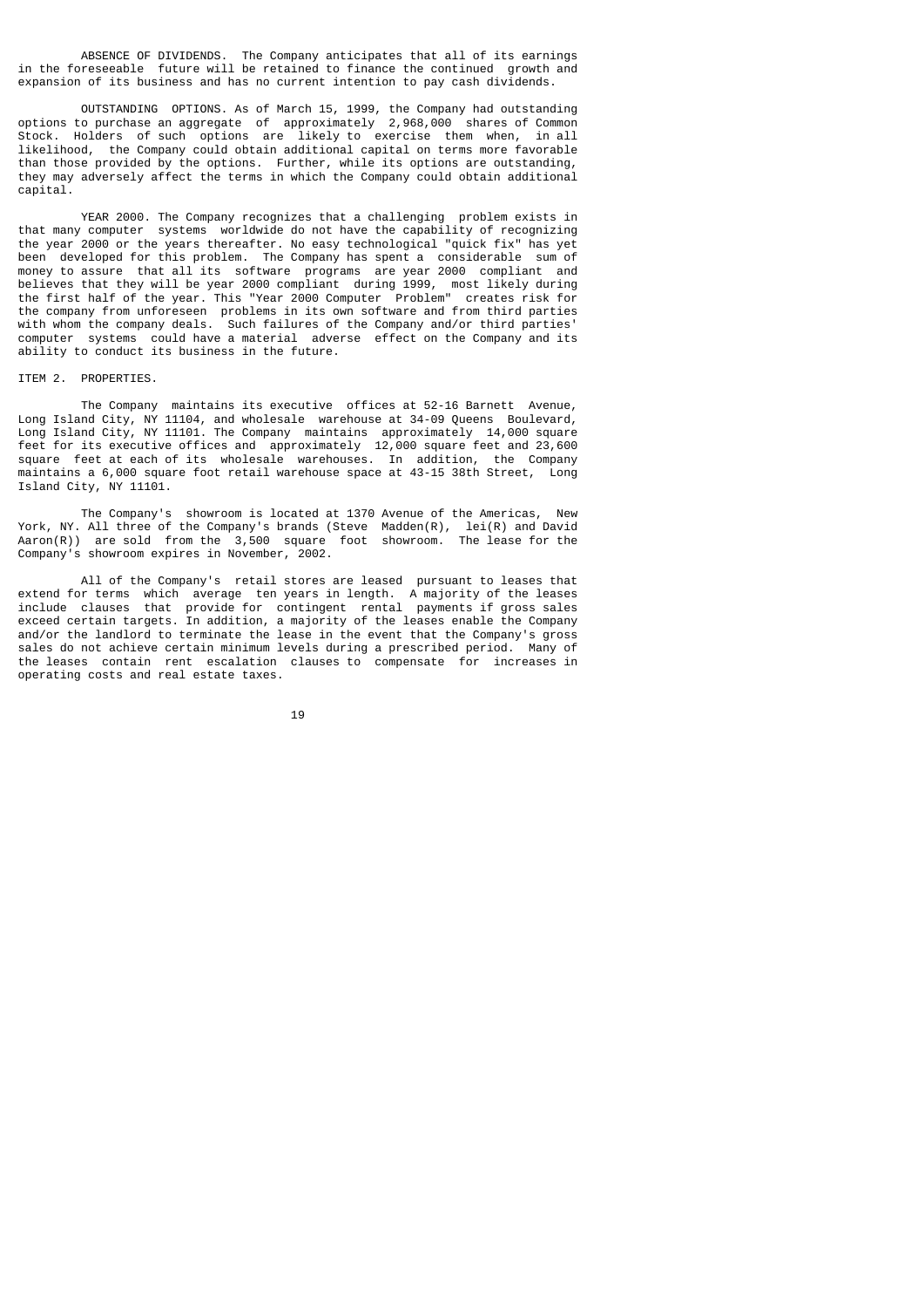ABSENCE OF DIVIDENDS. The Company anticipates that all of its earnings in the foreseeable future will be retained to finance the continued growth and expansion of its business and has no current intention to pay cash dividends.

OUTSTANDING OPTIONS. As of March 15, 1999, the Company had outstanding options to purchase an aggregate of approximately 2,968,000 shares of Common Stock. Holders of such options are likely to exercise them when, in all likelihood, the Company could obtain additional capital on terms more favorable than those provided by the options. Further, while its options are outstanding, they may adversely affect the terms in which the Company could obtain additional capital.

YEAR 2000. The Company recognizes that a challenging problem exists in that many computer systems worldwide do not have the capability of recognizing the year 2000 or the years thereafter. No easy technological "quick fix" has yet been developed for this problem. The Company has spent a considerable sum of money to assure that all its software programs are year 2000 compliant and believes that they will be year 2000 compliant during 1999, most likely during the first half of the year. This "Year 2000 Computer Problem" creates risk for the company from unforeseen problems in its own software and from third parties with whom the company deals. Such failures of the Company and/or third parties' computer systems could have a material adverse effect on the Company and its ability to conduct its business in the future.

## ITEM 2. PROPERTIES.

The Company maintains its executive offices at 52-16 Barnett Avenue, Long Island City, NY 11104, and wholesale warehouse at 34-09 Queens Boulevard, Long Island City, NY 11101. The Company maintains approximately 14,000 square feet for its executive offices and approximately 12,000 square feet and 23,600 square feet at each of its wholesale warehouses. In addition, the Company maintains a 6,000 square foot retail warehouse space at 43-15 38th Street, Long Island City, NY 11101.

The Company's showroom is located at 1370 Avenue of the Americas, New York, NY. All three of the Company's brands (Steve Madden(R), lei(R) and David Aaron(R)) are sold from the 3,500 square foot showroom. The lease for the Company's showroom expires in November, 2002.

All of the Company's retail stores are leased pursuant to leases that extend for terms which average ten years in length. A majority of the leases include clauses that provide for contingent rental payments if gross sales exceed certain targets. In addition, a majority of the leases enable the Company and/or the landlord to terminate the lease in the event that the Company's gross sales do not achieve certain minimum levels during a prescribed period. Many of the leases contain rent escalation clauses to compensate for increases in operating costs and real estate taxes.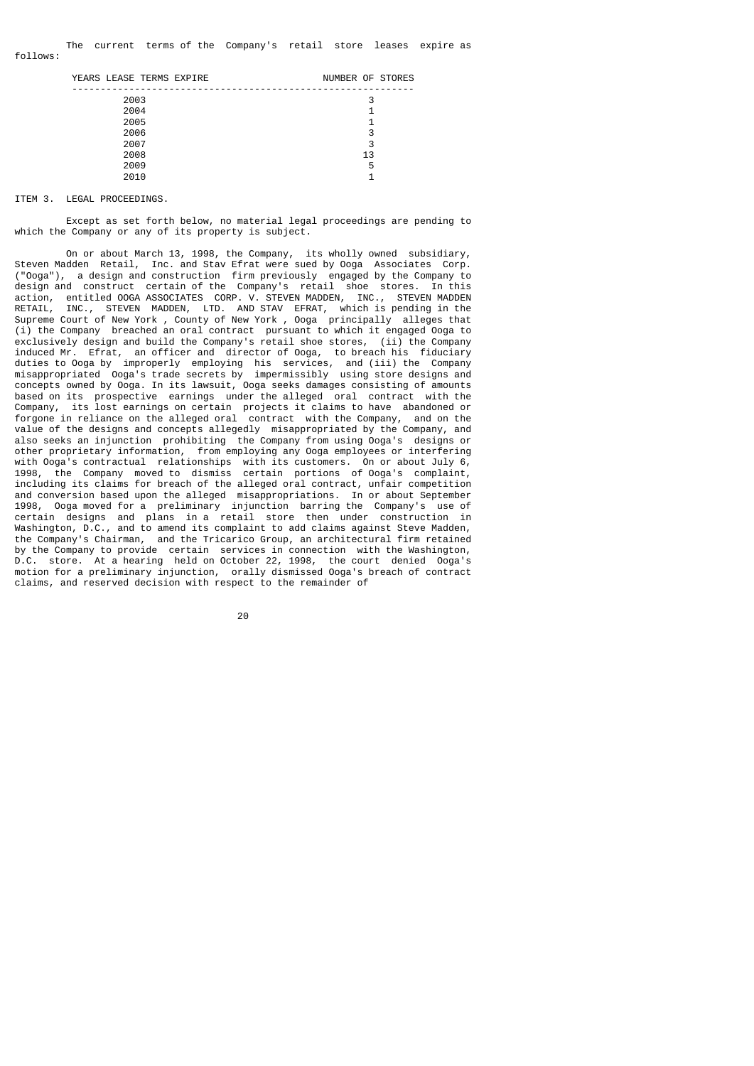The current terms of the Company's retail store leases expire as follows:

| YEARS LEASE TERMS EXPIRE | NUMBER OF STORES |
|---|---|
| 2003 | 3 |
| 2004 | 1 |
| 2005 | 1 |
| 2006 | 3 |
| 2007 | 3 |
| 2008 | 13 |
| 2009 | 5 |
| 2010 | 1 |

ITEM 3. LEGAL PROCEEDINGS.

Except as set forth below, no material legal proceedings are pending to which the Company or any of its property is subject.

On or about March 13, 1998, the Company, its wholly owned subsidiary, Steven Madden Retail, Inc. and Stav Efrat were sued by Ooga Associates Corp. ("Ooga"), a design and construction firm previously engaged by the Company to design and construct certain of the Company's retail shoe stores. In this action, entitled OOGA ASSOCIATES CORP. V. STEVEN MADDEN, INC., STEVEN MADDEN RETAIL, INC., STEVEN MADDEN, LTD. AND STAV EFRAT, which is pending in the Supreme Court of New York , County of New York , Ooga principally alleges that (i) the Company breached an oral contract pursuant to which it engaged Ooga to exclusively design and build the Company's retail shoe stores, (ii) the Company induced Mr. Efrat, an officer and director of Ooga, to breach his fiduciary duties to Ooga by improperly employing his services, and (iii) the Company misappropriated Ooga's trade secrets by impermissibly using store designs and concepts owned by Ooga. In its lawsuit, Ooga seeks damages consisting of amounts based on its prospective earnings under the alleged oral contract with the Company, its lost earnings on certain projects it claims to have abandoned or forgone in reliance on the alleged oral contract with the Company, and on the value of the designs and concepts allegedly misappropriated by the Company, and also seeks an injunction prohibiting the Company from using Ooga's designs or other proprietary information, from employing any Ooga employees or interfering with Ooga's contractual relationships with its customers. On or about July 6, 1998, the Company moved to dismiss certain portions of Ooga's complaint, including its claims for breach of the alleged oral contract, unfair competition and conversion based upon the alleged misappropriations. In or about September 1998, Ooga moved for a preliminary injunction barring the Company's use of certain designs and plans in a retail store then under construction in Washington, D.C., and to amend its complaint to add claims against Steve Madden, the Company's Chairman, and the Tricarico Group, an architectural firm retained by the Company to provide certain services in connection with the Washington, D.C. store. At a hearing held on October 22, 1998, the court denied Ooga's motion for a preliminary injunction, orally dismissed Ooga's breach of contract claims, and reserved decision with respect to the remainder of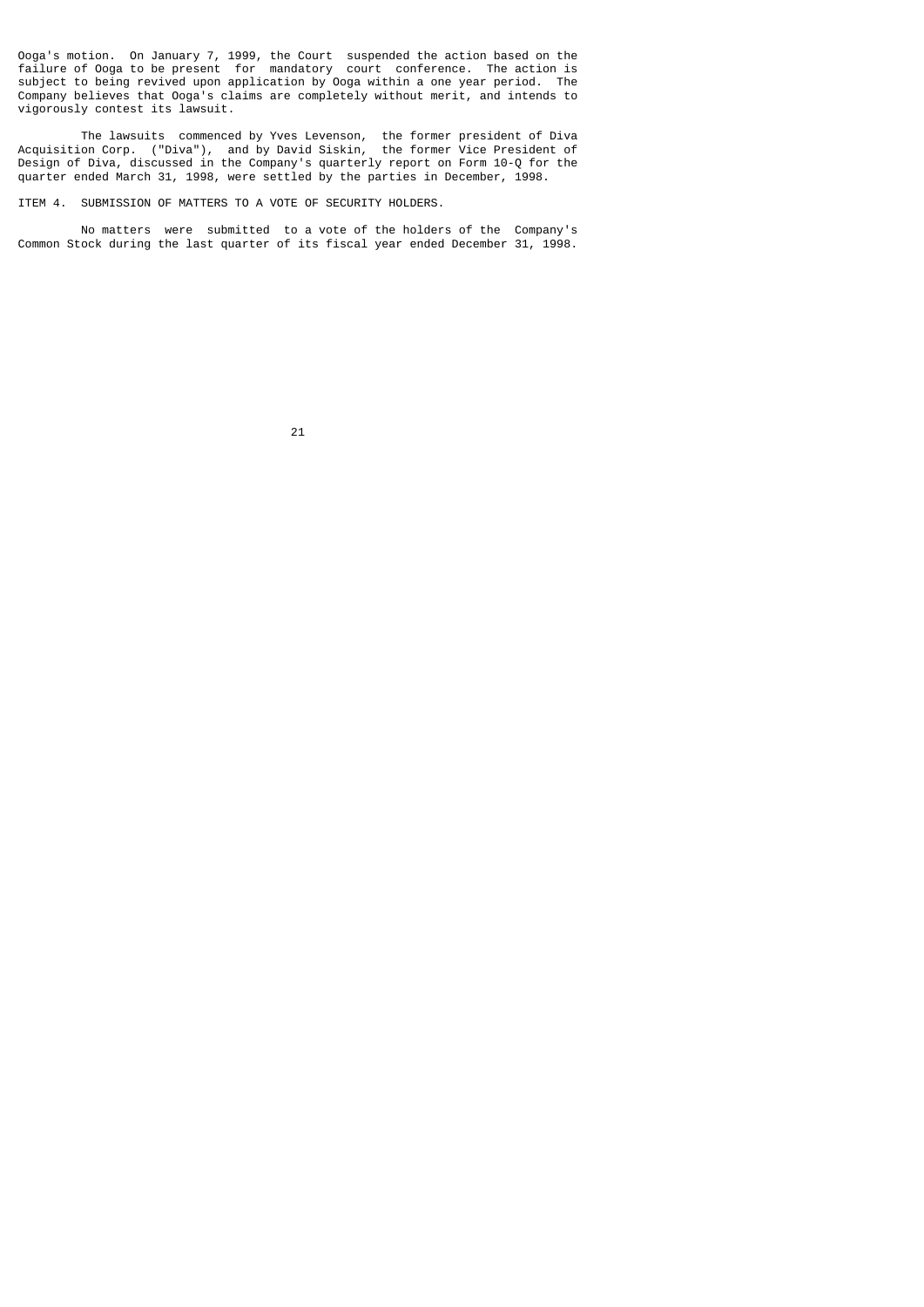Ooga's motion. On January 7, 1999, the Court suspended the action based on the failure of Ooga to be present for mandatory court conference. The action is subject to being revived upon application by Ooga within a one year period. The Company believes that Ooga's claims are completely without merit, and intends to vigorously contest its lawsuit.

The lawsuits commenced by Yves Levenson, the former president of Diva Acquisition Corp. ("Diva"), and by David Siskin, the former Vice President of Design of Diva, discussed in the Company's quarterly report on Form 10-Q for the quarter ended March 31, 1998, were settled by the parties in December, 1998.

## ITEM 4. SUBMISSION OF MATTERS TO A VOTE OF SECURITY HOLDERS.

No matters were submitted to a vote of the holders of the Company's Common Stock during the last quarter of its fiscal year ended December 31, 1998.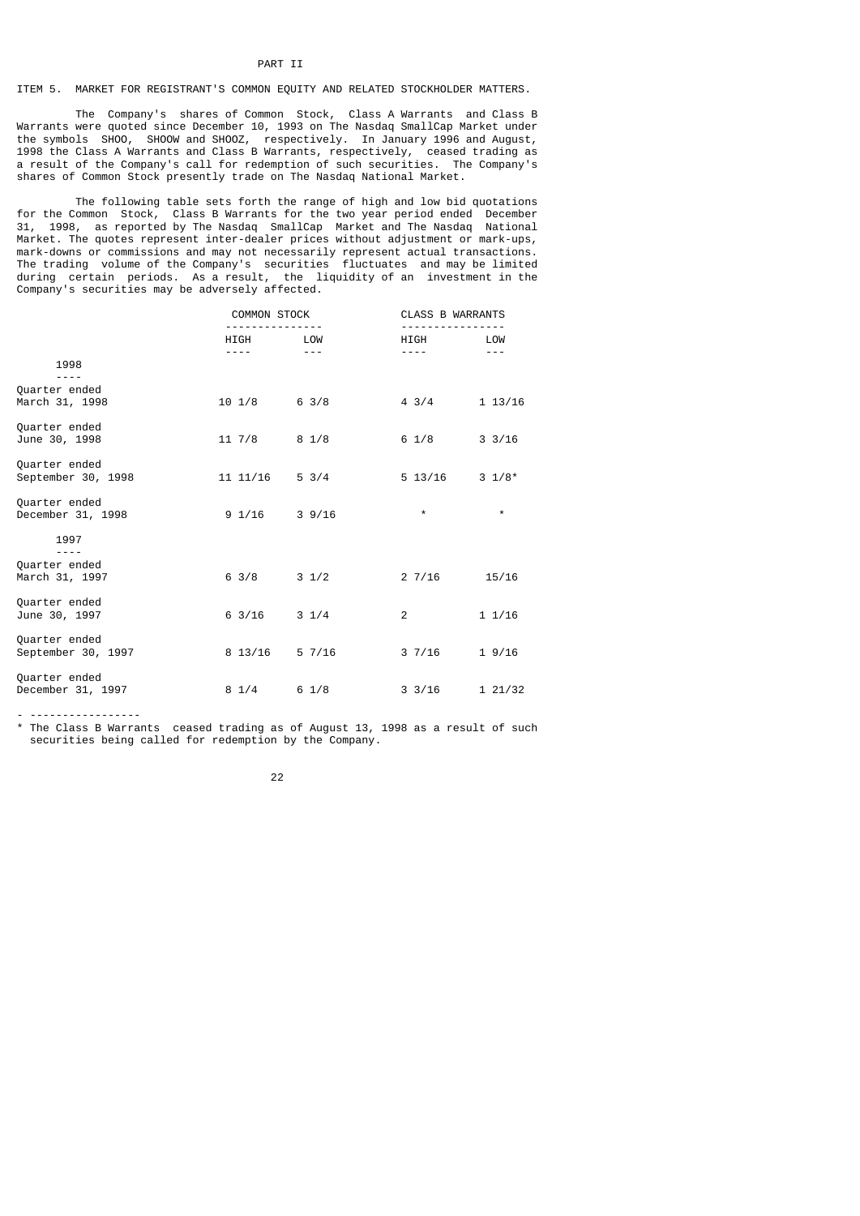# PART II

## ITEM 5. MARKET FOR REGISTRANT'S COMMON EQUITY AND RELATED STOCKHOLDER MATTERS.

The Company's shares of Common Stock, Class A Warrants and Class B Warrants were quoted since December 10, 1993 on The Nasdaq SmallCap Market under the symbols SHOO, SHOOW and SHOOZ, respectively. In January 1996 and August, 1998 the Class A Warrants and Class B Warrants, respectively, ceased trading as a result of the Company's call for redemption of such securities. The Company's shares of Common Stock presently trade on The Nasdaq National Market.

The following table sets forth the range of high and low bid quotations for the Common Stock, Class B Warrants for the two year period ended December 31, 1998, as reported by The Nasdaq SmallCap Market and The Nasdaq National Market. The quotes represent inter-dealer prices without adjustment or mark-ups, mark-downs or commissions and may not necessarily represent actual transactions. The trading volume of the Company's securities fluctuates and may be limited during certain periods. As a result, the liquidity of an investment in the Company's securities may be adversely affected.

| | COMMON STOCK | | CLASS B WARRANTS | |
|---|---|---|---|---|
| | HIGH | LOW | HIGH | LOW |
| **1998** | | | | |
| Quarter ended March 31, 1998 | 10 1/8 | 6 3/8 | 4 3/4 | 1 13/16 |
| Quarter ended June 30, 1998 | 11 7/8 | 8 1/8 | 6 1/8 | 3 3/16 |
| Quarter ended September 30, 1998 | 11 11/16 | 5 3/4 | 5 13/16 | 3 1/8* |
| Quarter ended December 31, 1998 | 9 1/16 | 3 9/16 | * | * |
| **1997** | | | | |
| Quarter ended March 31, 1997 | 6 3/8 | 3 1/2 | 2 7/16 | 15/16 |
| Quarter ended June 30, 1997 | 6 3/16 | 3 1/4 | 2 | 1 1/16 |
| Quarter ended September 30, 1997 | 8 13/16 | 5 7/16 | 3 7/16 | 1 9/16 |
| Quarter ended December 31, 1997 | 8 1/4 | 6 1/8 | 3 3/16 | 1 21/32 |

\* The Class B Warrants ceased trading as of August 13, 1998 as a result of such securities being called for redemption by the Company.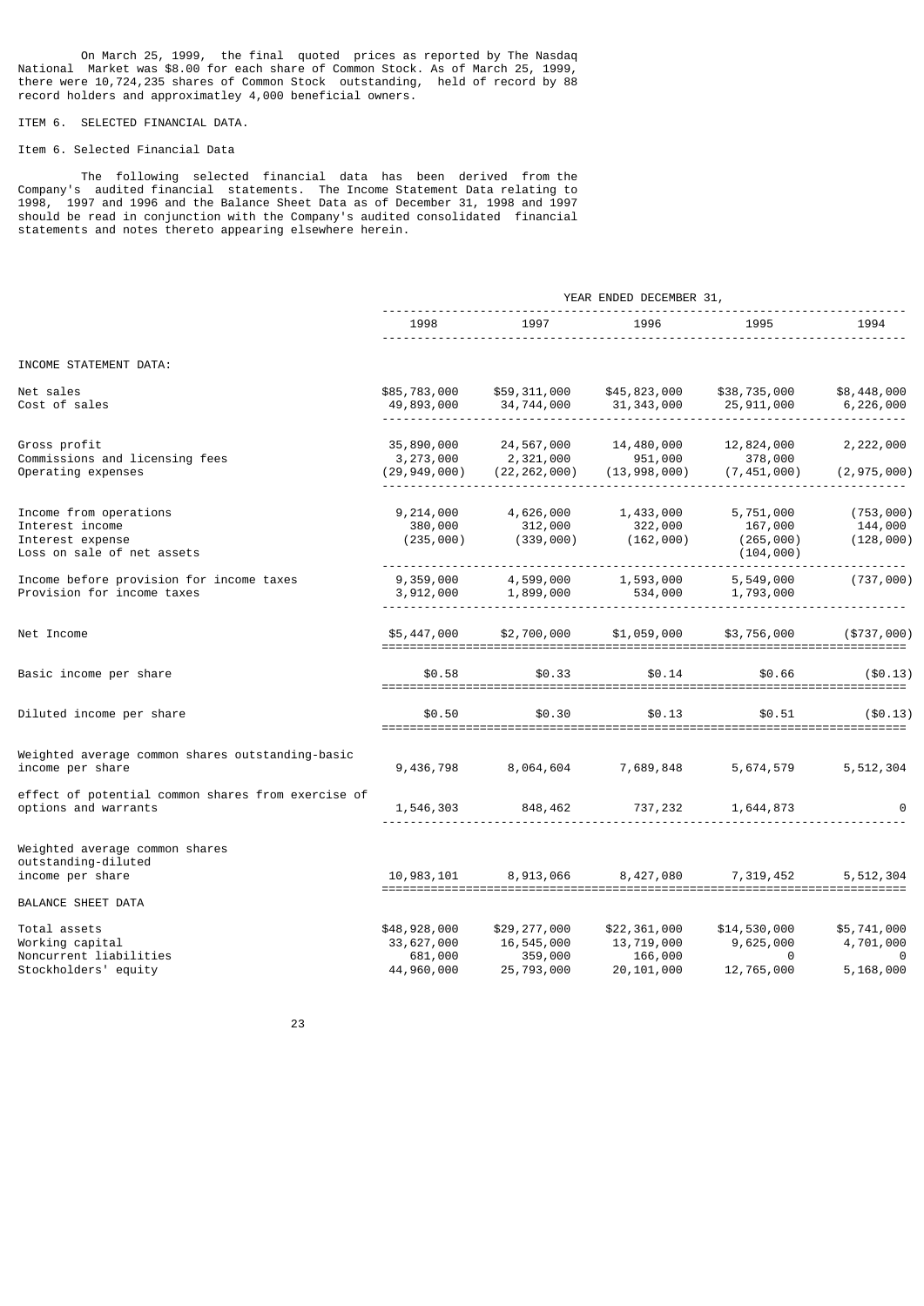On March 25, 1999, the final quoted prices as reported by The Nasdaq National Market was $8.00 for each share of Common Stock. As of March 25, 1999, there were 10,724,235 shares of Common Stock outstanding, held of record by 88 record holders and approximatley 4,000 beneficial owners.

ITEM 6. SELECTED FINANCIAL DATA.

Item 6. Selected Financial Data

The following selected financial data has been derived from the Company's audited financial statements. The Income Statement Data relating to 1998, 1997 and 1996 and the Balance Sheet Data as of December 31, 1998 and 1997 should be read in conjunction with the Company's audited consolidated financial statements and notes thereto appearing elsewhere herein.

| | YEAR ENDED DECEMBER 31, | | | | |
|---|---|---|---|---|---|
| | 1998 | 1997 | 1996 | 1995 | 1994 |
| INCOME STATEMENT DATA: | | | | | |
| Net sales | $85,783,000 | $59,311,000 | $45,823,000 | $38,735,000 | $8,448,000 |
| Cost of sales | 49,893,000 | 34,744,000 | 31,343,000 | 25,911,000 | 6,226,000 |
| Gross profit | 35,890,000 | 24,567,000 | 14,480,000 | 12,824,000 | 2,222,000 |
| Commissions and licensing fees | 3,273,000 | 2,321,000 | 951,000 | 378,000 | |
| Operating expenses | (29,949,000) | (22,262,000) | (13,998,000) | (7,451,000) | (2,975,000) |
| Income from operations | 9,214,000 | 4,626,000 | 1,433,000 | 5,751,000 | (753,000) |
| Interest income | 380,000 | 312,000 | 322,000 | 167,000 | 144,000 |
| Interest expense | (235,000) | (339,000) | (162,000) | (265,000) | (128,000) |
| Loss on sale of net assets | | | | (104,000) | |
| Income before provision for income taxes | 9,359,000 | 4,599,000 | 1,593,000 | 5,549,000 | (737,000) |
| Provision for income taxes | 3,912,000 | 1,899,000 | 534,000 | 1,793,000 | |
| Net Income | $5,447,000 | $2,700,000 | $1,059,000 | $3,756,000 | ($737,000) |
| Basic income per share | $0.58 | $0.33 | $0.14 | $0.66 | ($0.13) |
| Diluted income per share | $0.50 | $0.30 | $0.13 | $0.51 | ($0.13) |
| Weighted average common shares outstanding-basic income per share | 9,436,798 | 8,064,604 | 7,689,848 | 5,674,579 | 5,512,304 |
| effect of potential common shares from exercise of options and warrants | 1,546,303 | 848,462 | 737,232 | 1,644,873 | 0 |
| Weighted average common shares outstanding-diluted income per share | 10,983,101 | 8,913,066 | 8,427,080 | 7,319,452 | 5,512,304 |
| BALANCE SHEET DATA | | | | | |
| Total assets | $48,928,000 | $29,277,000 | $22,361,000 | $14,530,000 | $5,741,000 |
| Working capital | 33,627,000 | 16,545,000 | 13,719,000 | 9,625,000 | 4,701,000 |
| Noncurrent liabilities | 681,000 | 359,000 | 166,000 | 0 | 0 |
| Stockholders' equity | 44,960,000 | 25,793,000 | 20,101,000 | 12,765,000 | 5,168,000 |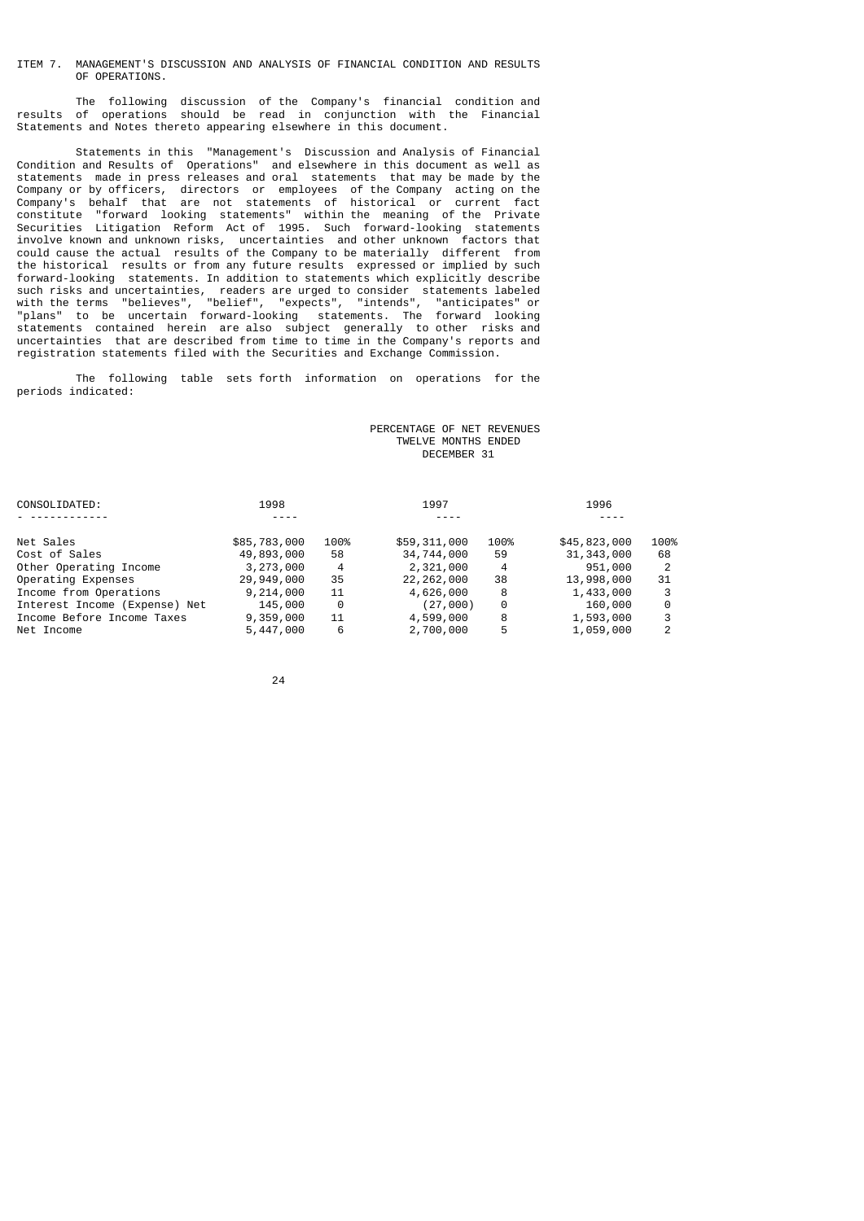## ITEM 7. MANAGEMENT'S DISCUSSION AND ANALYSIS OF FINANCIAL CONDITION AND RESULTS OF OPERATIONS.

The following discussion of the Company's financial condition and results of operations should be read in conjunction with the Financial Statements and Notes thereto appearing elsewhere in this document.

Statements in this "Management's Discussion and Analysis of Financial Condition and Results of Operations" and elsewhere in this document as well as statements made in press releases and oral statements that may be made by the Company or by officers, directors or employees of the Company acting on the Company's behalf that are not statements of historical or current fact constitute "forward looking statements" within the meaning of the Private Securities Litigation Reform Act of 1995. Such forward-looking statements involve known and unknown risks, uncertainties and other unknown factors that could cause the actual results of the Company to be materially different from the historical results or from any future results expressed or implied by such forward-looking statements. In addition to statements which explicitly describe such risks and uncertainties, readers are urged to consider statements labeled with the terms "believes", "belief", "expects", "intends", "anticipates" or "plans" to be uncertain forward-looking statements. The forward looking statements contained herein are also subject generally to other risks and uncertainties that are described from time to time in the Company's reports and registration statements filed with the Securities and Exchange Commission.

The following table sets forth information on operations for the periods indicated:

PERCENTAGE OF NET REVENUES
TWELVE MONTHS ENDED
DECEMBER 31

| CONSOLIDATED: | 1998 | | 1997 | | 1996 | |
|---|---|---|---|---|---|---|
| Net Sales | $85,783,000 | 100% | $59,311,000 | 100% | $45,823,000 | 100% |
| Cost of Sales | 49,893,000 | 58 | 34,744,000 | 59 | 31,343,000 | 68 |
| Other Operating Income | 3,273,000 | 4 | 2,321,000 | 4 | 951,000 | 2 |
| Operating Expenses | 29,949,000 | 35 | 22,262,000 | 38 | 13,998,000 | 31 |
| Income from Operations | 9,214,000 | 11 | 4,626,000 | 8 | 1,433,000 | 3 |
| Interest Income (Expense) Net | 145,000 | 0 | (27,000) | 0 | 160,000 | 0 |
| Income Before Income Taxes | 9,359,000 | 11 | 4,599,000 | 8 | 1,593,000 | 3 |
| Net Income | 5,447,000 | 6 | 2,700,000 | 5 | 1,059,000 | 2 |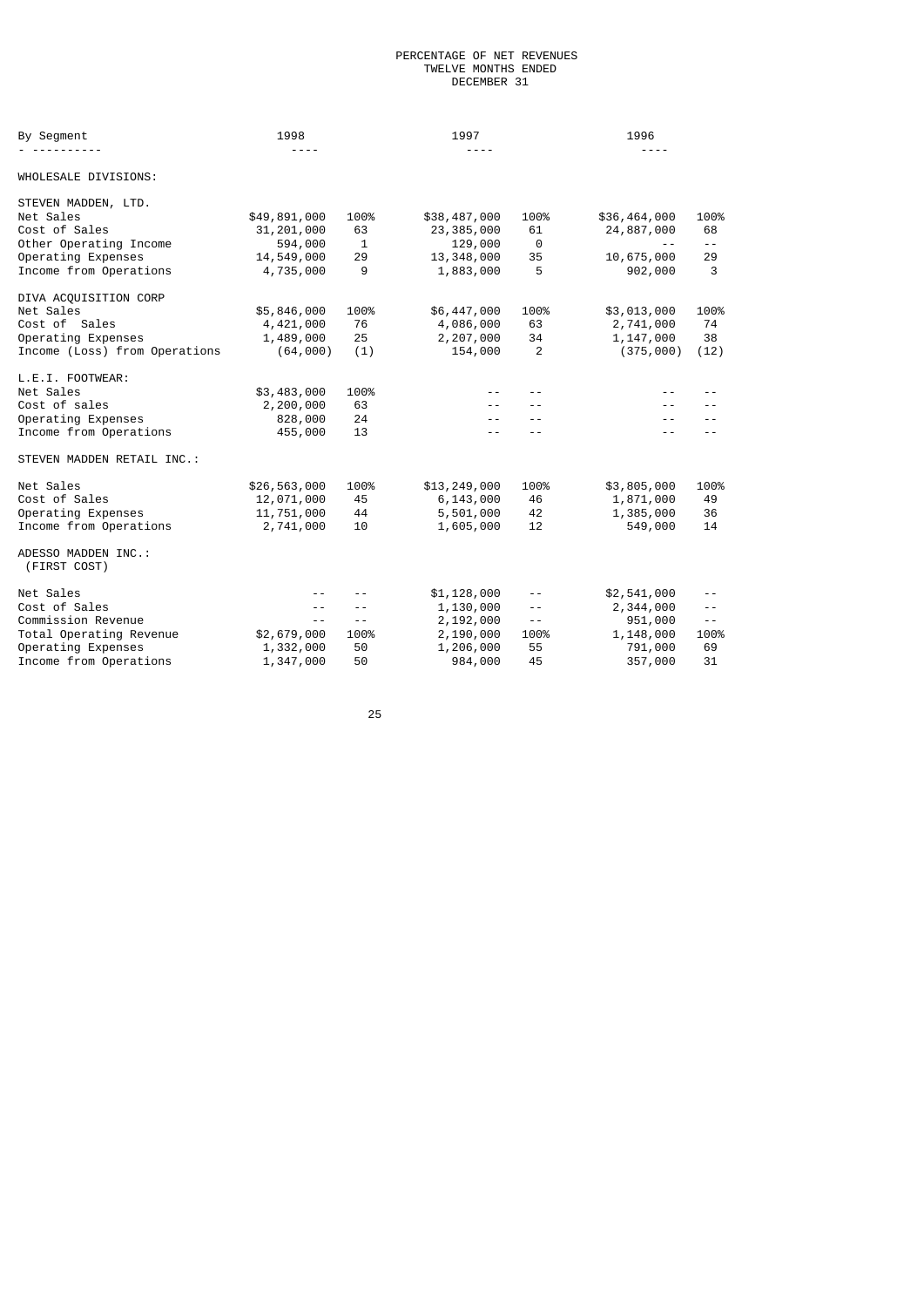PERCENTAGE OF NET REVENUES
TWELVE MONTHS ENDED
DECEMBER 31

| By Segment | 1998 | | 1997 | | 1996 | |
|---|---|---|---|---|---|---|
| **WHOLESALE DIVISIONS:** | | | | | | |
| **STEVEN MADDEN, LTD.** | | | | | | |
| Net Sales | $49,891,000 | 100% | $38,487,000 | 100% | $36,464,000 | 100% |
| Cost of Sales | 31,201,000 | 63 | 23,385,000 | 61 | 24,887,000 | 68 |
| Other Operating Income | 594,000 | 1 | 129,000 | 0 | -- | -- |
| Operating Expenses | 14,549,000 | 29 | 13,348,000 | 35 | 10,675,000 | 29 |
| Income from Operations | 4,735,000 | 9 | 1,883,000 | 5 | 902,000 | 3 |
| **DIVA ACQUISITION CORP** | | | | | | |
| Net Sales | $5,846,000 | 100% | $6,447,000 | 100% | $3,013,000 | 100% |
| Cost of Sales | 4,421,000 | 76 | 4,086,000 | 63 | 2,741,000 | 74 |
| Operating Expenses | 1,489,000 | 25 | 2,207,000 | 34 | 1,147,000 | 38 |
| Income (Loss) from Operations | (64,000) | (1) | 154,000 | 2 | (375,000) | (12) |
| **L.E.I. FOOTWEAR:** | | | | | | |
| Net Sales | $3,483,000 | 100% | -- | -- | -- | -- |
| Cost of sales | 2,200,000 | 63 | -- | -- | -- | -- |
| Operating Expenses | 828,000 | 24 | -- | -- | -- | -- |
| Income from Operations | 455,000 | 13 | -- | -- | -- | -- |
| **STEVEN MADDEN RETAIL INC.:** | | | | | | |
| Net Sales | $26,563,000 | 100% | $13,249,000 | 100% | $3,805,000 | 100% |
| Cost of Sales | 12,071,000 | 45 | 6,143,000 | 46 | 1,871,000 | 49 |
| Operating Expenses | 11,751,000 | 44 | 5,501,000 | 42 | 1,385,000 | 36 |
| Income from Operations | 2,741,000 | 10 | 1,605,000 | 12 | 549,000 | 14 |
| **ADESSO MADDEN INC.: (FIRST COST)** | | | | | | |
| Net Sales | -- | -- | $1,128,000 | -- | $2,541,000 | -- |
| Cost of Sales | -- | -- | 1,130,000 | -- | 2,344,000 | -- |
| Commission Revenue | -- | -- | 2,192,000 | -- | 951,000 | -- |
| Total Operating Revenue | $2,679,000 | 100% | 2,190,000 | 100% | 1,148,000 | 100% |
| Operating Expenses | 1,332,000 | 50 | 1,206,000 | 55 | 791,000 | 69 |
| Income from Operations | 1,347,000 | 50 | 984,000 | 45 | 357,000 | 31 |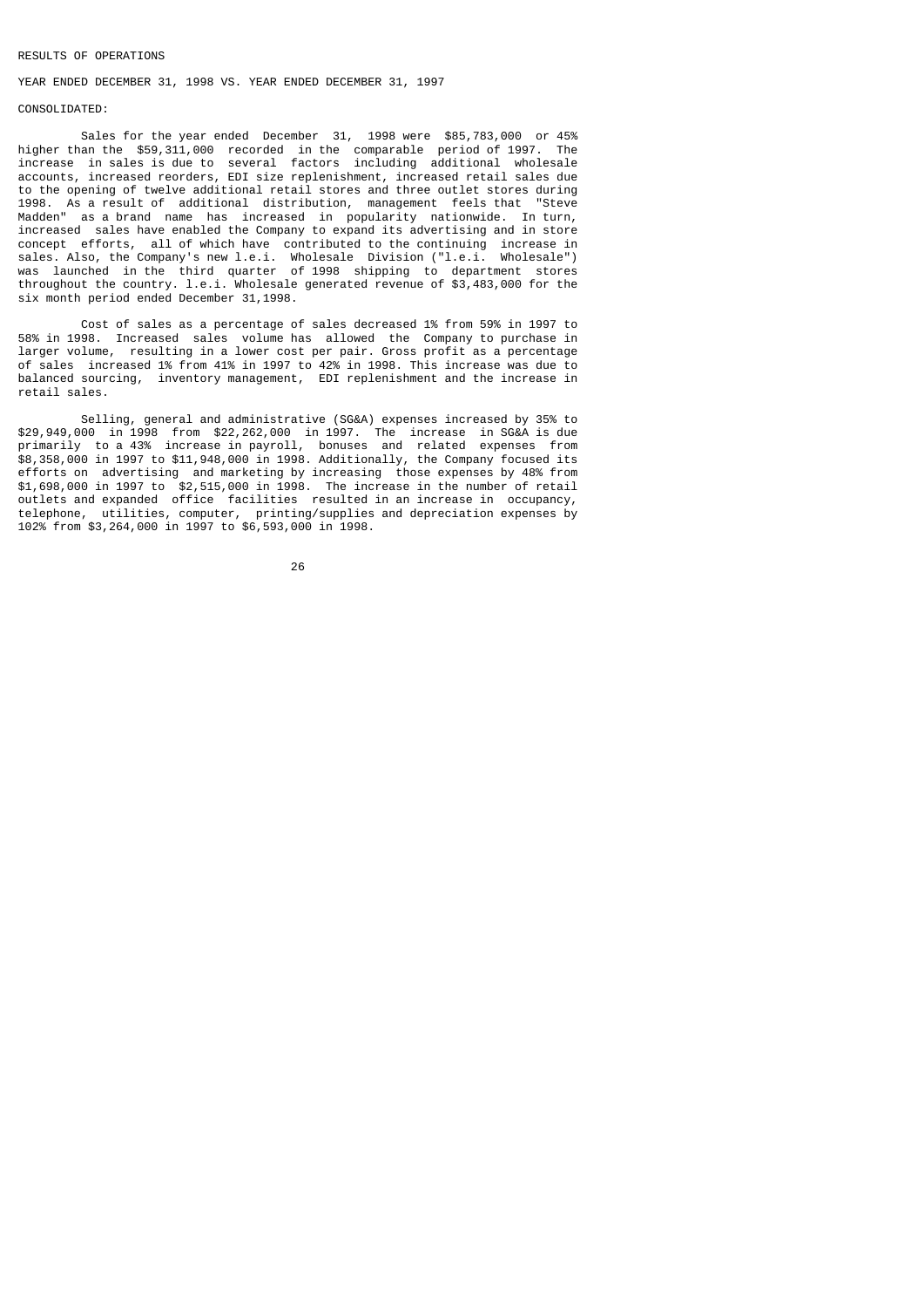## RESULTS OF OPERATIONS

### YEAR ENDED DECEMBER 31, 1998 VS. YEAR ENDED DECEMBER 31, 1997

### CONSOLIDATED:

Sales for the year ended December 31, 1998 were $85,783,000 or 45% higher than the $59,311,000 recorded in the comparable period of 1997. The increase in sales is due to several factors including additional wholesale accounts, increased reorders, EDI size replenishment, increased retail sales due to the opening of twelve additional retail stores and three outlet stores during 1998. As a result of additional distribution, management feels that "Steve Madden" as a brand name has increased in popularity nationwide. In turn, increased sales have enabled the Company to expand its advertising and in store concept efforts, all of which have contributed to the continuing increase in sales. Also, the Company's new l.e.i. Wholesale Division ("l.e.i. Wholesale") was launched in the third quarter of 1998 shipping to department stores throughout the country. l.e.i. Wholesale generated revenue of $3,483,000 for the six month period ended December 31,1998.

Cost of sales as a percentage of sales decreased 1% from 59% in 1997 to 58% in 1998. Increased sales volume has allowed the Company to purchase in larger volume, resulting in a lower cost per pair. Gross profit as a percentage of sales increased 1% from 41% in 1997 to 42% in 1998. This increase was due to balanced sourcing, inventory management, EDI replenishment and the increase in retail sales.

Selling, general and administrative (SG&A) expenses increased by 35% to $29,949,000 in 1998 from $22,262,000 in 1997. The increase in SG&A is due primarily to a 43% increase in payroll, bonuses and related expenses from $8,358,000 in 1997 to $11,948,000 in 1998. Additionally, the Company focused its efforts on advertising and marketing by increasing those expenses by 48% from $1,698,000 in 1997 to $2,515,000 in 1998. The increase in the number of retail outlets and expanded office facilities resulted in an increase in occupancy, telephone, utilities, computer, printing/supplies and depreciation expenses by 102% from $3,264,000 in 1997 to $6,593,000 in 1998.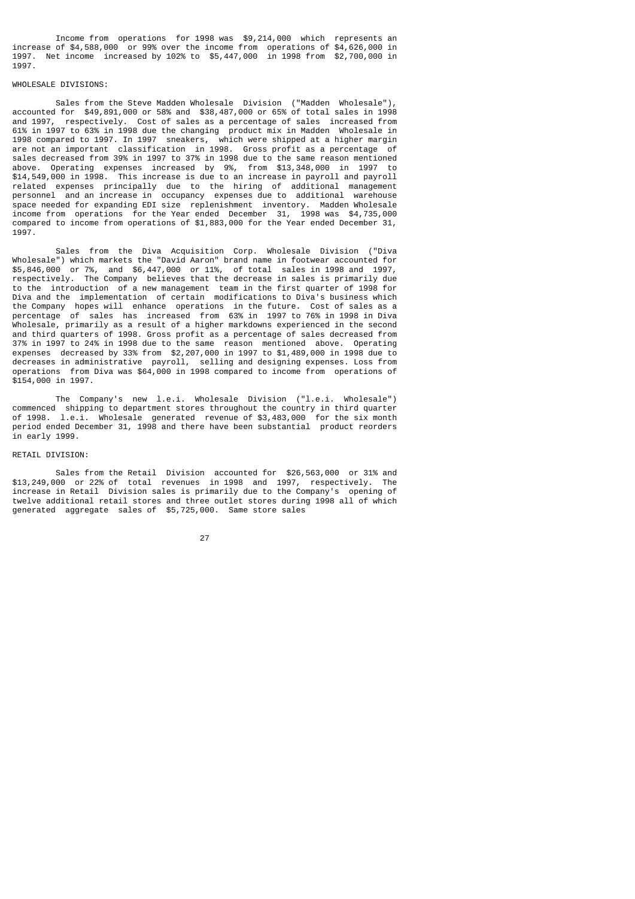Income from operations for 1998 was $9,214,000 which represents an increase of $4,588,000 or 99% over the income from operations of $4,626,000 in 1997. Net income increased by 102% to $5,447,000 in 1998 from $2,700,000 in 1997.

WHOLESALE DIVISIONS:

Sales from the Steve Madden Wholesale Division ("Madden Wholesale"), accounted for $49,891,000 or 58% and $38,487,000 or 65% of total sales in 1998 and 1997, respectively. Cost of sales as a percentage of sales increased from 61% in 1997 to 63% in 1998 due the changing product mix in Madden Wholesale in 1998 compared to 1997. In 1997 sneakers, which were shipped at a higher margin are not an important classification in 1998. Gross profit as a percentage of sales decreased from 39% in 1997 to 37% in 1998 due to the same reason mentioned above. Operating expenses increased by 9%, from $13,348,000 in 1997 to $14,549,000 in 1998. This increase is due to an increase in payroll and payroll related expenses principally due to the hiring of additional management personnel and an increase in occupancy expenses due to additional warehouse space needed for expanding EDI size replenishment inventory. Madden Wholesale income from operations for the Year ended December 31, 1998 was $4,735,000 compared to income from operations of $1,883,000 for the Year ended December 31, 1997.

Sales from the Diva Acquisition Corp. Wholesale Division ("Diva Wholesale") which markets the "David Aaron" brand name in footwear accounted for $5,846,000 or 7%, and $6,447,000 or 11%, of total sales in 1998 and 1997, respectively. The Company believes that the decrease in sales is primarily due to the introduction of a new management team in the first quarter of 1998 for Diva and the implementation of certain modifications to Diva's business which the Company hopes will enhance operations in the future. Cost of sales as a percentage of sales has increased from 63% in 1997 to 76% in 1998 in Diva Wholesale, primarily as a result of a higher markdowns experienced in the second and third quarters of 1998. Gross profit as a percentage of sales decreased from 37% in 1997 to 24% in 1998 due to the same reason mentioned above. Operating expenses decreased by 33% from $2,207,000 in 1997 to $1,489,000 in 1998 due to decreases in administrative payroll, selling and designing expenses. Loss from operations from Diva was $64,000 in 1998 compared to income from operations of $154,000 in 1997.

The Company's new l.e.i. Wholesale Division ("l.e.i. Wholesale") commenced shipping to department stores throughout the country in third quarter of 1998. l.e.i. Wholesale generated revenue of $3,483,000 for the six month period ended December 31, 1998 and there have been substantial product reorders in early 1999.

RETAIL DIVISION:

Sales from the Retail Division accounted for $26,563,000 or 31% and $13,249,000 or 22% of total revenues in 1998 and 1997, respectively. The increase in Retail Division sales is primarily due to the Company's opening of twelve additional retail stores and three outlet stores during 1998 all of which generated aggregate sales of $5,725,000. Same store sales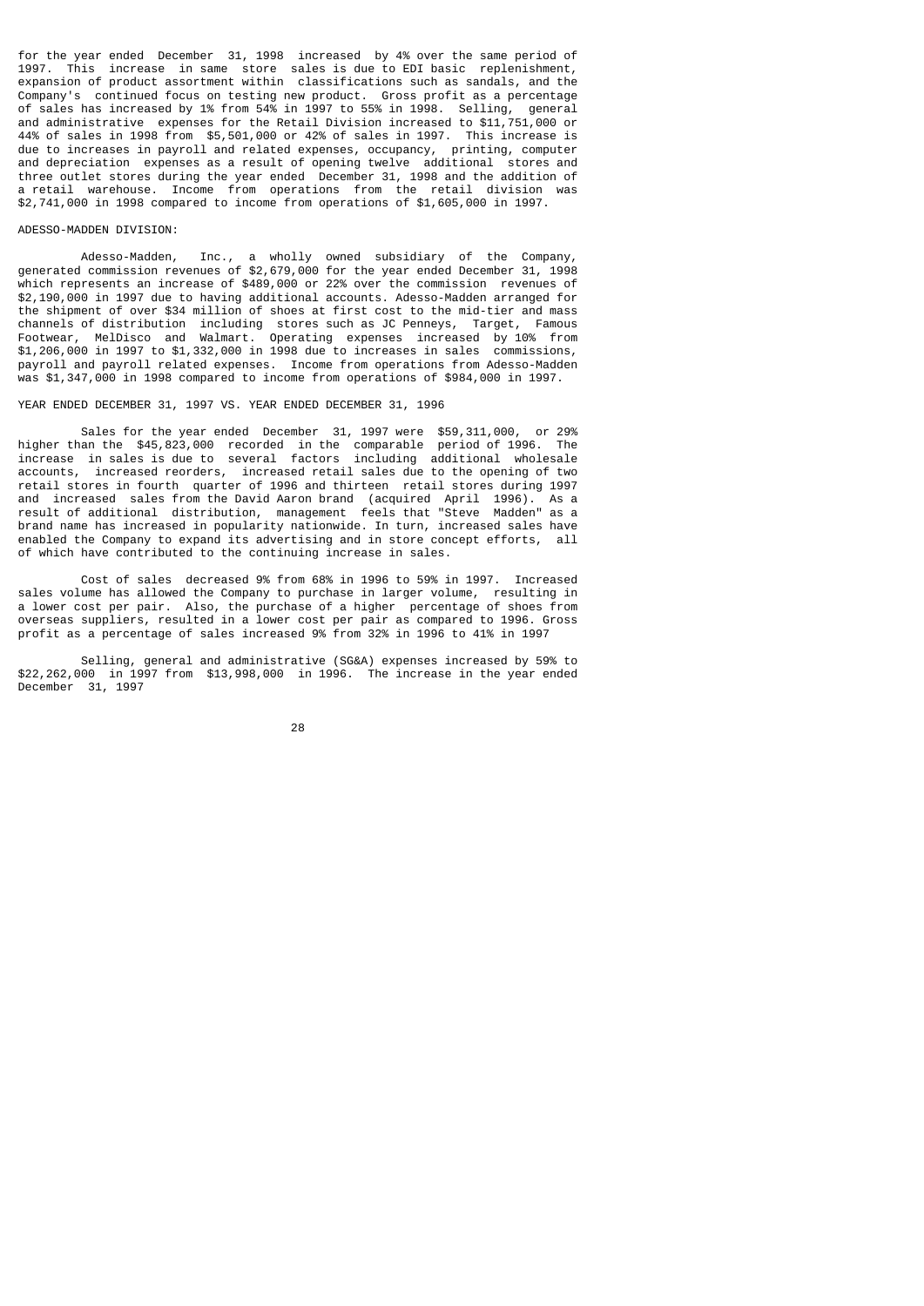for the year ended December 31, 1998 increased by 4% over the same period of 1997. This increase in same store sales is due to EDI basic replenishment, expansion of product assortment within classifications such as sandals, and the Company's continued focus on testing new product. Gross profit as a percentage of sales has increased by 1% from 54% in 1997 to 55% in 1998. Selling, general and administrative expenses for the Retail Division increased to $11,751,000 or 44% of sales in 1998 from $5,501,000 or 42% of sales in 1997. This increase is due to increases in payroll and related expenses, occupancy, printing, computer and depreciation expenses as a result of opening twelve additional stores and three outlet stores during the year ended December 31, 1998 and the addition of a retail warehouse. Income from operations from the retail division was $2,741,000 in 1998 compared to income from operations of $1,605,000 in 1997.

ADESSO-MADDEN DIVISION:

Adesso-Madden, Inc., a wholly owned subsidiary of the Company, generated commission revenues of $2,679,000 for the year ended December 31, 1998 which represents an increase of $489,000 or 22% over the commission revenues of $2,190,000 in 1997 due to having additional accounts. Adesso-Madden arranged for the shipment of over $34 million of shoes at first cost to the mid-tier and mass channels of distribution including stores such as JC Penneys, Target, Famous Footwear, MelDisco and Walmart. Operating expenses increased by 10% from $1,206,000 in 1997 to $1,332,000 in 1998 due to increases in sales commissions, payroll and payroll related expenses. Income from operations from Adesso-Madden was $1,347,000 in 1998 compared to income from operations of $984,000 in 1997.

YEAR ENDED DECEMBER 31, 1997 VS. YEAR ENDED DECEMBER 31, 1996

Sales for the year ended December 31, 1997 were $59,311,000, or 29% higher than the $45,823,000 recorded in the comparable period of 1996. The increase in sales is due to several factors including additional wholesale accounts, increased reorders, increased retail sales due to the opening of two retail stores in fourth quarter of 1996 and thirteen retail stores during 1997 and increased sales from the David Aaron brand (acquired April 1996). As a result of additional distribution, management feels that "Steve Madden" as a brand name has increased in popularity nationwide. In turn, increased sales have enabled the Company to expand its advertising and in store concept efforts, all of which have contributed to the continuing increase in sales.

Cost of sales decreased 9% from 68% in 1996 to 59% in 1997. Increased sales volume has allowed the Company to purchase in larger volume, resulting in a lower cost per pair. Also, the purchase of a higher percentage of shoes from overseas suppliers, resulted in a lower cost per pair as compared to 1996. Gross profit as a percentage of sales increased 9% from 32% in 1996 to 41% in 1997

Selling, general and administrative (SG&A) expenses increased by 59% to $22,262,000 in 1997 from $13,998,000 in 1996. The increase in the year ended December 31, 1997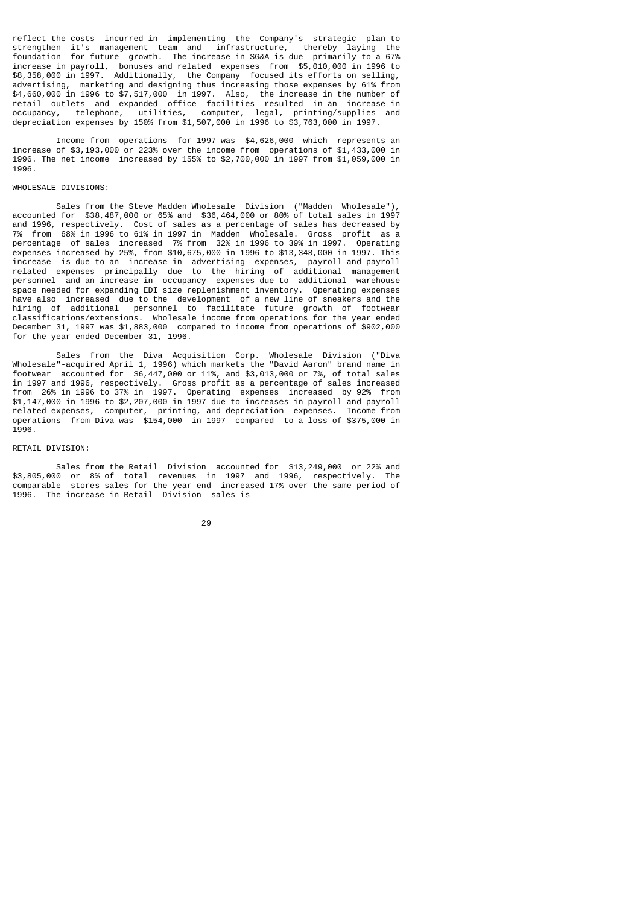reflect the costs incurred in implementing the Company's strategic plan to strengthen it's management team and infrastructure, thereby laying the foundation for future growth. The increase in SG&A is due primarily to a 67% increase in payroll, bonuses and related expenses from $5,010,000 in 1996 to $8,358,000 in 1997. Additionally, the Company focused its efforts on selling, advertising, marketing and designing thus increasing those expenses by 61% from $4,660,000 in 1996 to $7,517,000 in 1997. Also, the increase in the number of retail outlets and expanded office facilities resulted in an increase in occupancy, telephone, utilities, computer, legal, printing/supplies and depreciation expenses by 150% from $1,507,000 in 1996 to $3,763,000 in 1997.

Income from operations for 1997 was $4,626,000 which represents an increase of $3,193,000 or 223% over the income from operations of $1,433,000 in 1996. The net income increased by 155% to $2,700,000 in 1997 from $1,059,000 in 1996.

WHOLESALE DIVISIONS:

Sales from the Steve Madden Wholesale Division ("Madden Wholesale"), accounted for $38,487,000 or 65% and $36,464,000 or 80% of total sales in 1997 and 1996, respectively. Cost of sales as a percentage of sales has decreased by 7% from 68% in 1996 to 61% in 1997 in Madden Wholesale. Gross profit as a percentage of sales increased 7% from 32% in 1996 to 39% in 1997. Operating expenses increased by 25%, from $10,675,000 in 1996 to $13,348,000 in 1997. This increase is due to an increase in advertising expenses, payroll and payroll related expenses principally due to the hiring of additional management personnel and an increase in occupancy expenses due to additional warehouse space needed for expanding EDI size replenishment inventory. Operating expenses have also increased due to the development of a new line of sneakers and the hiring of additional personnel to facilitate future growth of footwear classifications/extensions. Wholesale income from operations for the year ended December 31, 1997 was $1,883,000 compared to income from operations of $902,000 for the year ended December 31, 1996.

Sales from the Diva Acquisition Corp. Wholesale Division ("Diva Wholesale"-acquired April 1, 1996) which markets the "David Aaron" brand name in footwear accounted for $6,447,000 or 11%, and $3,013,000 or 7%, of total sales in 1997 and 1996, respectively. Gross profit as a percentage of sales increased from 26% in 1996 to 37% in 1997. Operating expenses increased by 92% from $1,147,000 in 1996 to $2,207,000 in 1997 due to increases in payroll and payroll related expenses, computer, printing, and depreciation expenses. Income from operations from Diva was $154,000 in 1997 compared to a loss of $375,000 in 1996.

RETAIL DIVISION:

Sales from the Retail Division accounted for $13,249,000 or 22% and $3,805,000 or 8% of total revenues in 1997 and 1996, respectively. The comparable stores sales for the year end increased 17% over the same period of 1996. The increase in Retail Division sales is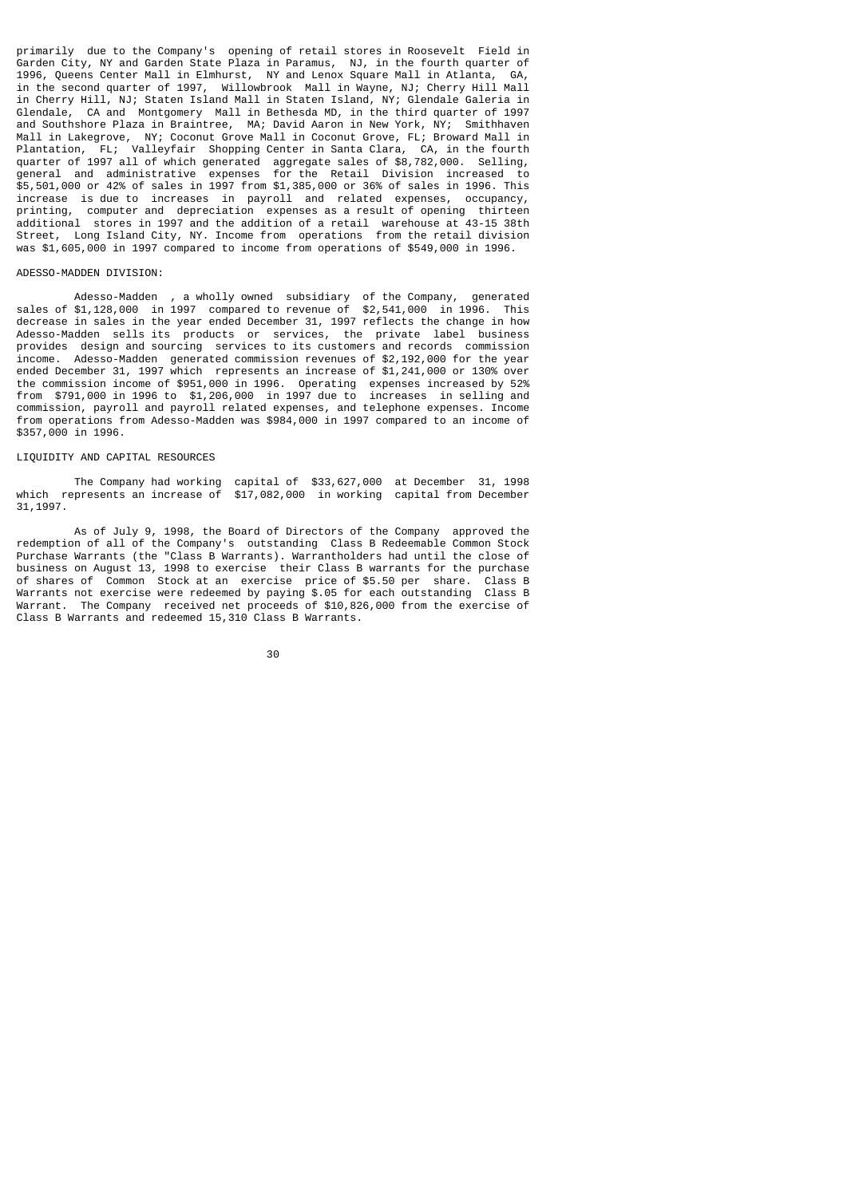primarily due to the Company's opening of retail stores in Roosevelt Field in Garden City, NY and Garden State Plaza in Paramus, NJ, in the fourth quarter of 1996, Queens Center Mall in Elmhurst, NY and Lenox Square Mall in Atlanta, GA, in the second quarter of 1997, Willowbrook Mall in Wayne, NJ; Cherry Hill Mall in Cherry Hill, NJ; Staten Island Mall in Staten Island, NY; Glendale Galeria in Glendale, CA and Montgomery Mall in Bethesda MD, in the third quarter of 1997 and Southshore Plaza in Braintree, MA; David Aaron in New York, NY; Smithhaven Mall in Lakegrove, NY; Coconut Grove Mall in Coconut Grove, FL; Broward Mall in Plantation, FL; Valleyfair Shopping Center in Santa Clara, CA, in the fourth quarter of 1997 all of which generated aggregate sales of $8,782,000. Selling, general and administrative expenses for the Retail Division increased to $5,501,000 or 42% of sales in 1997 from $1,385,000 or 36% of sales in 1996. This increase is due to increases in payroll and related expenses, occupancy, printing, computer and depreciation expenses as a result of opening thirteen additional stores in 1997 and the addition of a retail warehouse at 43-15 38th Street, Long Island City, NY. Income from operations from the retail division was $1,605,000 in 1997 compared to income from operations of $549,000 in 1996.

ADESSO-MADDEN DIVISION:

Adesso-Madden , a wholly owned subsidiary of the Company, generated sales of $1,128,000 in 1997 compared to revenue of $2,541,000 in 1996. This decrease in sales in the year ended December 31, 1997 reflects the change in how Adesso-Madden sells its products or services, the private label business provides design and sourcing services to its customers and records commission income. Adesso-Madden generated commission revenues of $2,192,000 for the year ended December 31, 1997 which represents an increase of $1,241,000 or 130% over the commission income of $951,000 in 1996. Operating expenses increased by 52% from $791,000 in 1996 to $1,206,000 in 1997 due to increases in selling and commission, payroll and payroll related expenses, and telephone expenses. Income from operations from Adesso-Madden was $984,000 in 1997 compared to an income of $357,000 in 1996.

LIQUIDITY AND CAPITAL RESOURCES

The Company had working capital of $33,627,000 at December 31, 1998 which represents an increase of $17,082,000 in working capital from December 31,1997.

As of July 9, 1998, the Board of Directors of the Company approved the redemption of all of the Company's outstanding Class B Redeemable Common Stock Purchase Warrants (the "Class B Warrants). Warrantholders had until the close of business on August 13, 1998 to exercise their Class B warrants for the purchase of shares of Common Stock at an exercise price of $5.50 per share. Class B Warrants not exercise were redeemed by paying $.05 for each outstanding Class B Warrant. The Company received net proceeds of $10,826,000 from the exercise of Class B Warrants and redeemed 15,310 Class B Warrants.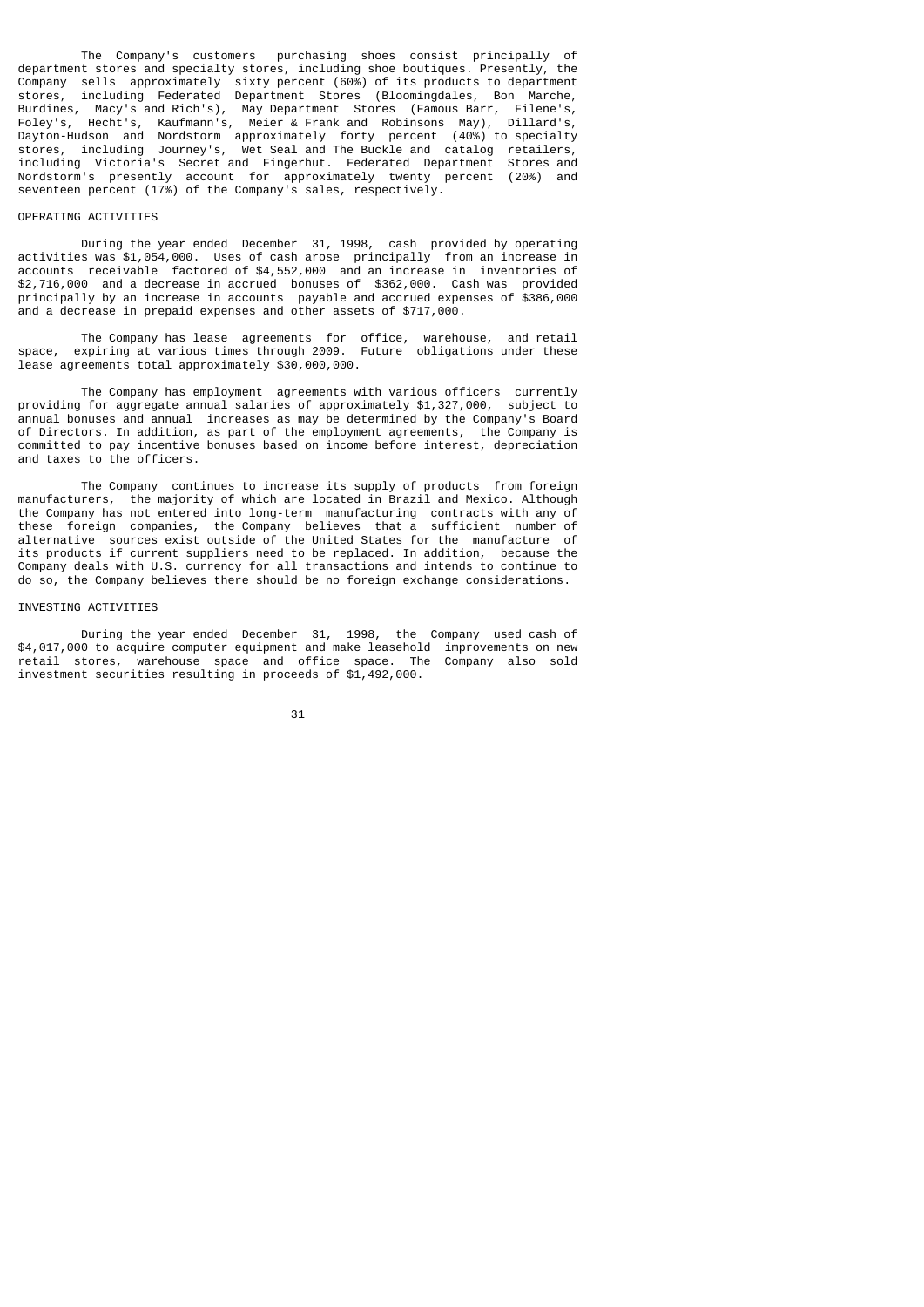The Company's customers purchasing shoes consist principally of department stores and specialty stores, including shoe boutiques. Presently, the Company sells approximately sixty percent (60%) of its products to department stores, including Federated Department Stores (Bloomingdales, Bon Marche, Burdines, Macy's and Rich's), May Department Stores (Famous Barr, Filene's, Foley's, Hecht's, Kaufmann's, Meier & Frank and Robinsons May), Dillard's, Dayton-Hudson and Nordstorm approximately forty percent (40%) to specialty stores, including Journey's, Wet Seal and The Buckle and catalog retailers, including Victoria's Secret and Fingerhut. Federated Department Stores and Nordstorm's presently account for approximately twenty percent (20%) and seventeen percent (17%) of the Company's sales, respectively.

OPERATING ACTIVITIES

During the year ended December 31, 1998, cash provided by operating activities was $1,054,000. Uses of cash arose principally from an increase in accounts receivable factored of $4,552,000 and an increase in inventories of $2,716,000 and a decrease in accrued bonuses of $362,000. Cash was provided principally by an increase in accounts payable and accrued expenses of $386,000 and a decrease in prepaid expenses and other assets of $717,000.

The Company has lease agreements for office, warehouse, and retail space, expiring at various times through 2009. Future obligations under these lease agreements total approximately $30,000,000.

The Company has employment agreements with various officers currently providing for aggregate annual salaries of approximately $1,327,000, subject to annual bonuses and annual increases as may be determined by the Company's Board of Directors. In addition, as part of the employment agreements, the Company is committed to pay incentive bonuses based on income before interest, depreciation and taxes to the officers.

The Company continues to increase its supply of products from foreign manufacturers, the majority of which are located in Brazil and Mexico. Although the Company has not entered into long-term manufacturing contracts with any of these foreign companies, the Company believes that a sufficient number of alternative sources exist outside of the United States for the manufacture of its products if current suppliers need to be replaced. In addition, because the Company deals with U.S. currency for all transactions and intends to continue to do so, the Company believes there should be no foreign exchange considerations.

INVESTING ACTIVITIES

During the year ended December 31, 1998, the Company used cash of $4,017,000 to acquire computer equipment and make leasehold improvements on new retail stores, warehouse space and office space. The Company also sold investment securities resulting in proceeds of $1,492,000.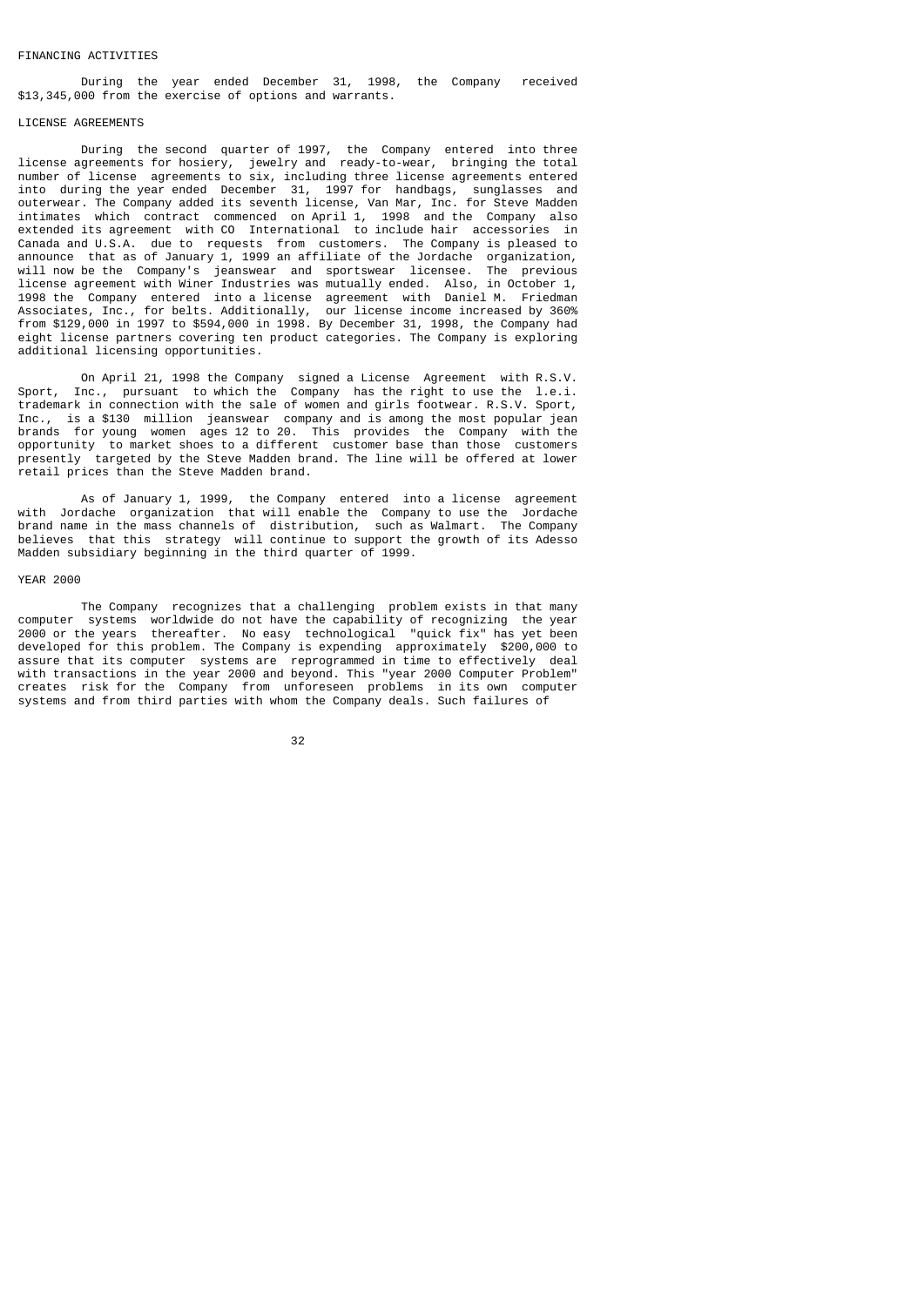FINANCING ACTIVITIES

During the year ended December 31, 1998, the Company received $13,345,000 from the exercise of options and warrants.

LICENSE AGREEMENTS

During the second quarter of 1997, the Company entered into three license agreements for hosiery, jewelry and ready-to-wear, bringing the total number of license agreements to six, including three license agreements entered into during the year ended December 31, 1997 for handbags, sunglasses and outerwear. The Company added its seventh license, Van Mar, Inc. for Steve Madden intimates which contract commenced on April 1, 1998 and the Company also extended its agreement with CO International to include hair accessories in Canada and U.S.A. due to requests from customers. The Company is pleased to announce that as of January 1, 1999 an affiliate of the Jordache organization, will now be the Company's jeanswear and sportswear licensee. The previous license agreement with Winer Industries was mutually ended. Also, in October 1, 1998 the Company entered into a license agreement with Daniel M. Friedman Associates, Inc., for belts. Additionally, our license income increased by 360% from $129,000 in 1997 to $594,000 in 1998. By December 31, 1998, the Company had eight license partners covering ten product categories. The Company is exploring additional licensing opportunities.

On April 21, 1998 the Company signed a License Agreement with R.S.V. Sport, Inc., pursuant to which the Company has the right to use the l.e.i. trademark in connection with the sale of women and girls footwear. R.S.V. Sport, Inc., is a $130 million jeanswear company and is among the most popular jean brands for young women ages 12 to 20. This provides the Company with the opportunity to market shoes to a different customer base than those customers presently targeted by the Steve Madden brand. The line will be offered at lower retail prices than the Steve Madden brand.

As of January 1, 1999, the Company entered into a license agreement with Jordache organization that will enable the Company to use the Jordache brand name in the mass channels of distribution, such as Walmart. The Company believes that this strategy will continue to support the growth of its Adesso Madden subsidiary beginning in the third quarter of 1999.

YEAR 2000

The Company recognizes that a challenging problem exists in that many computer systems worldwide do not have the capability of recognizing the year 2000 or the years thereafter. No easy technological "quick fix" has yet been developed for this problem. The Company is expending approximately $200,000 to assure that its computer systems are reprogrammed in time to effectively deal with transactions in the year 2000 and beyond. This "year 2000 Computer Problem" creates risk for the Company from unforeseen problems in its own computer systems and from third parties with whom the Company deals. Such failures of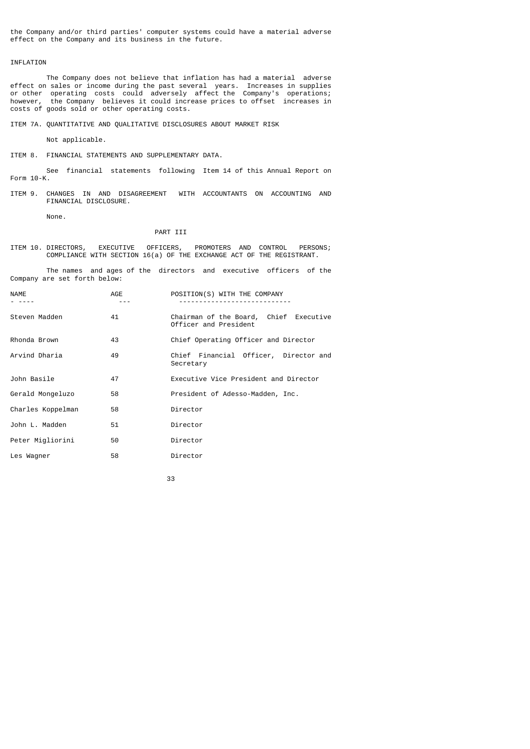the Company and/or third parties' computer systems could have a material adverse effect on the Company and its business in the future.

INFLATION

The Company does not believe that inflation has had a material adverse effect on sales or income during the past several years. Increases in supplies or other operating costs could adversely affect the Company's operations; however, the Company believes it could increase prices to offset increases in costs of goods sold or other operating costs.

ITEM 7A. QUANTITATIVE AND QUALITATIVE DISCLOSURES ABOUT MARKET RISK

Not applicable.

ITEM 8. FINANCIAL STATEMENTS AND SUPPLEMENTARY DATA.

See financial statements following Item 14 of this Annual Report on Form 10-K.

ITEM 9. CHANGES IN AND DISAGREEMENT WITH ACCOUNTANTS ON ACCOUNTING AND FINANCIAL DISCLOSURE.

None.

PART III

ITEM 10. DIRECTORS, EXECUTIVE OFFICERS, PROMOTERS AND CONTROL PERSONS; COMPLIANCE WITH SECTION 16(a) OF THE EXCHANGE ACT OF THE REGISTRANT.

The names and ages of the directors and executive officers of the Company are set forth below:

| NAME | AGE | POSITION(S) WITH THE COMPANY |
|---|---|---|
| Steven Madden | 41 | Chairman of the Board, Chief Executive Officer and President |
| Rhonda Brown | 43 | Chief Operating Officer and Director |
| Arvind Dharia | 49 | Chief Financial Officer, Director and Secretary |
| John Basile | 47 | Executive Vice President and Director |
| Gerald Mongeluzo | 58 | President of Adesso-Madden, Inc. |
| Charles Koppelman | 58 | Director |
| John L. Madden | 51 | Director |
| Peter Migliorini | 50 | Director |
| Les Wagner | 58 | Director |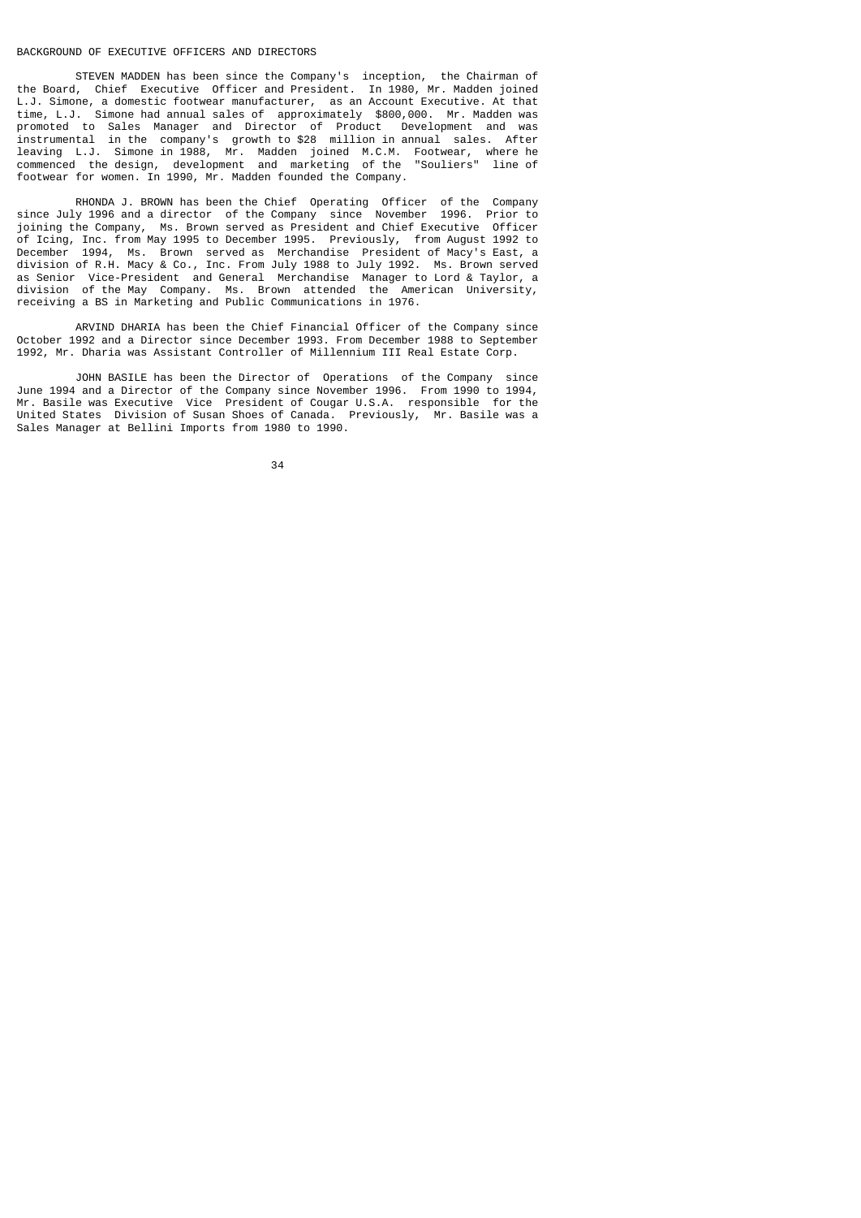## BACKGROUND OF EXECUTIVE OFFICERS AND DIRECTORS

STEVEN MADDEN has been since the Company's inception, the Chairman of the Board, Chief Executive Officer and President. In 1980, Mr. Madden joined L.J. Simone, a domestic footwear manufacturer, as an Account Executive. At that time, L.J. Simone had annual sales of approximately $800,000. Mr. Madden was promoted to Sales Manager and Director of Product Development and was instrumental in the company's growth to $28 million in annual sales. After leaving L.J. Simone in 1988, Mr. Madden joined M.C.M. Footwear, where he commenced the design, development and marketing of the "Souliers" line of footwear for women. In 1990, Mr. Madden founded the Company.

RHONDA J. BROWN has been the Chief Operating Officer of the Company since July 1996 and a director of the Company since November 1996. Prior to joining the Company, Ms. Brown served as President and Chief Executive Officer of Icing, Inc. from May 1995 to December 1995. Previously, from August 1992 to December 1994, Ms. Brown served as Merchandise President of Macy's East, a division of R.H. Macy & Co., Inc. From July 1988 to July 1992. Ms. Brown served as Senior Vice-President and General Merchandise Manager to Lord & Taylor, a division of the May Company. Ms. Brown attended the American University, receiving a BS in Marketing and Public Communications in 1976.

ARVIND DHARIA has been the Chief Financial Officer of the Company since October 1992 and a Director since December 1993. From December 1988 to September 1992, Mr. Dharia was Assistant Controller of Millennium III Real Estate Corp.

JOHN BASILE has been the Director of Operations of the Company since June 1994 and a Director of the Company since November 1996. From 1990 to 1994, Mr. Basile was Executive Vice President of Cougar U.S.A. responsible for the United States Division of Susan Shoes of Canada. Previously, Mr. Basile was a Sales Manager at Bellini Imports from 1980 to 1990.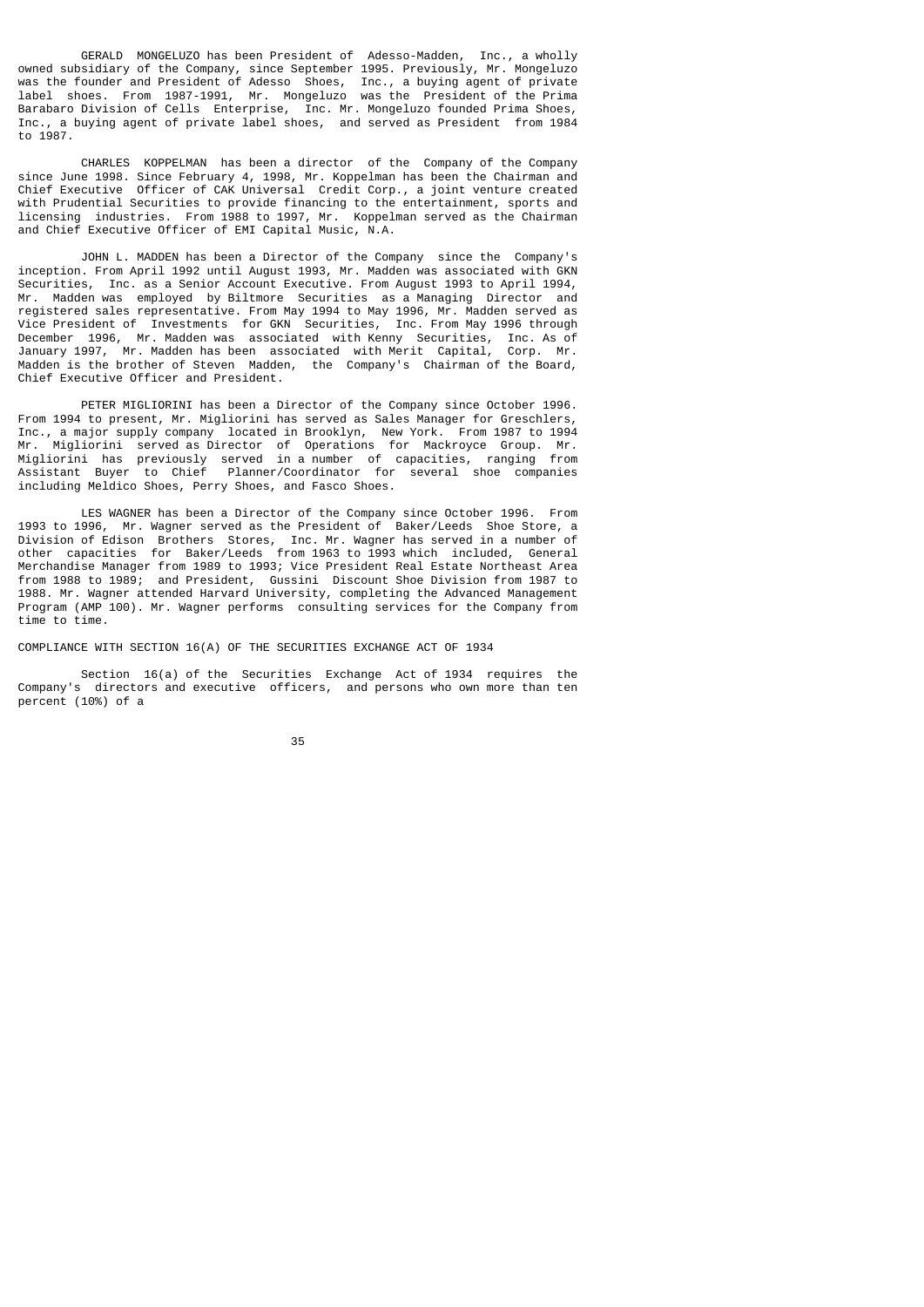GERALD MONGELUZO has been President of Adesso-Madden, Inc., a wholly owned subsidiary of the Company, since September 1995. Previously, Mr. Mongeluzo was the founder and President of Adesso Shoes, Inc., a buying agent of private label shoes. From 1987-1991, Mr. Mongeluzo was the President of the Prima Barabaro Division of Cells Enterprise, Inc. Mr. Mongeluzo founded Prima Shoes, Inc., a buying agent of private label shoes, and served as President from 1984 to 1987.

CHARLES KOPPELMAN has been a director of the Company of the Company since June 1998. Since February 4, 1998, Mr. Koppelman has been the Chairman and Chief Executive Officer of CAK Universal Credit Corp., a joint venture created with Prudential Securities to provide financing to the entertainment, sports and licensing industries. From 1988 to 1997, Mr. Koppelman served as the Chairman and Chief Executive Officer of EMI Capital Music, N.A.

JOHN L. MADDEN has been a Director of the Company since the Company's inception. From April 1992 until August 1993, Mr. Madden was associated with GKN Securities, Inc. as a Senior Account Executive. From August 1993 to April 1994, Mr. Madden was employed by Biltmore Securities as a Managing Director and registered sales representative. From May 1994 to May 1996, Mr. Madden served as Vice President of Investments for GKN Securities, Inc. From May 1996 through December 1996, Mr. Madden was associated with Kenny Securities, Inc. As of January 1997, Mr. Madden has been associated with Merit Capital, Corp. Mr. Madden is the brother of Steven Madden, the Company's Chairman of the Board, Chief Executive Officer and President.

PETER MIGLIORINI has been a Director of the Company since October 1996. From 1994 to present, Mr. Migliorini has served as Sales Manager for Greschlers, Inc., a major supply company located in Brooklyn, New York. From 1987 to 1994 Mr. Migliorini served as Director of Operations for Mackroyce Group. Mr. Migliorini has previously served in a number of capacities, ranging from Assistant Buyer to Chief Planner/Coordinator for several shoe companies including Meldico Shoes, Perry Shoes, and Fasco Shoes.

LES WAGNER has been a Director of the Company since October 1996. From 1993 to 1996, Mr. Wagner served as the President of Baker/Leeds Shoe Store, a Division of Edison Brothers Stores, Inc. Mr. Wagner has served in a number of other capacities for Baker/Leeds from 1963 to 1993 which included, General Merchandise Manager from 1989 to 1993; Vice President Real Estate Northeast Area from 1988 to 1989; and President, Gussini Discount Shoe Division from 1987 to 1988. Mr. Wagner attended Harvard University, completing the Advanced Management Program (AMP 100). Mr. Wagner performs consulting services for the Company from time to time.

COMPLIANCE WITH SECTION 16(A) OF THE SECURITIES EXCHANGE ACT OF 1934

Section 16(a) of the Securities Exchange Act of 1934 requires the Company's directors and executive officers, and persons who own more than ten percent (10%) of a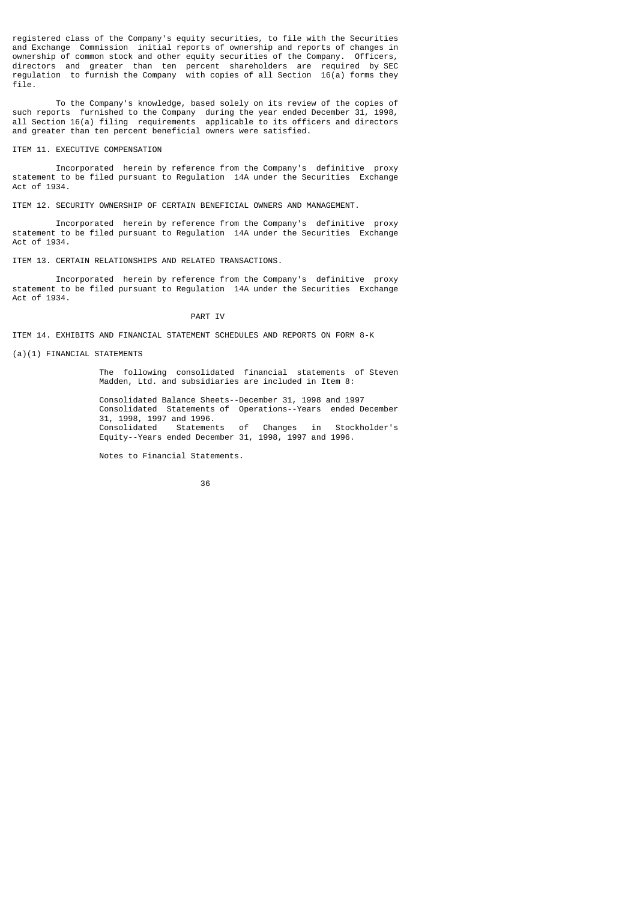registered class of the Company's equity securities, to file with the Securities and Exchange Commission initial reports of ownership and reports of changes in ownership of common stock and other equity securities of the Company. Officers, directors and greater than ten percent shareholders are required by SEC regulation to furnish the Company with copies of all Section 16(a) forms they file.

To the Company's knowledge, based solely on its review of the copies of such reports furnished to the Company during the year ended December 31, 1998, all Section 16(a) filing requirements applicable to its officers and directors and greater than ten percent beneficial owners were satisfied.

## ITEM 11. EXECUTIVE COMPENSATION

Incorporated herein by reference from the Company's definitive proxy statement to be filed pursuant to Regulation 14A under the Securities Exchange Act of 1934.

## ITEM 12. SECURITY OWNERSHIP OF CERTAIN BENEFICIAL OWNERS AND MANAGEMENT.

Incorporated herein by reference from the Company's definitive proxy statement to be filed pursuant to Regulation 14A under the Securities Exchange Act of 1934.

## ITEM 13. CERTAIN RELATIONSHIPS AND RELATED TRANSACTIONS.

Incorporated herein by reference from the Company's definitive proxy statement to be filed pursuant to Regulation 14A under the Securities Exchange Act of 1934.

# PART IV

## ITEM 14. EXHIBITS AND FINANCIAL STATEMENT SCHEDULES AND REPORTS ON FORM 8-K

(a)(1) FINANCIAL STATEMENTS

The following consolidated financial statements of Steven Madden, Ltd. and subsidiaries are included in Item 8:

Consolidated Balance Sheets--December 31, 1998 and 1997
Consolidated Statements of Operations--Years ended December 31, 1998, 1997 and 1996.
Consolidated Statements of Changes in Stockholder's Equity--Years ended December 31, 1998, 1997 and 1996.

Notes to Financial Statements.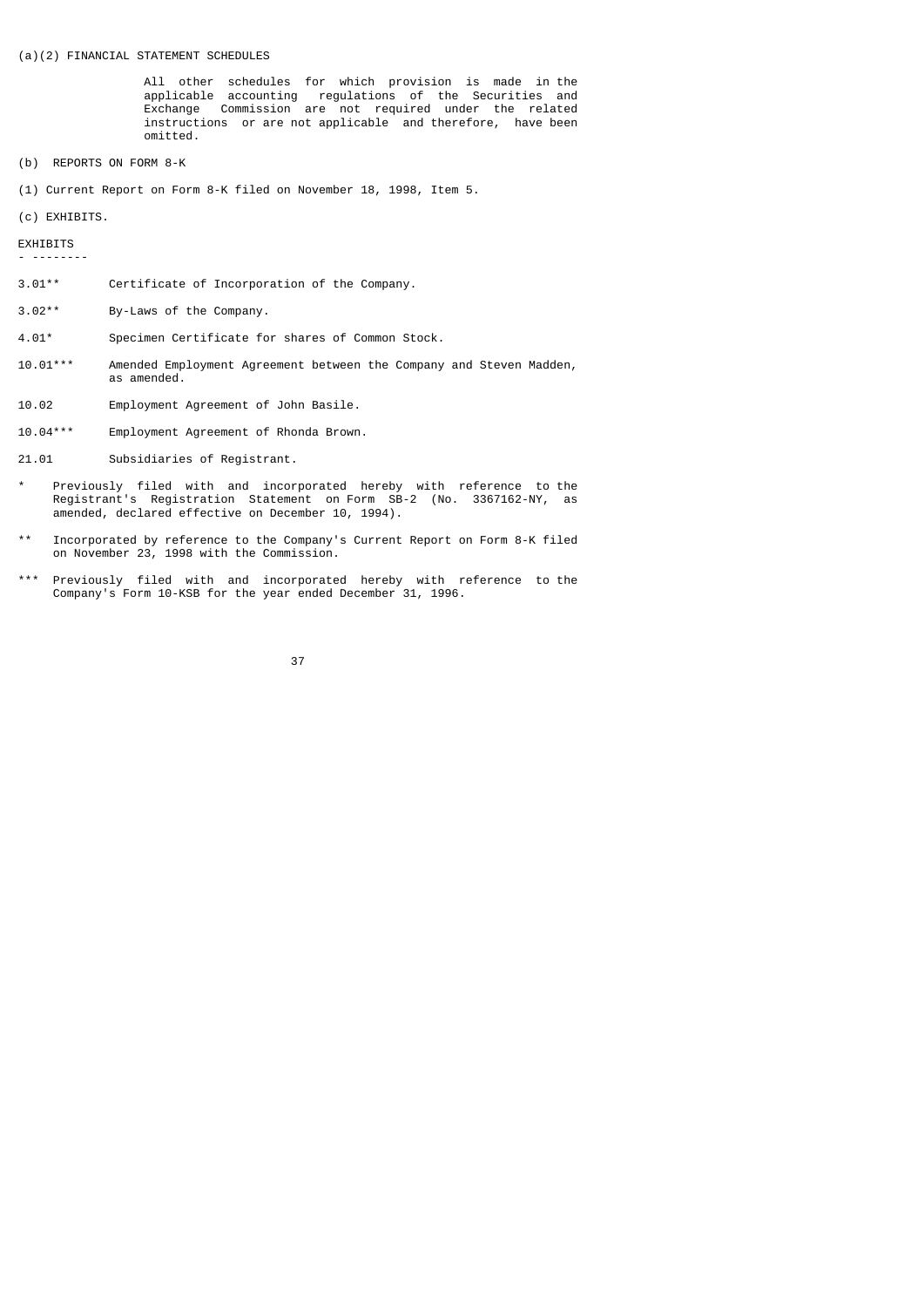(a)(2) FINANCIAL STATEMENT SCHEDULES

All other schedules for which provision is made in the applicable accounting regulations of the Securities and Exchange Commission are not required under the related instructions or are not applicable and therefore, have been omitted.

(b) REPORTS ON FORM 8-K

(1) Current Report on Form 8-K filed on November 18, 1998, Item 5.

(c) EXHIBITS.

EXHIBITS

| | |
|---|---|
| 3.01** | Certificate of Incorporation of the Company. |
| 3.02** | By-Laws of the Company. |
| 4.01* | Specimen Certificate for shares of Common Stock. |
| 10.01*** | Amended Employment Agreement between the Company and Steven Madden, as amended. |
| 10.02 | Employment Agreement of John Basile. |
| 10.04*** | Employment Agreement of Rhonda Brown. |
| 21.01 | Subsidiaries of Registrant. |

\* Previously filed with and incorporated hereby with reference to the Registrant's Registration Statement on Form SB-2 (No. 3367162-NY, as amended, declared effective on December 10, 1994).

** Incorporated by reference to the Company's Current Report on Form 8-K filed on November 23, 1998 with the Commission.

*** Previously filed with and incorporated hereby with reference to the Company's Form 10-KSB for the year ended December 31, 1996.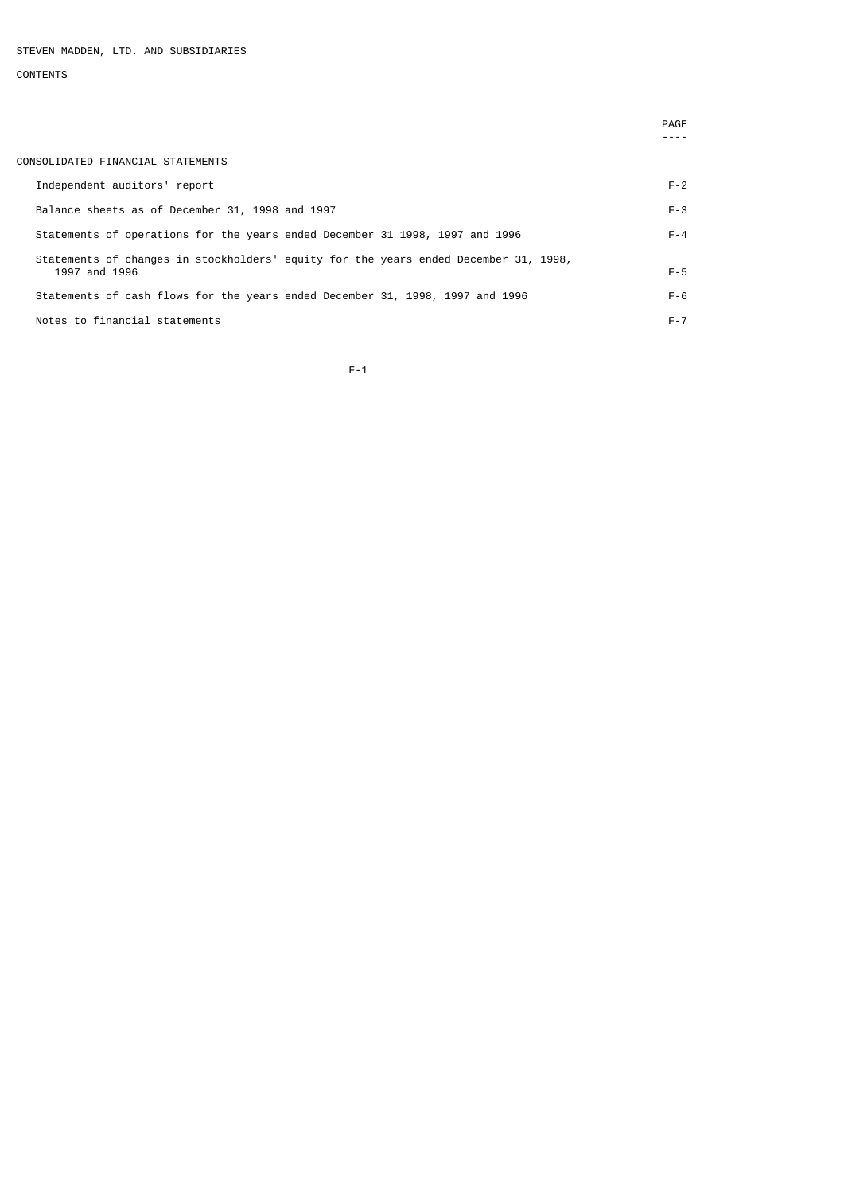STEVEN MADDEN, LTD. AND SUBSIDIARIES

CONTENTS

| | PAGE |
|---|---|
| CONSOLIDATED FINANCIAL STATEMENTS | |
| Independent auditors' report | F-2 |
| Balance sheets as of December 31, 1998 and 1997 | F-3 |
| Statements of operations for the years ended December 31 1998, 1997 and 1996 | F-4 |
| Statements of changes in stockholders' equity for the years ended December 31, 1998, 1997 and 1996 | F-5 |
| Statements of cash flows for the years ended December 31, 1998, 1997 and 1996 | F-6 |
| Notes to financial statements | F-7 |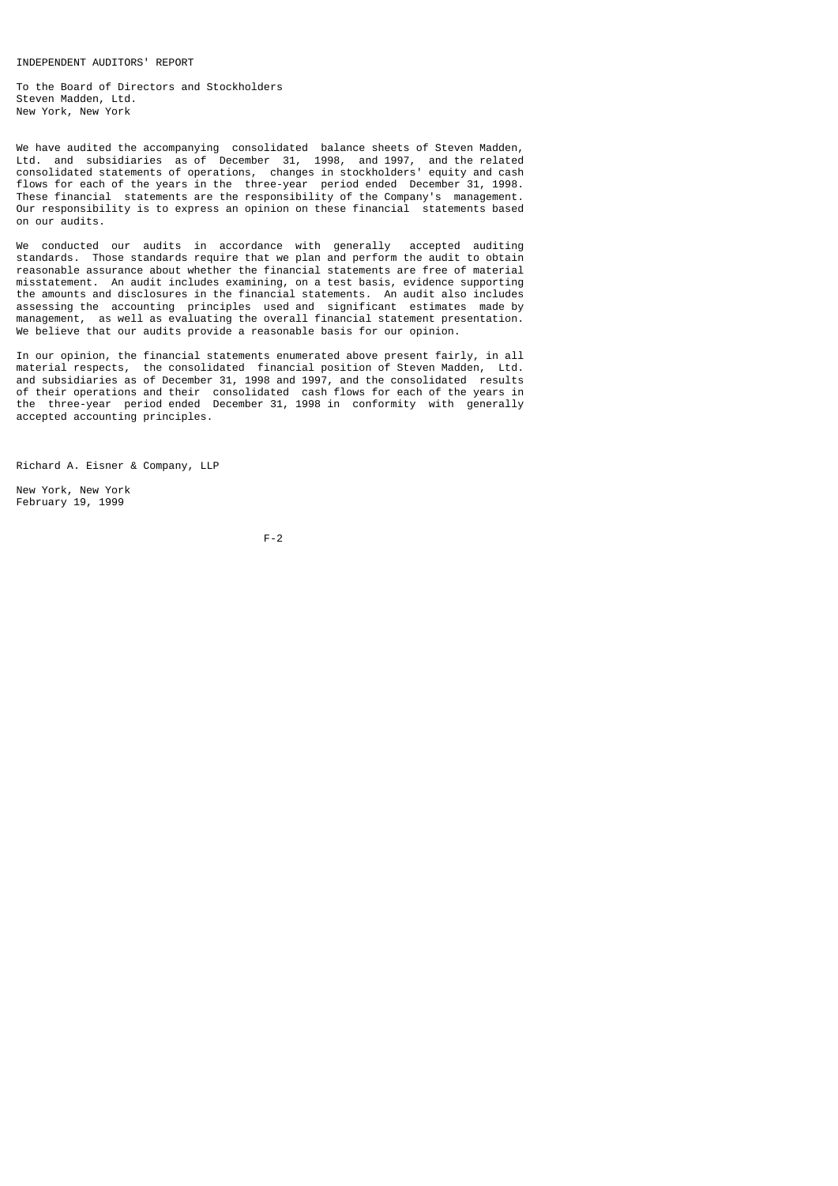# INDEPENDENT AUDITORS' REPORT

To the Board of Directors and Stockholders
Steven Madden, Ltd.
New York, New York

We have audited the accompanying consolidated balance sheets of Steven Madden, Ltd. and subsidiaries as of December 31, 1998, and 1997, and the related consolidated statements of operations, changes in stockholders' equity and cash flows for each of the years in the three-year period ended December 31, 1998. These financial statements are the responsibility of the Company's management. Our responsibility is to express an opinion on these financial statements based on our audits.

We conducted our audits in accordance with generally accepted auditing standards. Those standards require that we plan and perform the audit to obtain reasonable assurance about whether the financial statements are free of material misstatement. An audit includes examining, on a test basis, evidence supporting the amounts and disclosures in the financial statements. An audit also includes assessing the accounting principles used and significant estimates made by management, as well as evaluating the overall financial statement presentation. We believe that our audits provide a reasonable basis for our opinion.

In our opinion, the financial statements enumerated above present fairly, in all material respects, the consolidated financial position of Steven Madden, Ltd. and subsidiaries as of December 31, 1998 and 1997, and the consolidated results of their operations and their consolidated cash flows for each of the years in the three-year period ended December 31, 1998 in conformity with generally accepted accounting principles.

Richard A. Eisner & Company, LLP

New York, New York
February 19, 1999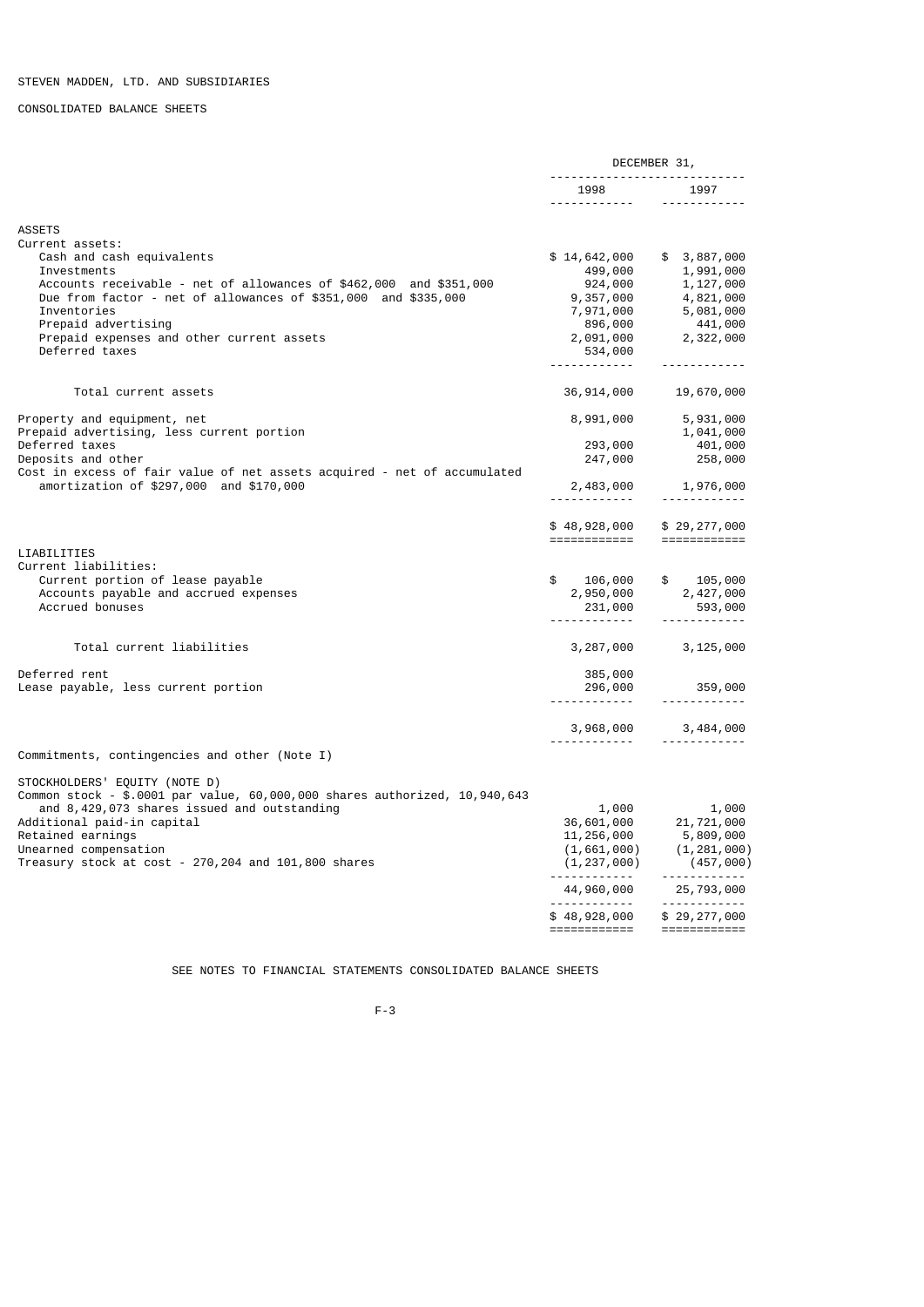STEVEN MADDEN, LTD. AND SUBSIDIARIES

CONSOLIDATED BALANCE SHEETS

| | DECEMBER 31, 1998 | DECEMBER 31, 1997 |
|---|---|---|
| **ASSETS** | | |
| Current assets: | | |
| Cash and cash equivalents | $ 14,642,000 | $ 3,887,000 |
| Investments | 499,000 | 1,991,000 |
| Accounts receivable - net of allowances of $462,000 and $351,000 | 924,000 | 1,127,000 |
| Due from factor - net of allowances of $351,000 and $335,000 | 9,357,000 | 4,821,000 |
| Inventories | 7,971,000 | 5,081,000 |
| Prepaid advertising | 896,000 | 441,000 |
| Prepaid expenses and other current assets | 2,091,000 | 2,322,000 |
| Deferred taxes | 534,000 | |
| Total current assets | 36,914,000 | 19,670,000 |
| Property and equipment, net | 8,991,000 | 5,931,000 |
| Prepaid advertising, less current portion | | 1,041,000 |
| Deferred taxes | 293,000 | 401,000 |
| Deposits and other | 247,000 | 258,000 |
| Cost in excess of fair value of net assets acquired - net of accumulated amortization of $297,000 and $170,000 | 2,483,000 | 1,976,000 |
| | $ 48,928,000 | $ 29,277,000 |
| **LIABILITIES** | | |
| Current liabilities: | | |
| Current portion of lease payable | $ 106,000 | $ 105,000 |
| Accounts payable and accrued expenses | 2,950,000 | 2,427,000 |
| Accrued bonuses | 231,000 | 593,000 |
| Total current liabilities | 3,287,000 | 3,125,000 |
| Deferred rent | 385,000 | |
| Lease payable, less current portion | 296,000 | 359,000 |
| | 3,968,000 | 3,484,000 |
| Commitments, contingencies and other (Note I) | | |
| STOCKHOLDERS' EQUITY (NOTE D) | | |
| Common stock - $.0001 par value, 60,000,000 shares authorized, 10,940,643 and 8,429,073 shares issued and outstanding | 1,000 | 1,000 |
| Additional paid-in capital | 36,601,000 | 21,721,000 |
| Retained earnings | 11,256,000 | 5,809,000 |
| Unearned compensation | (1,661,000) | (1,281,000) |
| Treasury stock at cost - 270,204 and 101,800 shares | (1,237,000) | (457,000) |
| | 44,960,000 | 25,793,000 |
| | $ 48,928,000 | $ 29,277,000 |

SEE NOTES TO FINANCIAL STATEMENTS CONSOLIDATED BALANCE SHEETS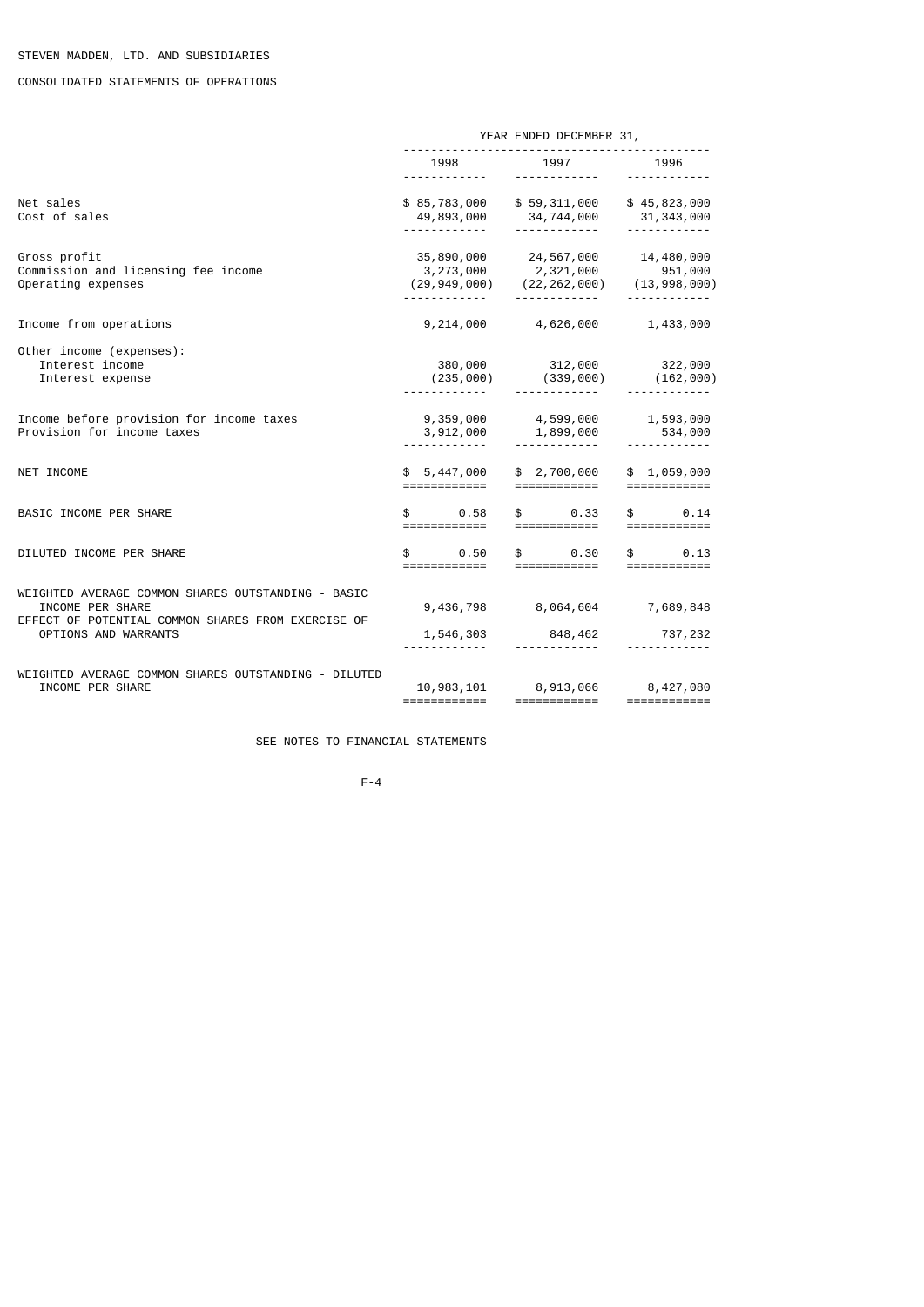STEVEN MADDEN, LTD. AND SUBSIDIARIES

CONSOLIDATED STATEMENTS OF OPERATIONS

| | YEAR ENDED DECEMBER 31, | | |
|---|---|---|---|
| | 1998 | 1997 | 1996 |
| Net sales | $ 85,783,000 | $ 59,311,000 | $ 45,823,000 |
| Cost of sales | 49,893,000 | 34,744,000 | 31,343,000 |
| Gross profit | 35,890,000 | 24,567,000 | 14,480,000 |
| Commission and licensing fee income | 3,273,000 | 2,321,000 | 951,000 |
| Operating expenses | (29,949,000) | (22,262,000) | (13,998,000) |
| Income from operations | 9,214,000 | 4,626,000 | 1,433,000 |
| Other income (expenses): | | | |
| Interest income | 380,000 | 312,000 | 322,000 |
| Interest expense | (235,000) | (339,000) | (162,000) |
| Income before provision for income taxes | 9,359,000 | 4,599,000 | 1,593,000 |
| Provision for income taxes | 3,912,000 | 1,899,000 | 534,000 |
| NET INCOME | $ 5,447,000 | $ 2,700,000 | $ 1,059,000 |
| BASIC INCOME PER SHARE | $ 0.58 | $ 0.33 | $ 0.14 |
| DILUTED INCOME PER SHARE | $ 0.50 | $ 0.30 | $ 0.13 |
| WEIGHTED AVERAGE COMMON SHARES OUTSTANDING - BASIC INCOME PER SHARE | 9,436,798 | 8,064,604 | 7,689,848 |
| EFFECT OF POTENTIAL COMMON SHARES FROM EXERCISE OF OPTIONS AND WARRANTS | 1,546,303 | 848,462 | 737,232 |
| WEIGHTED AVERAGE COMMON SHARES OUTSTANDING - DILUTED INCOME PER SHARE | 10,983,101 | 8,913,066 | 8,427,080 |

SEE NOTES TO FINANCIAL STATEMENTS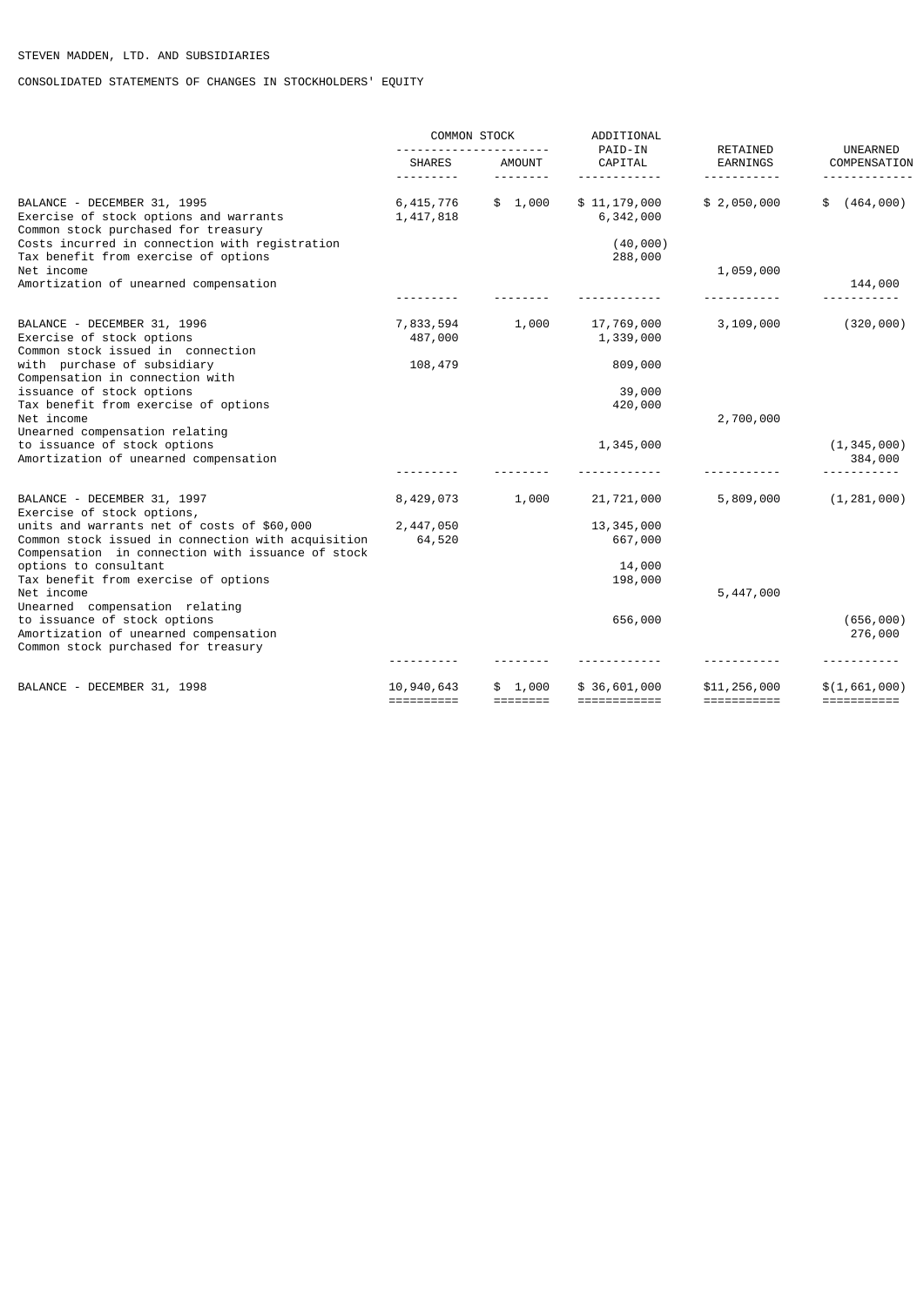STEVEN MADDEN, LTD. AND SUBSIDIARIES

CONSOLIDATED STATEMENTS OF CHANGES IN STOCKHOLDERS' EQUITY

| | COMMON STOCK | | ADDITIONAL PAID-IN | RETAINED | UNEARNED |
|---|---|---|---|---|---|
| | SHARES | AMOUNT | CAPITAL | EARNINGS | COMPENSATION |
| BALANCE - DECEMBER 31, 1995 | 6,415,776 | $ 1,000 | $ 11,179,000 | $ 2,050,000 | $ (464,000) |
| Exercise of stock options and warrants | 1,417,818 | | 6,342,000 | | |
| Common stock purchased for treasury | | | | | |
| Costs incurred in connection with registration | | | (40,000) | | |
| Tax benefit from exercise of options | | | 288,000 | | |
| Net income | | | | 1,059,000 | |
| Amortization of unearned compensation | | | | | 144,000 |
| BALANCE - DECEMBER 31, 1996 | 7,833,594 | 1,000 | 17,769,000 | 3,109,000 | (320,000) |
| Exercise of stock options | 487,000 | | 1,339,000 | | |
| Common stock issued in connection with purchase of subsidiary | 108,479 | | 809,000 | | |
| Compensation in connection with issuance of stock options | | | 39,000 | | |
| Tax benefit from exercise of options | | | 420,000 | | |
| Net income | | | | 2,700,000 | |
| Unearned compensation relating to issuance of stock options | | | 1,345,000 | | (1,345,000) |
| Amortization of unearned compensation | | | | | 384,000 |
| BALANCE - DECEMBER 31, 1997 | 8,429,073 | 1,000 | 21,721,000 | 5,809,000 | (1,281,000) |
| Exercise of stock options, units and warrants net of costs of $60,000 | 2,447,050 | | 13,345,000 | | |
| Common stock issued in connection with acquisition | 64,520 | | 667,000 | | |
| Compensation in connection with issuance of stock options to consultant | | | 14,000 | | |
| Tax benefit from exercise of options | | | 198,000 | | |
| Net income | | | | 5,447,000 | |
| Unearned compensation relating to issuance of stock options | | | 656,000 | | (656,000) |
| Amortization of unearned compensation | | | | | 276,000 |
| Common stock purchased for treasury | | | | | |
| BALANCE - DECEMBER 31, 1998 | 10,940,643 | $ 1,000 | $ 36,601,000 | $11,256,000 | $(1,661,000) |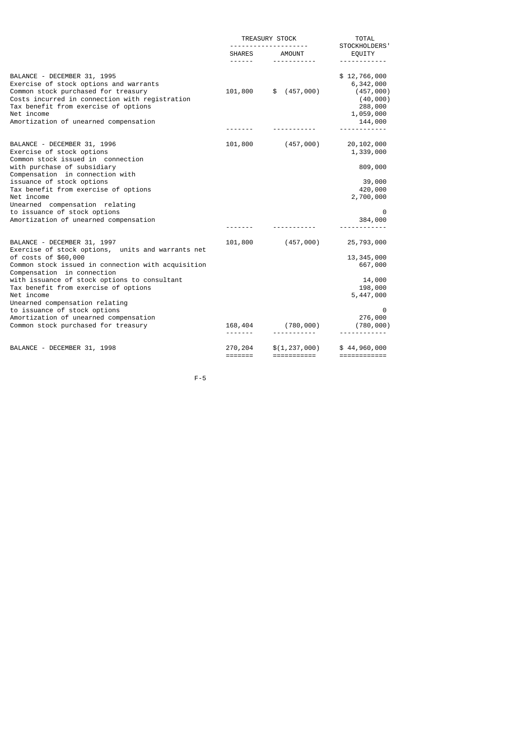| | TREASURY STOCK | | TOTAL STOCKHOLDERS' |
|---|---|---|---|
| | SHARES | AMOUNT | EQUITY |
| BALANCE - DECEMBER 31, 1995 | | | $ 12,766,000 |
| Exercise of stock options and warrants | | | 6,342,000 |
| Common stock purchased for treasury | 101,800 | $ (457,000) | (457,000) |
| Costs incurred in connection with registration | | | (40,000) |
| Tax benefit from exercise of options | | | 288,000 |
| Net income | | | 1,059,000 |
| Amortization of unearned compensation | | | 144,000 |
| BALANCE - DECEMBER 31, 1996 | 101,800 | (457,000) | 20,102,000 |
| Exercise of stock options | | | 1,339,000 |
| Common stock issued in connection with purchase of subsidiary | | | 809,000 |
| Compensation in connection with issuance of stock options | | | 39,000 |
| Tax benefit from exercise of options | | | 420,000 |
| Net income | | | 2,700,000 |
| Unearned compensation relating to issuance of stock options | | | 0 |
| Amortization of unearned compensation | | | 384,000 |
| BALANCE - DECEMBER 31, 1997 | 101,800 | (457,000) | 25,793,000 |
| Exercise of stock options, units and warrants net of costs of $60,000 | | | 13,345,000 |
| Common stock issued in connection with acquisition | | | 667,000 |
| Compensation in connection with issuance of stock options to consultant | | | 14,000 |
| Tax benefit from exercise of options | | | 198,000 |
| Net income | | | 5,447,000 |
| Unearned compensation relating to issuance of stock options | | | 0 |
| Amortization of unearned compensation | | | 276,000 |
| Common stock purchased for treasury | 168,404 | (780,000) | (780,000) |
| BALANCE - DECEMBER 31, 1998 | 270,204 | $(1,237,000) | $ 44,960,000 |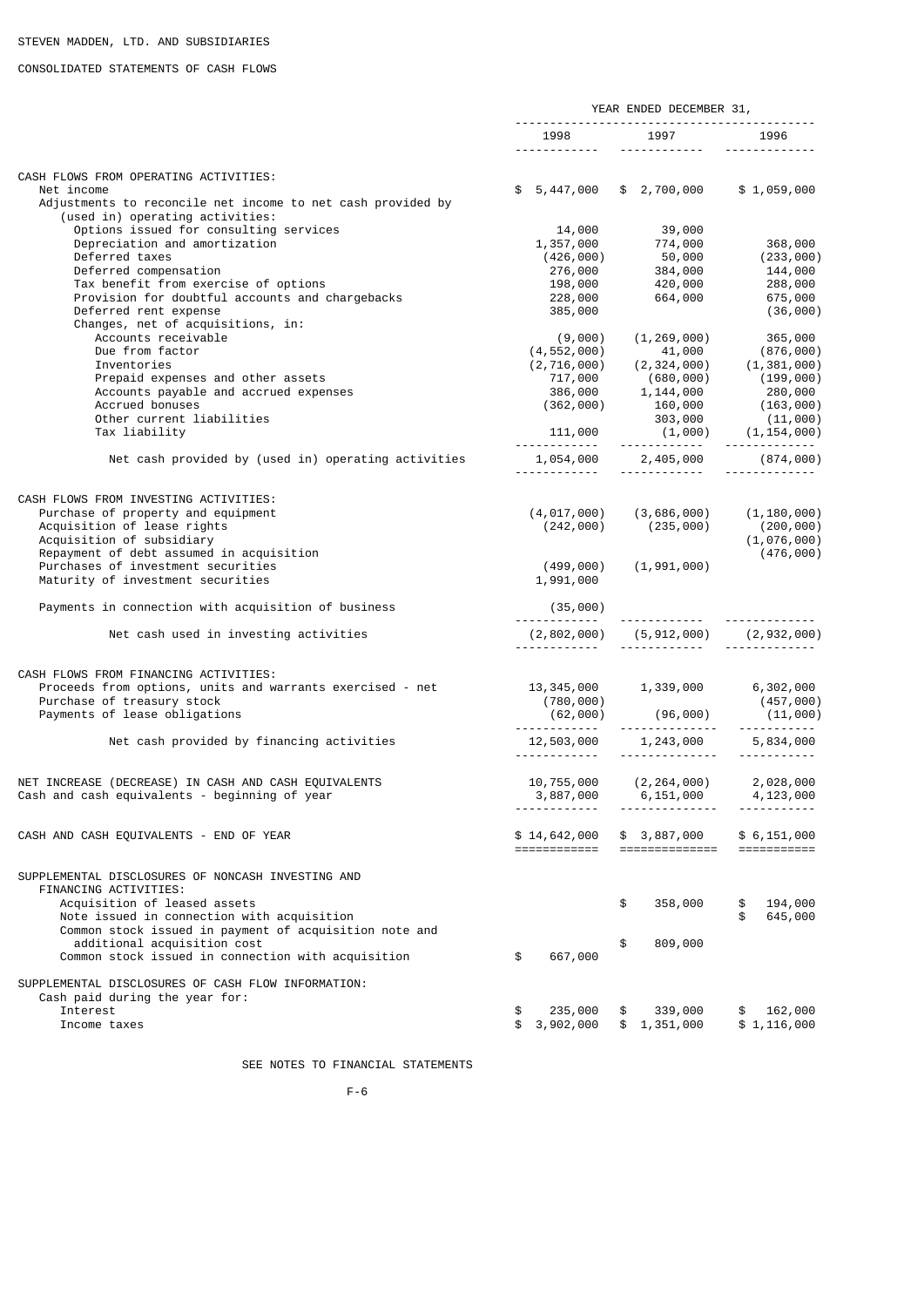STEVEN MADDEN, LTD. AND SUBSIDIARIES

CONSOLIDATED STATEMENTS OF CASH FLOWS

| | YEAR ENDED DECEMBER 31, | | |
|---|---|---|---|
| | 1998 | 1997 | 1996 |
| **CASH FLOWS FROM OPERATING ACTIVITIES:** | | | |
| Net income | $ 5,447,000 | $ 2,700,000 | $ 1,059,000 |
| Adjustments to reconcile net income to net cash provided by (used in) operating activities: | | | |
| Options issued for consulting services | 14,000 | 39,000 | |
| Depreciation and amortization | 1,357,000 | 774,000 | 368,000 |
| Deferred taxes | (426,000) | 50,000 | (233,000) |
| Deferred compensation | 276,000 | 384,000 | 144,000 |
| Tax benefit from exercise of options | 198,000 | 420,000 | 288,000 |
| Provision for doubtful accounts and chargebacks | 228,000 | 664,000 | 675,000 |
| Deferred rent expense | 385,000 | | (36,000) |
| Changes, net of acquisitions, in: | | | |
| Accounts receivable | (9,000) | (1,269,000) | 365,000 |
| Due from factor | (4,552,000) | 41,000 | (876,000) |
| Inventories | (2,716,000) | (2,324,000) | (1,381,000) |
| Prepaid expenses and other assets | 717,000 | (680,000) | (199,000) |
| Accounts payable and accrued expenses | 386,000 | 1,144,000 | 280,000 |
| Accrued bonuses | (362,000) | 160,000 | (163,000) |
| Other current liabilities | | 303,000 | (11,000) |
| Tax liability | 111,000 | (1,000) | (1,154,000) |
| Net cash provided by (used in) operating activities | 1,054,000 | 2,405,000 | (874,000) |
| **CASH FLOWS FROM INVESTING ACTIVITIES:** | | | |
| Purchase of property and equipment | (4,017,000) | (3,686,000) | (1,180,000) |
| Acquisition of lease rights | (242,000) | (235,000) | (200,000) |
| Acquisition of subsidiary | | | (1,076,000) |
| Repayment of debt assumed in acquisition | | | (476,000) |
| Purchases of investment securities | (499,000) | (1,991,000) | |
| Maturity of investment securities | 1,991,000 | | |
| Payments in connection with acquisition of business | (35,000) | | |
| Net cash used in investing activities | (2,802,000) | (5,912,000) | (2,932,000) |
| **CASH FLOWS FROM FINANCING ACTIVITIES:** | | | |
| Proceeds from options, units and warrants exercised - net | 13,345,000 | 1,339,000 | 6,302,000 |
| Purchase of treasury stock | (780,000) | | (457,000) |
| Payments of lease obligations | (62,000) | (96,000) | (11,000) |
| Net cash provided by financing activities | 12,503,000 | 1,243,000 | 5,834,000 |
| NET INCREASE (DECREASE) IN CASH AND CASH EQUIVALENTS | 10,755,000 | (2,264,000) | 2,028,000 |
| Cash and cash equivalents - beginning of year | 3,887,000 | 6,151,000 | 4,123,000 |
| CASH AND CASH EQUIVALENTS - END OF YEAR | $ 14,642,000 | $ 3,887,000 | $ 6,151,000 |
| **SUPPLEMENTAL DISCLOSURES OF NONCASH INVESTING AND FINANCING ACTIVITIES:** | | | |
| Acquisition of leased assets | | $ 358,000 | $ 194,000 |
| Note issued in connection with acquisition | | | $ 645,000 |
| Common stock issued in payment of acquisition note and additional acquisition cost | | $ 809,000 | |
| Common stock issued in connection with acquisition | $ 667,000 | | |
| **SUPPLEMENTAL DISCLOSURES OF CASH FLOW INFORMATION:** | | | |
| Cash paid during the year for: | | | |
| Interest | $ 235,000 | $ 339,000 | $ 162,000 |
| Income taxes | $ 3,902,000 | $ 1,351,000 | $ 1,116,000 |

SEE NOTES TO FINANCIAL STATEMENTS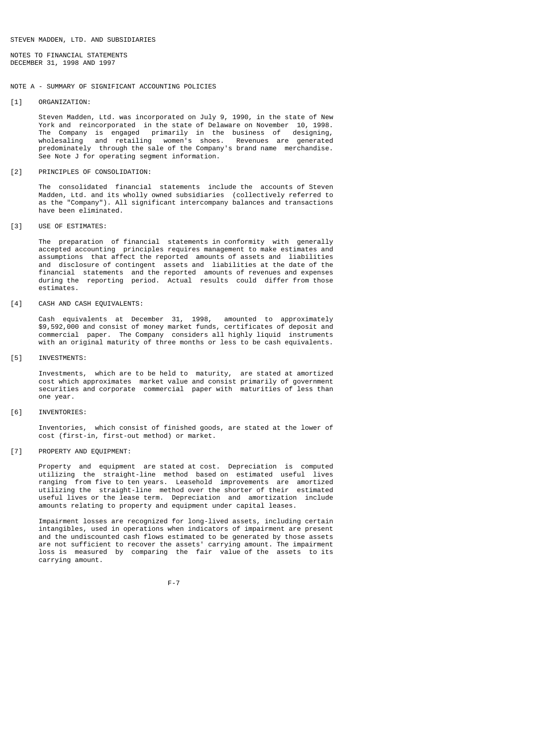STEVEN MADDEN, LTD. AND SUBSIDIARIES

NOTES TO FINANCIAL STATEMENTS
DECEMBER 31, 1998 AND 1997

## NOTE A - SUMMARY OF SIGNIFICANT ACCOUNTING POLICIES

[1] ORGANIZATION:

Steven Madden, Ltd. was incorporated on July 9, 1990, in the state of New York and reincorporated in the state of Delaware on November 10, 1998. The Company is engaged primarily in the business of designing, wholesaling and retailing women's shoes. Revenues are generated predominately through the sale of the Company's brand name merchandise. See Note J for operating segment information.

[2] PRINCIPLES OF CONSOLIDATION:

The consolidated financial statements include the accounts of Steven Madden, Ltd. and its wholly owned subsidiaries (collectively referred to as the "Company"). All significant intercompany balances and transactions have been eliminated.

[3] USE OF ESTIMATES:

The preparation of financial statements in conformity with generally accepted accounting principles requires management to make estimates and assumptions that affect the reported amounts of assets and liabilities and disclosure of contingent assets and liabilities at the date of the financial statements and the reported amounts of revenues and expenses during the reporting period. Actual results could differ from those estimates.

[4] CASH AND CASH EQUIVALENTS:

Cash equivalents at December 31, 1998, amounted to approximately $9,592,000 and consist of money market funds, certificates of deposit and commercial paper. The Company considers all highly liquid instruments with an original maturity of three months or less to be cash equivalents.

[5] INVESTMENTS:

Investments, which are to be held to maturity, are stated at amortized cost which approximates market value and consist primarily of government securities and corporate commercial paper with maturities of less than one year.

[6] INVENTORIES:

Inventories, which consist of finished goods, are stated at the lower of cost (first-in, first-out method) or market.

[7] PROPERTY AND EQUIPMENT:

Property and equipment are stated at cost. Depreciation is computed utilizing the straight-line method based on estimated useful lives ranging from five to ten years. Leasehold improvements are amortized utilizing the straight-line method over the shorter of their estimated useful lives or the lease term. Depreciation and amortization include amounts relating to property and equipment under capital leases.

Impairment losses are recognized for long-lived assets, including certain intangibles, used in operations when indicators of impairment are present and the undiscounted cash flows estimated to be generated by those assets are not sufficient to recover the assets' carrying amount. The impairment loss is measured by comparing the fair value of the assets to its carrying amount.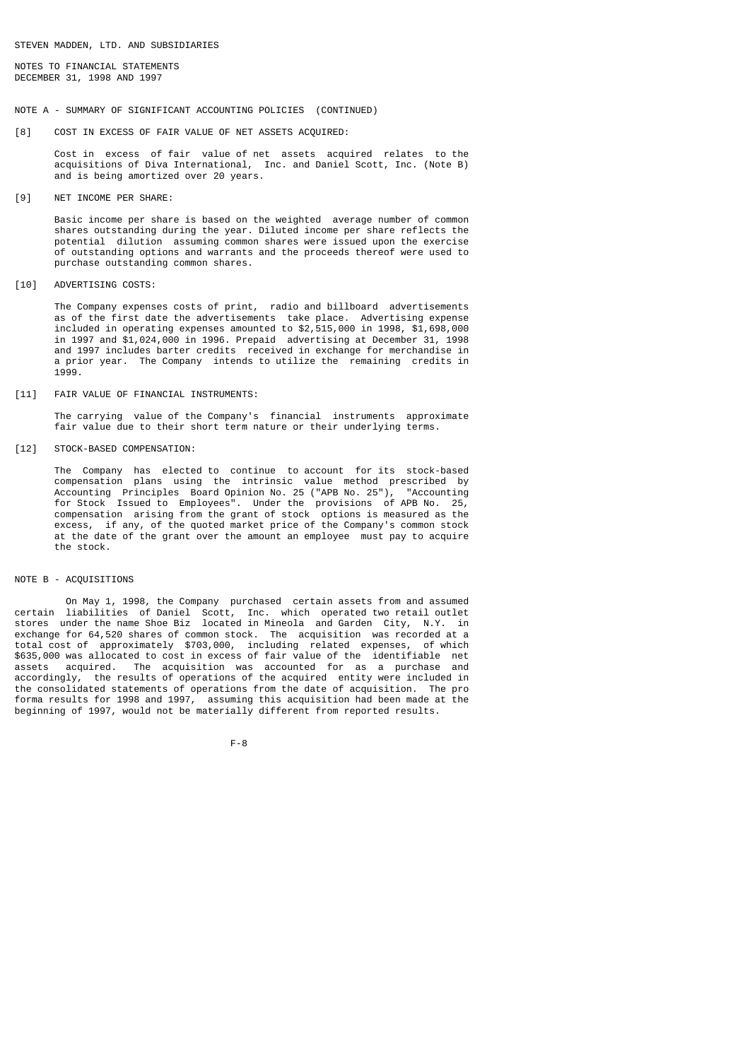STEVEN MADDEN, LTD. AND SUBSIDIARIES

NOTES TO FINANCIAL STATEMENTS
DECEMBER 31, 1998 AND 1997

NOTE A - SUMMARY OF SIGNIFICANT ACCOUNTING POLICIES (CONTINUED)

[8] COST IN EXCESS OF FAIR VALUE OF NET ASSETS ACQUIRED:

Cost in excess of fair value of net assets acquired relates to the acquisitions of Diva International, Inc. and Daniel Scott, Inc. (Note B) and is being amortized over 20 years.

[9] NET INCOME PER SHARE:

Basic income per share is based on the weighted average number of common shares outstanding during the year. Diluted income per share reflects the potential dilution assuming common shares were issued upon the exercise of outstanding options and warrants and the proceeds thereof were used to purchase outstanding common shares.

[10] ADVERTISING COSTS:

The Company expenses costs of print, radio and billboard advertisements as of the first date the advertisements take place. Advertising expense included in operating expenses amounted to $2,515,000 in 1998, $1,698,000 in 1997 and $1,024,000 in 1996. Prepaid advertising at December 31, 1998 and 1997 includes barter credits received in exchange for merchandise in a prior year. The Company intends to utilize the remaining credits in 1999.

[11] FAIR VALUE OF FINANCIAL INSTRUMENTS:

The carrying value of the Company's financial instruments approximate fair value due to their short term nature or their underlying terms.

[12] STOCK-BASED COMPENSATION:

The Company has elected to continue to account for its stock-based compensation plans using the intrinsic value method prescribed by Accounting Principles Board Opinion No. 25 ("APB No. 25"), "Accounting for Stock Issued to Employees". Under the provisions of APB No. 25, compensation arising from the grant of stock options is measured as the excess, if any, of the quoted market price of the Company's common stock at the date of the grant over the amount an employee must pay to acquire the stock.

NOTE B - ACQUISITIONS

On May 1, 1998, the Company purchased certain assets from and assumed certain liabilities of Daniel Scott, Inc. which operated two retail outlet stores under the name Shoe Biz located in Mineola and Garden City, N.Y. in exchange for 64,520 shares of common stock. The acquisition was recorded at a total cost of approximately $703,000, including related expenses, of which $635,000 was allocated to cost in excess of fair value of the identifiable net assets acquired. The acquisition was accounted for as a purchase and accordingly, the results of operations of the acquired entity were included in the consolidated statements of operations from the date of acquisition. The pro forma results for 1998 and 1997, assuming this acquisition had been made at the beginning of 1997, would not be materially different from reported results.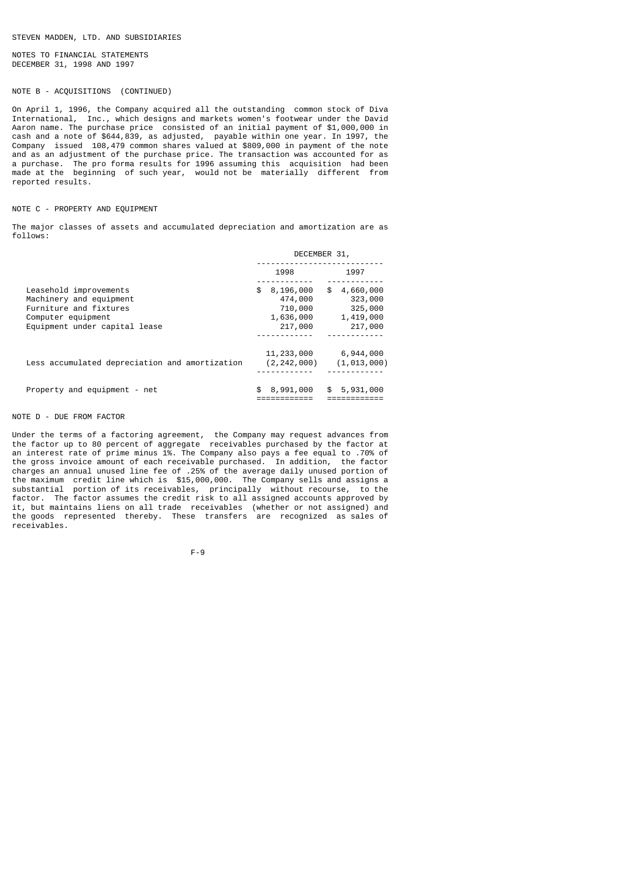STEVEN MADDEN, LTD. AND SUBSIDIARIES

NOTES TO FINANCIAL STATEMENTS
DECEMBER 31, 1998 AND 1997

NOTE B - ACQUISITIONS (CONTINUED)

On April 1, 1996, the Company acquired all the outstanding common stock of Diva International, Inc., which designs and markets women's footwear under the David Aaron name. The purchase price consisted of an initial payment of $1,000,000 in cash and a note of $644,839, as adjusted, payable within one year. In 1997, the Company issued 108,479 common shares valued at $809,000 in payment of the note and as an adjustment of the purchase price. The transaction was accounted for as a purchase. The pro forma results for 1996 assuming this acquisition had been made at the beginning of such year, would not be materially different from reported results.

NOTE C - PROPERTY AND EQUIPMENT

The major classes of assets and accumulated depreciation and amortization are as follows:

| | DECEMBER 31, | |
|---|---|---|
| | 1998 | 1997 |
| Leasehold improvements | $ 8,196,000 | $ 4,660,000 |
| Machinery and equipment | 474,000 | 323,000 |
| Furniture and fixtures | 710,000 | 325,000 |
| Computer equipment | 1,636,000 | 1,419,000 |
| Equipment under capital lease | 217,000 | 217,000 |
| | 11,233,000 | 6,944,000 |
| Less accumulated depreciation and amortization | (2,242,000) | (1,013,000) |
| Property and equipment - net | $ 8,991,000 | $ 5,931,000 |

NOTE D - DUE FROM FACTOR

Under the terms of a factoring agreement, the Company may request advances from the factor up to 80 percent of aggregate receivables purchased by the factor at an interest rate of prime minus 1%. The Company also pays a fee equal to .70% of the gross invoice amount of each receivable purchased. In addition, the factor charges an annual unused line fee of .25% of the average daily unused portion of the maximum credit line which is $15,000,000. The Company sells and assigns a substantial portion of its receivables, principally without recourse, to the factor. The factor assumes the credit risk to all assigned accounts approved by it, but maintains liens on all trade receivables (whether or not assigned) and the goods represented thereby. These transfers are recognized as sales of receivables.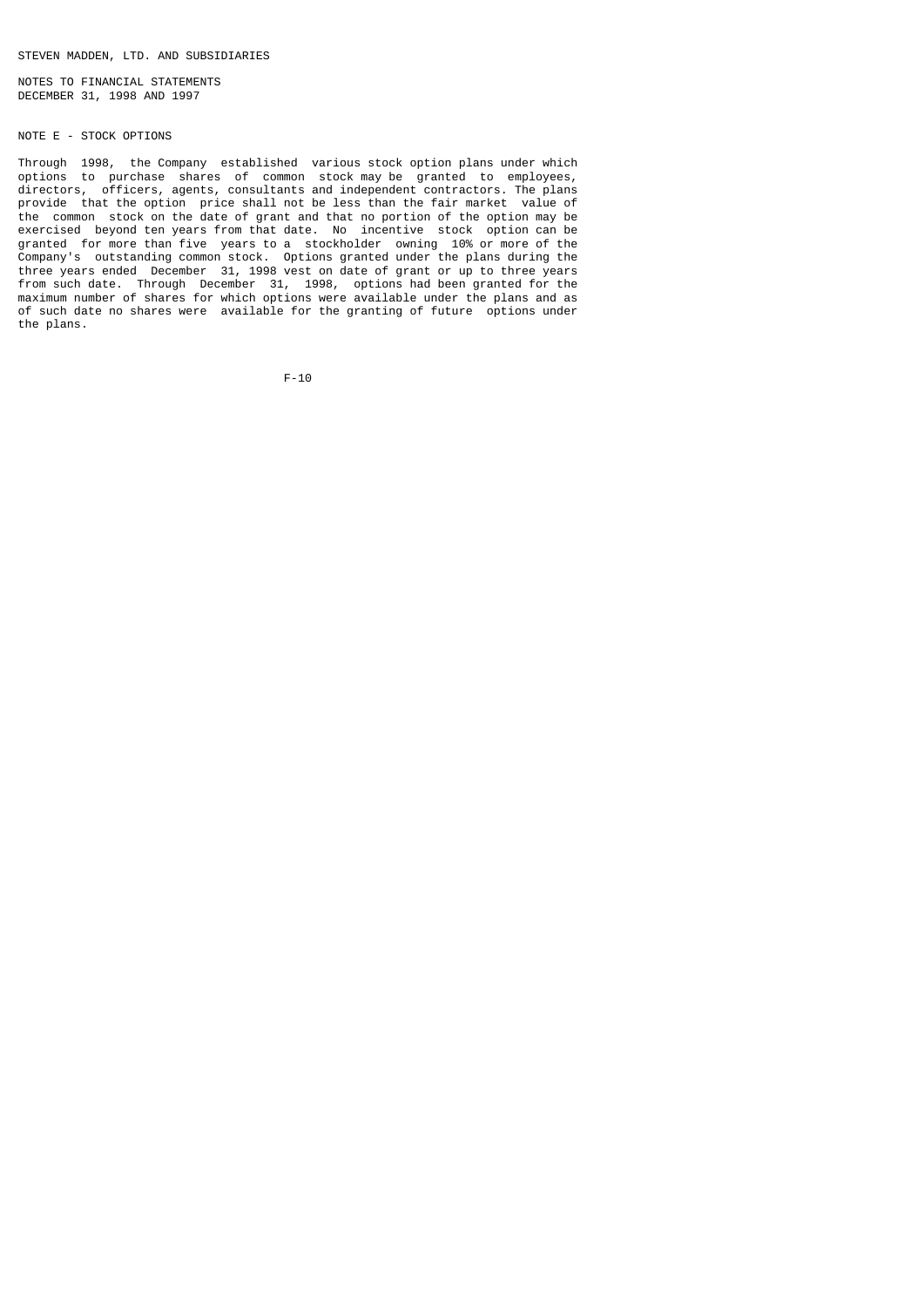STEVEN MADDEN, LTD. AND SUBSIDIARIES

NOTES TO FINANCIAL STATEMENTS
DECEMBER 31, 1998 AND 1997

## NOTE E - STOCK OPTIONS

Through 1998, the Company established various stock option plans under which options to purchase shares of common stock may be granted to employees, directors, officers, agents, consultants and independent contractors. The plans provide that the option price shall not be less than the fair market value of the common stock on the date of grant and that no portion of the option may be exercised beyond ten years from that date. No incentive stock option can be granted for more than five years to a stockholder owning 10% or more of the Company's outstanding common stock. Options granted under the plans during the three years ended December 31, 1998 vest on date of grant or up to three years from such date. Through December 31, 1998, options had been granted for the maximum number of shares for which options were available under the plans and as of such date no shares were available for the granting of future options under the plans.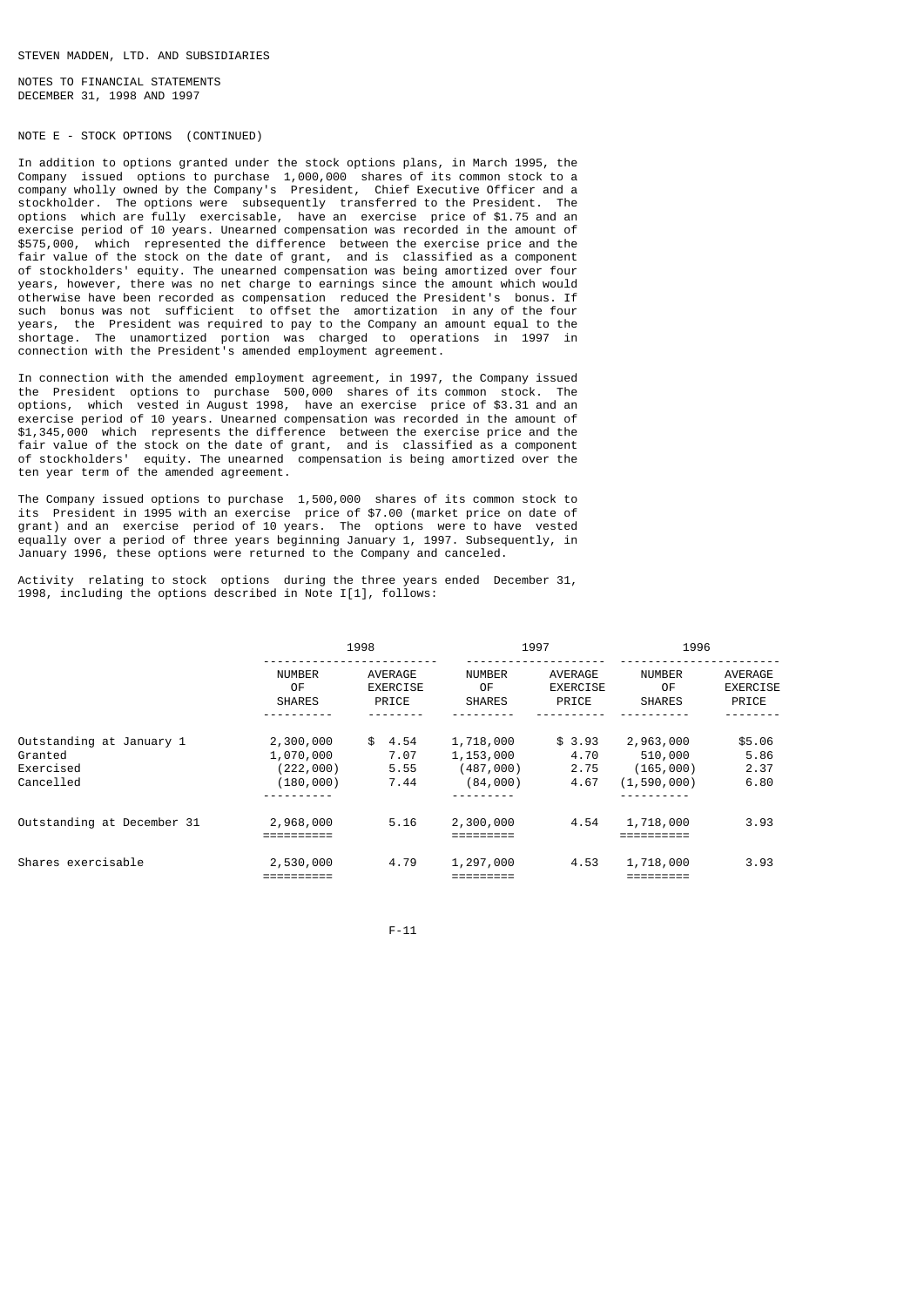STEVEN MADDEN, LTD. AND SUBSIDIARIES

NOTES TO FINANCIAL STATEMENTS
DECEMBER 31, 1998 AND 1997

NOTE E - STOCK OPTIONS (CONTINUED)

In addition to options granted under the stock options plans, in March 1995, the Company issued options to purchase 1,000,000 shares of its common stock to a company wholly owned by the Company's President, Chief Executive Officer and a stockholder. The options were subsequently transferred to the President. The options which are fully exercisable, have an exercise price of $1.75 and an exercise period of 10 years. Unearned compensation was recorded in the amount of $575,000, which represented the difference between the exercise price and the fair value of the stock on the date of grant, and is classified as a component of stockholders' equity. The unearned compensation was being amortized over four years, however, there was no net charge to earnings since the amount which would otherwise have been recorded as compensation reduced the President's bonus. If such bonus was not sufficient to offset the amortization in any of the four years, the President was required to pay to the Company an amount equal to the shortage. The unamortized portion was charged to operations in 1997 in connection with the President's amended employment agreement.

In connection with the amended employment agreement, in 1997, the Company issued the President options to purchase 500,000 shares of its common stock. The options, which vested in August 1998, have an exercise price of $3.31 and an exercise period of 10 years. Unearned compensation was recorded in the amount of $1,345,000 which represents the difference between the exercise price and the fair value of the stock on the date of grant, and is classified as a component of stockholders' equity. The unearned compensation is being amortized over the ten year term of the amended agreement.

The Company issued options to purchase 1,500,000 shares of its common stock to its President in 1995 with an exercise price of $7.00 (market price on date of grant) and an exercise period of 10 years. The options were to have vested equally over a period of three years beginning January 1, 1997. Subsequently, in January 1996, these options were returned to the Company and canceled.

Activity relating to stock options during the three years ended December 31, 1998, including the options described in Note I[1], follows:

| | 1998 | | 1997 | | 1996 | |
|---|---|---|---|---|---|---|
| | NUMBER OF SHARES | AVERAGE EXERCISE PRICE | NUMBER OF SHARES | AVERAGE EXERCISE PRICE | NUMBER OF SHARES | AVERAGE EXERCISE PRICE |
| Outstanding at January 1 | 2,300,000 | $ 4.54 | 1,718,000 | $ 3.93 | 2,963,000 | $5.06 |
| Granted | 1,070,000 | 7.07 | 1,153,000 | 4.70 | 510,000 | 5.86 |
| Exercised | (222,000) | 5.55 | (487,000) | 2.75 | (165,000) | 2.37 |
| Cancelled | (180,000) | 7.44 | (84,000) | 4.67 | (1,590,000) | 6.80 |
| Outstanding at December 31 | 2,968,000 | 5.16 | 2,300,000 | 4.54 | 1,718,000 | 3.93 |
| Shares exercisable | 2,530,000 | 4.79 | 1,297,000 | 4.53 | 1,718,000 | 3.93 |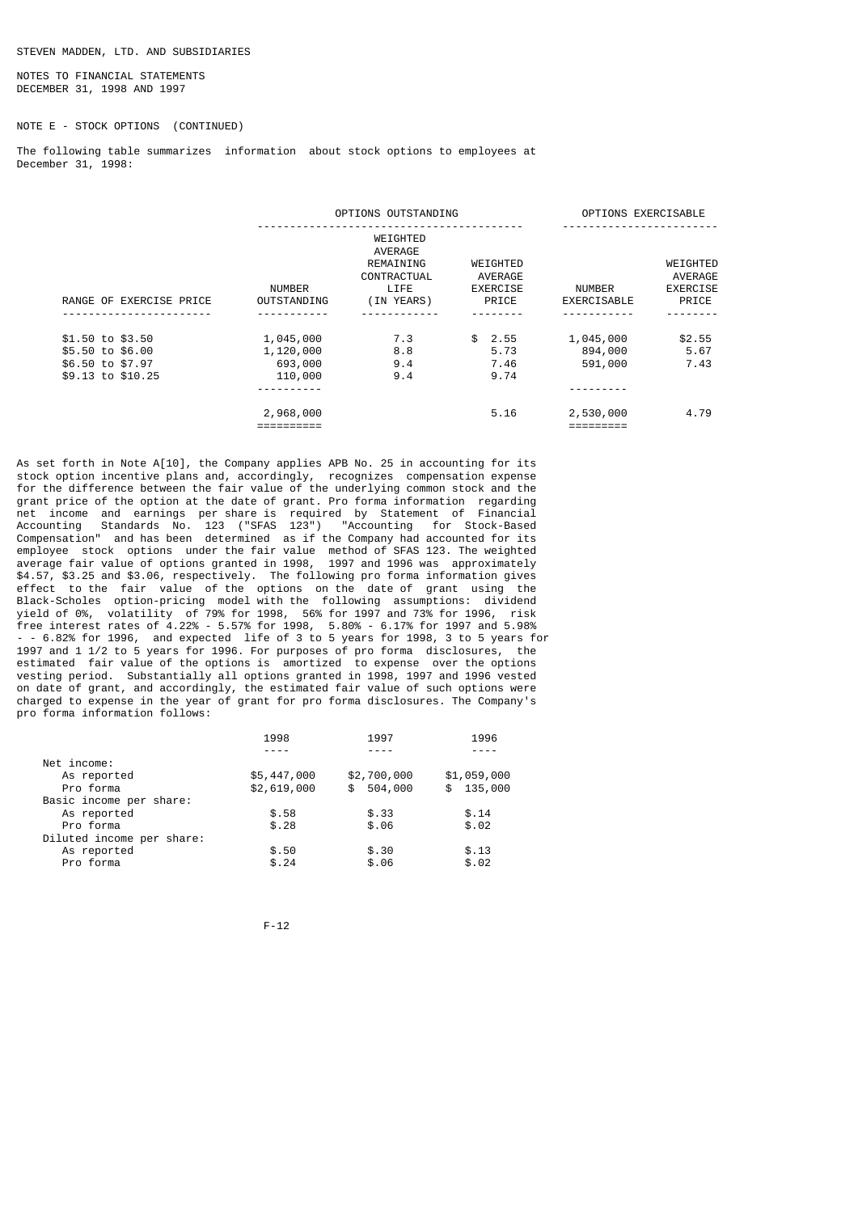STEVEN MADDEN, LTD. AND SUBSIDIARIES

NOTES TO FINANCIAL STATEMENTS
DECEMBER 31, 1998 AND 1997

NOTE E - STOCK OPTIONS (CONTINUED)

The following table summarizes information about stock options to employees at December 31, 1998:

| | OPTIONS OUTSTANDING | | | OPTIONS EXERCISABLE | |
|---|---|---|---|---|---|
| RANGE OF EXERCISE PRICE | NUMBER OUTSTANDING | WEIGHTED AVERAGE REMAINING CONTRACTUAL LIFE (IN YEARS) | WEIGHTED AVERAGE EXERCISE PRICE | NUMBER EXERCISABLE | WEIGHTED AVERAGE EXERCISE PRICE |
| $1.50 to $3.50 | 1,045,000 | 7.3 | $ 2.55 | 1,045,000 | $2.55 |
| $5.50 to $6.00 | 1,120,000 | 8.8 | 5.73 | 894,000 | 5.67 |
| $6.50 to $7.97 | 693,000 | 9.4 | 7.46 | 591,000 | 7.43 |
| $9.13 to $10.25 | 110,000 | 9.4 | 9.74 | | |
| | 2,968,000 | | 5.16 | 2,530,000 | 4.79 |

As set forth in Note A[10], the Company applies APB No. 25 in accounting for its stock option incentive plans and, accordingly, recognizes compensation expense for the difference between the fair value of the underlying common stock and the grant price of the option at the date of grant. Pro forma information regarding net income and earnings per share is required by Statement of Financial Accounting Standards No. 123 ("SFAS 123") "Accounting for Stock-Based Compensation" and has been determined as if the Company had accounted for its employee stock options under the fair value method of SFAS 123. The weighted average fair value of options granted in 1998, 1997 and 1996 was approximately $4.57, $3.25 and $3.06, respectively. The following pro forma information gives effect to the fair value of the options on the date of grant using the Black-Scholes option-pricing model with the following assumptions: dividend yield of 0%, volatility of 79% for 1998, 56% for 1997 and 73% for 1996, risk free interest rates of 4.22% - 5.57% for 1998, 5.80% - 6.17% for 1997 and 5.98% - - 6.82% for 1996, and expected life of 3 to 5 years for 1998, 3 to 5 years for 1997 and 1 1/2 to 5 years for 1996. For purposes of pro forma disclosures, the estimated fair value of the options is amortized to expense over the options vesting period. Substantially all options granted in 1998, 1997 and 1996 vested on date of grant, and accordingly, the estimated fair value of such options were charged to expense in the year of grant for pro forma disclosures. The Company's pro forma information follows:

| | 1998 | 1997 | 1996 |
|---|---|---|---|
| Net income: | | | |
| As reported | $5,447,000 | $2,700,000 | $1,059,000 |
| Pro forma | $2,619,000 | $ 504,000 | $ 135,000 |
| Basic income per share: | | | |
| As reported | $.58 | $.33 | $.14 |
| Pro forma | $.28 | $.06 | $.02 |
| Diluted income per share: | | | |
| As reported | $.50 | $.30 | $.13 |
| Pro forma | $.24 | $.06 | $.02 |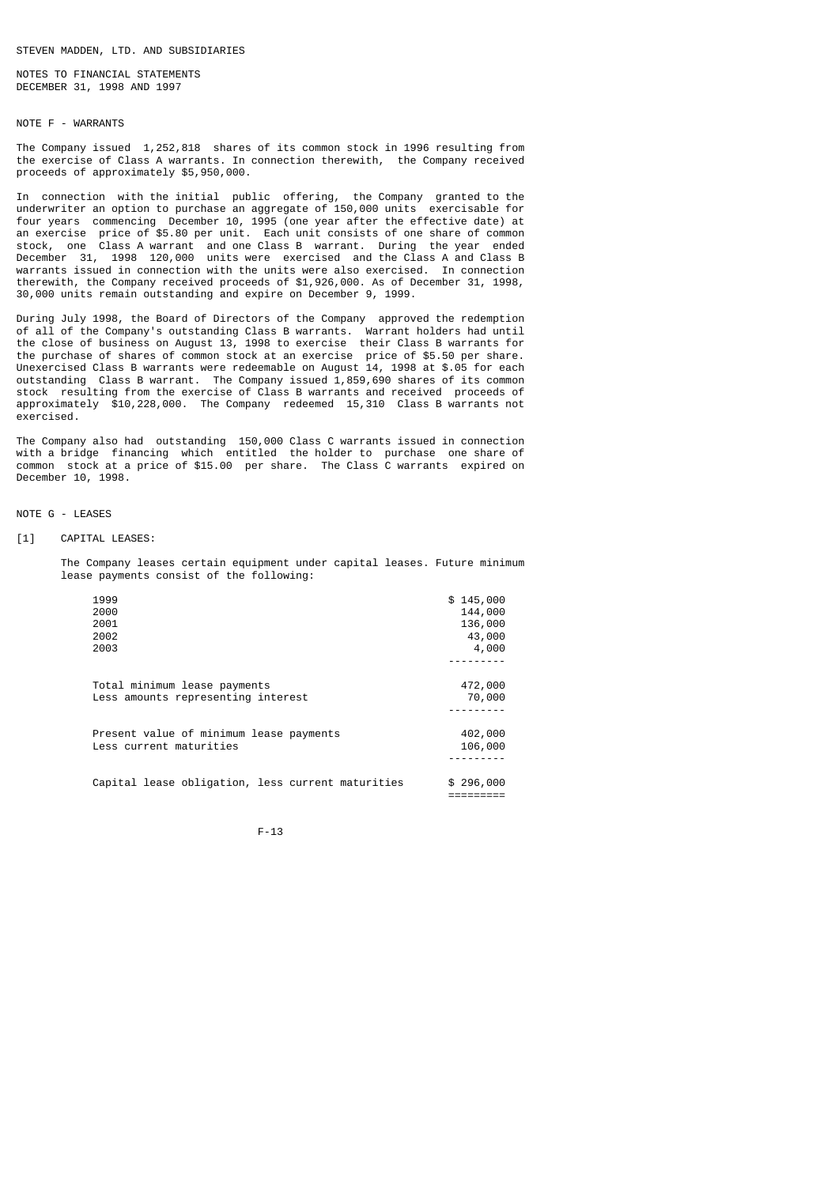STEVEN MADDEN, LTD. AND SUBSIDIARIES

NOTES TO FINANCIAL STATEMENTS
DECEMBER 31, 1998 AND 1997

## NOTE F - WARRANTS

The Company issued 1,252,818 shares of its common stock in 1996 resulting from the exercise of Class A warrants. In connection therewith, the Company received proceeds of approximately $5,950,000.

In connection with the initial public offering, the Company granted to the underwriter an option to purchase an aggregate of 150,000 units exercisable for four years commencing December 10, 1995 (one year after the effective date) at an exercise price of $5.80 per unit. Each unit consists of one share of common stock, one Class A warrant and one Class B warrant. During the year ended December 31, 1998 120,000 units were exercised and the Class A and Class B warrants issued in connection with the units were also exercised. In connection therewith, the Company received proceeds of $1,926,000. As of December 31, 1998, 30,000 units remain outstanding and expire on December 9, 1999.

During July 1998, the Board of Directors of the Company approved the redemption of all of the Company's outstanding Class B warrants. Warrant holders had until the close of business on August 13, 1998 to exercise their Class B warrants for the purchase of shares of common stock at an exercise price of $5.50 per share. Unexercised Class B warrants were redeemable on August 14, 1998 at $.05 for each outstanding Class B warrant. The Company issued 1,859,690 shares of its common stock resulting from the exercise of Class B warrants and received proceeds of approximately $10,228,000. The Company redeemed 15,310 Class B warrants not exercised.

The Company also had outstanding 150,000 Class C warrants issued in connection with a bridge financing which entitled the holder to purchase one share of common stock at a price of $15.00 per share. The Class C warrants expired on December 10, 1998.

## NOTE G - LEASES

[1] CAPITAL LEASES:

The Company leases certain equipment under capital leases. Future minimum lease payments consist of the following:

| | |
|---|---|
| 1999 | $ 145,000 |
| 2000 | 144,000 |
| 2001 | 136,000 |
| 2002 | 43,000 |
| 2003 | 4,000 |
| Total minimum lease payments | 472,000 |
| Less amounts representing interest | 70,000 |
| Present value of minimum lease payments | 402,000 |
| Less current maturities | 106,000 |
| Capital lease obligation, less current maturities | $ 296,000 |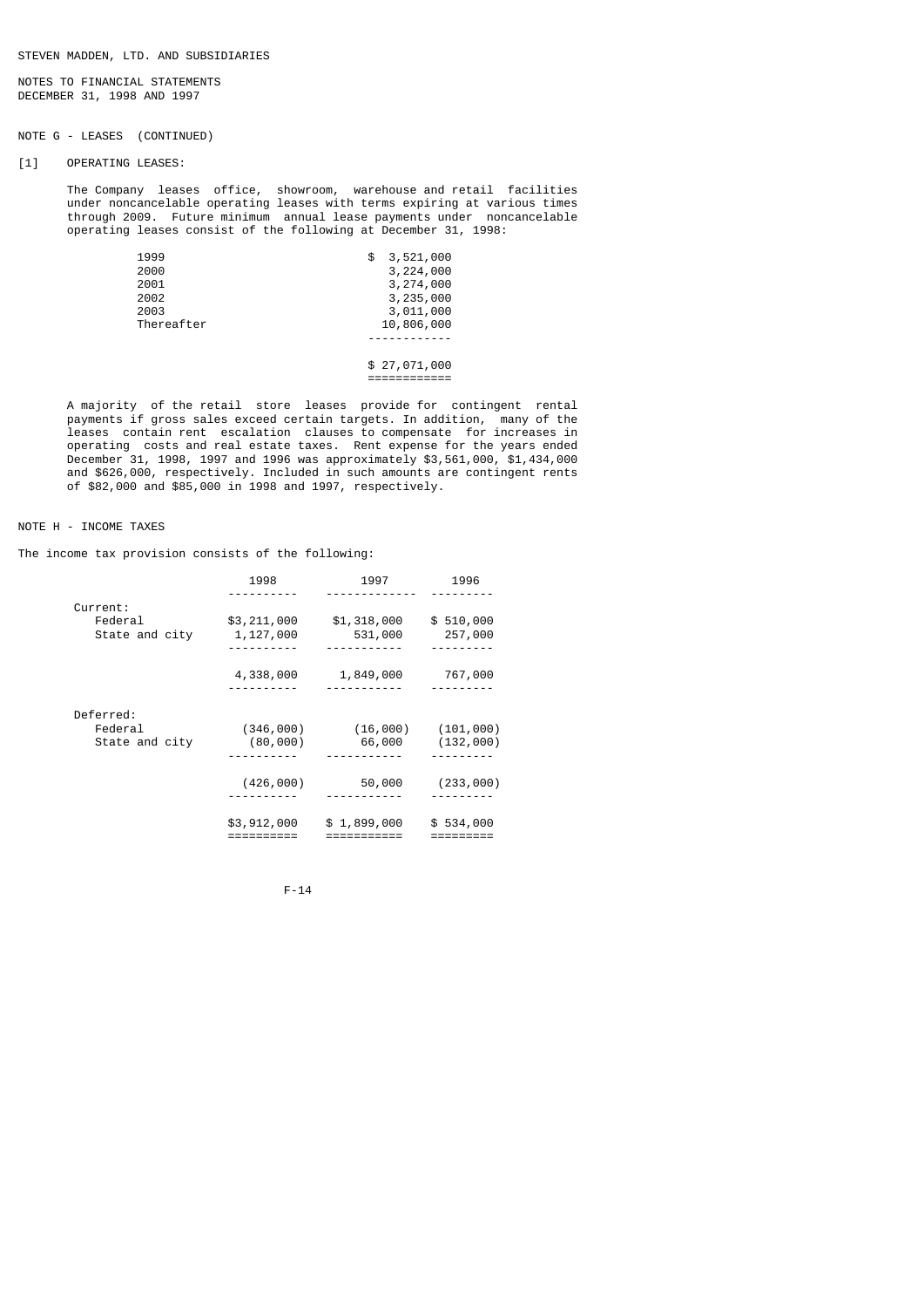STEVEN MADDEN, LTD. AND SUBSIDIARIES

NOTES TO FINANCIAL STATEMENTS
DECEMBER 31, 1998 AND 1997

NOTE G - LEASES (CONTINUED)

[1] OPERATING LEASES:

The Company leases office, showroom, warehouse and retail facilities under noncancelable operating leases with terms expiring at various times through 2009. Future minimum annual lease payments under noncancelable operating leases consist of the following at December 31, 1998:

| Year | Amount |
|---|---|
| 1999 | $ 3,521,000 |
| 2000 | 3,224,000 |
| 2001 | 3,274,000 |
| 2002 | 3,235,000 |
| 2003 | 3,011,000 |
| Thereafter | 10,806,000 |
| | $ 27,071,000 |

A majority of the retail store leases provide for contingent rental payments if gross sales exceed certain targets. In addition, many of the leases contain rent escalation clauses to compensate for increases in operating costs and real estate taxes. Rent expense for the years ended December 31, 1998, 1997 and 1996 was approximately $3,561,000, $1,434,000 and $626,000, respectively. Included in such amounts are contingent rents of $82,000 and $85,000 in 1998 and 1997, respectively.

NOTE H - INCOME TAXES

The income tax provision consists of the following:

| | 1998 | 1997 | 1996 |
|---|---|---|---|
| Current: | | | |
| Federal | $3,211,000 | $1,318,000 | $ 510,000 |
| State and city | 1,127,000 | 531,000 | 257,000 |
| | 4,338,000 | 1,849,000 | 767,000 |
| Deferred: | | | |
| Federal | (346,000) | (16,000) | (101,000) |
| State and city | (80,000) | 66,000 | (132,000) |
| | (426,000) | 50,000 | (233,000) |
| | $3,912,000 | $ 1,899,000 | $ 534,000 |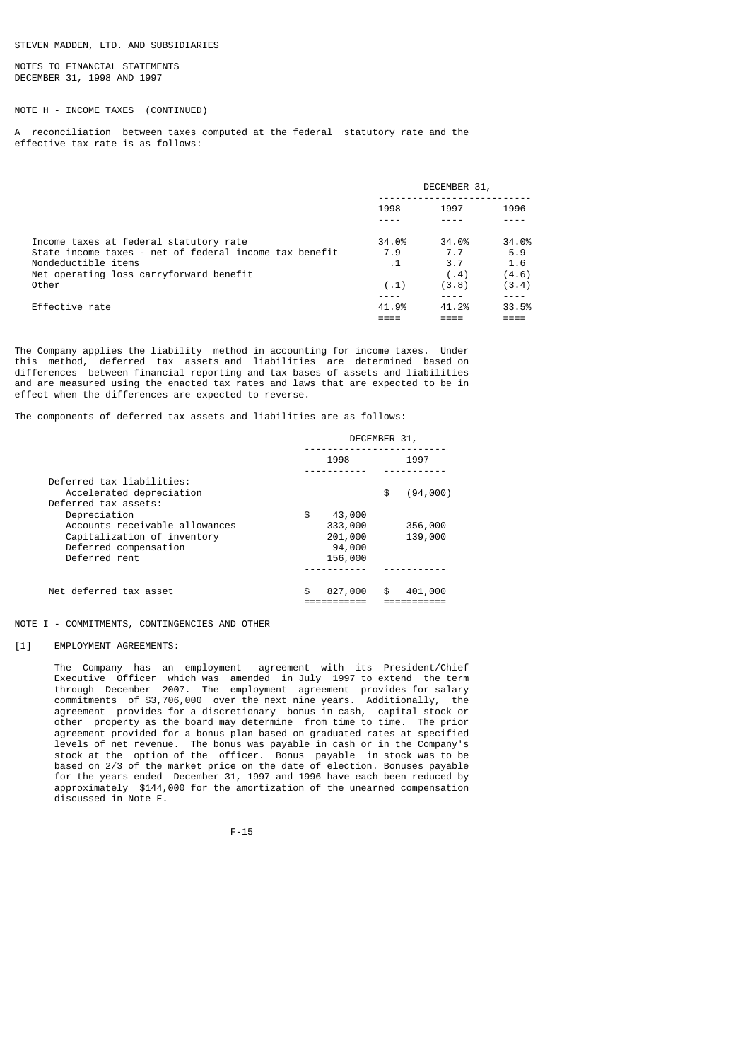STEVEN MADDEN, LTD. AND SUBSIDIARIES

NOTES TO FINANCIAL STATEMENTS
DECEMBER 31, 1998 AND 1997

NOTE H - INCOME TAXES (CONTINUED)

A reconciliation between taxes computed at the federal statutory rate and the effective tax rate is as follows:

| | DECEMBER 31, | | |
|---|---|---|---|
| | 1998 | 1997 | 1996 |
| Income taxes at federal statutory rate | 34.0% | 34.0% | 34.0% |
| State income taxes - net of federal income tax benefit | 7.9 | 7.7 | 5.9 |
| Nondeductible items | .1 | 3.7 | 1.6 |
| Net operating loss carryforward benefit | | (.4) | (4.6) |
| Other | (.1) | (3.8) | (3.4) |
| Effective rate | 41.9% | 41.2% | 33.5% |

The Company applies the liability method in accounting for income taxes. Under this method, deferred tax assets and liabilities are determined based on differences between financial reporting and tax bases of assets and liabilities and are measured using the enacted tax rates and laws that are expected to be in effect when the differences are expected to reverse.

The components of deferred tax assets and liabilities are as follows:

| | DECEMBER 31, | |
|---|---|---|
| | 1998 | 1997 |
| Deferred tax liabilities: | | |
| Accelerated depreciation | | $ (94,000) |
| Deferred tax assets: | | |
| Depreciation | $ 43,000 | |
| Accounts receivable allowances | 333,000 | 356,000 |
| Capitalization of inventory | 201,000 | 139,000 |
| Deferred compensation | 94,000 | |
| Deferred rent | 156,000 | |
| Net deferred tax asset | $ 827,000 | $ 401,000 |

NOTE I - COMMITMENTS, CONTINGENCIES AND OTHER

[1] EMPLOYMENT AGREEMENTS:

The Company has an employment agreement with its President/Chief Executive Officer which was amended in July 1997 to extend the term through December 2007. The employment agreement provides for salary commitments of $3,706,000 over the next nine years. Additionally, the agreement provides for a discretionary bonus in cash, capital stock or other property as the board may determine from time to time. The prior agreement provided for a bonus plan based on graduated rates at specified levels of net revenue. The bonus was payable in cash or in the Company's stock at the option of the officer. Bonus payable in stock was to be based on 2/3 of the market price on the date of election. Bonuses payable for the years ended December 31, 1997 and 1996 have each been reduced by approximately $144,000 for the amortization of the unearned compensation discussed in Note E.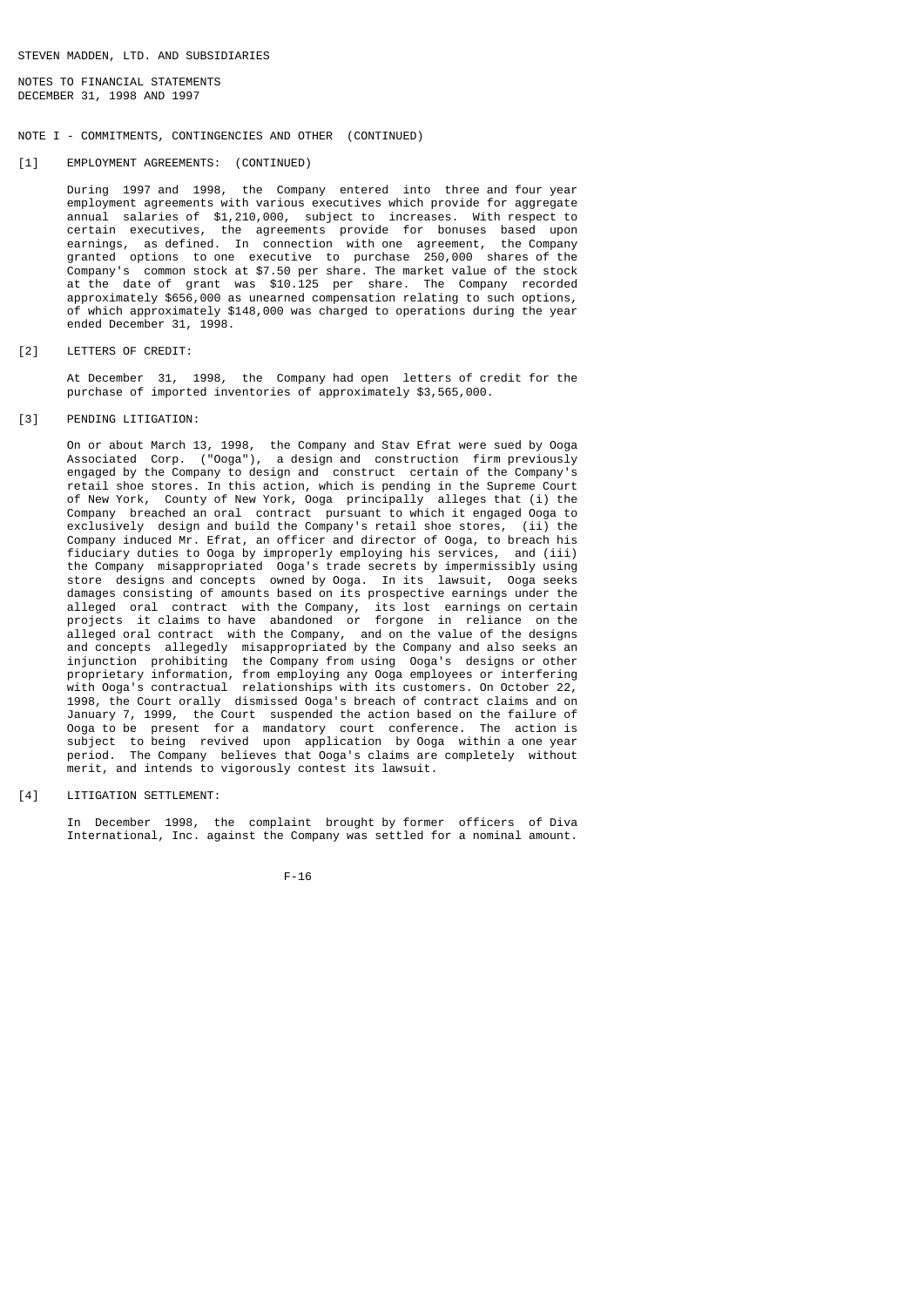STEVEN MADDEN, LTD. AND SUBSIDIARIES

NOTES TO FINANCIAL STATEMENTS
DECEMBER 31, 1998 AND 1997

NOTE I - COMMITMENTS, CONTINGENCIES AND OTHER (CONTINUED)

[1] EMPLOYMENT AGREEMENTS: (CONTINUED)

During 1997 and 1998, the Company entered into three and four year employment agreements with various executives which provide for aggregate annual salaries of $1,210,000, subject to increases. With respect to certain executives, the agreements provide for bonuses based upon earnings, as defined. In connection with one agreement, the Company granted options to one executive to purchase 250,000 shares of the Company's common stock at $7.50 per share. The market value of the stock at the date of grant was $10.125 per share. The Company recorded approximately $656,000 as unearned compensation relating to such options, of which approximately $148,000 was charged to operations during the year ended December 31, 1998.

[2] LETTERS OF CREDIT:

At December 31, 1998, the Company had open letters of credit for the purchase of imported inventories of approximately $3,565,000.

[3] PENDING LITIGATION:

On or about March 13, 1998, the Company and Stav Efrat were sued by Ooga Associated Corp. ("Ooga"), a design and construction firm previously engaged by the Company to design and construct certain of the Company's retail shoe stores. In this action, which is pending in the Supreme Court of New York, County of New York, Ooga principally alleges that (i) the Company breached an oral contract pursuant to which it engaged Ooga to exclusively design and build the Company's retail shoe stores, (ii) the Company induced Mr. Efrat, an officer and director of Ooga, to breach his fiduciary duties to Ooga by improperly employing his services, and (iii) the Company misappropriated Ooga's trade secrets by impermissibly using store designs and concepts owned by Ooga. In its lawsuit, Ooga seeks damages consisting of amounts based on its prospective earnings under the alleged oral contract with the Company, its lost earnings on certain projects it claims to have abandoned or forgone in reliance on the alleged oral contract with the Company, and on the value of the designs and concepts allegedly misappropriated by the Company and also seeks an injunction prohibiting the Company from using Ooga's designs or other proprietary information, from employing any Ooga employees or interfering with Ooga's contractual relationships with its customers. On October 22, 1998, the Court orally dismissed Ooga's breach of contract claims and on January 7, 1999, the Court suspended the action based on the failure of Ooga to be present for a mandatory court conference. The action is subject to being revived upon application by Ooga within a one year period. The Company believes that Ooga's claims are completely without merit, and intends to vigorously contest its lawsuit.

[4] LITIGATION SETTLEMENT:

In December 1998, the complaint brought by former officers of Diva International, Inc. against the Company was settled for a nominal amount.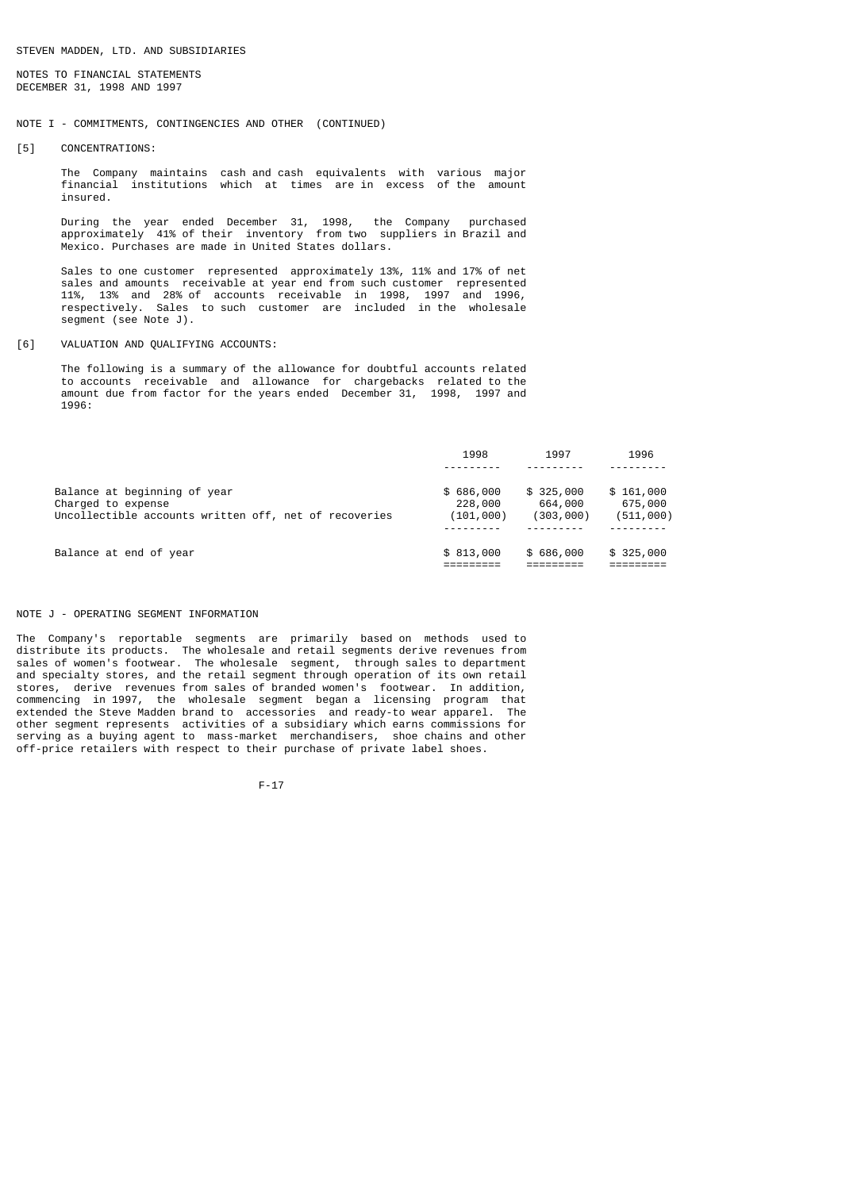STEVEN MADDEN, LTD. AND SUBSIDIARIES

NOTES TO FINANCIAL STATEMENTS
DECEMBER 31, 1998 AND 1997

NOTE I - COMMITMENTS, CONTINGENCIES AND OTHER (CONTINUED)

[5] CONCENTRATIONS:

The Company maintains cash and cash equivalents with various major financial institutions which at times are in excess of the amount insured.

During the year ended December 31, 1998, the Company purchased approximately 41% of their inventory from two suppliers in Brazil and Mexico. Purchases are made in United States dollars.

Sales to one customer represented approximately 13%, 11% and 17% of net sales and amounts receivable at year end from such customer represented 11%, 13% and 28% of accounts receivable in 1998, 1997 and 1996, respectively. Sales to such customer are included in the wholesale segment (see Note J).

[6] VALUATION AND QUALIFYING ACCOUNTS:

The following is a summary of the allowance for doubtful accounts related to accounts receivable and allowance for chargebacks related to the amount due from factor for the years ended December 31, 1998, 1997 and 1996:

| | 1998 | 1997 | 1996 |
|---|---|---|---|
| Balance at beginning of year | $ 686,000 | $ 325,000 | $ 161,000 |
| Charged to expense | 228,000 | 664,000 | 675,000 |
| Uncollectible accounts written off, net of recoveries | (101,000) | (303,000) | (511,000) |
| Balance at end of year | $ 813,000 | $ 686,000 | $ 325,000 |

NOTE J - OPERATING SEGMENT INFORMATION

The Company's reportable segments are primarily based on methods used to distribute its products. The wholesale and retail segments derive revenues from sales of women's footwear. The wholesale segment, through sales to department and specialty stores, and the retail segment through operation of its own retail stores, derive revenues from sales of branded women's footwear. In addition, commencing in 1997, the wholesale segment began a licensing program that extended the Steve Madden brand to accessories and ready-to wear apparel. The other segment represents activities of a subsidiary which earns commissions for serving as a buying agent to mass-market merchandisers, shoe chains and other off-price retailers with respect to their purchase of private label shoes.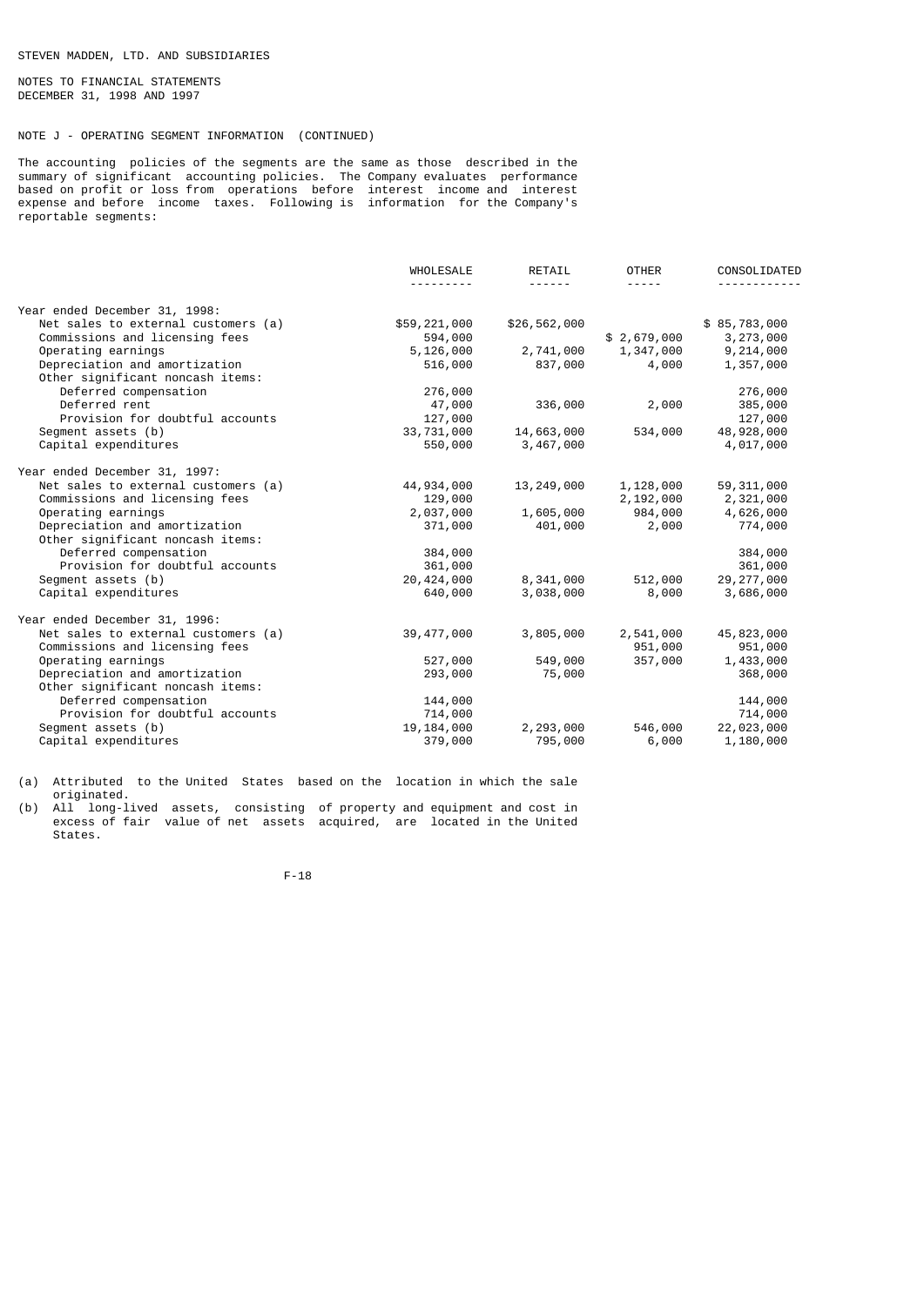STEVEN MADDEN, LTD. AND SUBSIDIARIES

NOTES TO FINANCIAL STATEMENTS
DECEMBER 31, 1998 AND 1997

NOTE J - OPERATING SEGMENT INFORMATION (CONTINUED)

The accounting policies of the segments are the same as those described in the summary of significant accounting policies. The Company evaluates performance based on profit or loss from operations before interest income and interest expense and before income taxes. Following is information for the Company's reportable segments:

| | WHOLESALE | RETAIL | OTHER | CONSOLIDATED |
|---|---|---|---|---|
| Year ended December 31, 1998: | | | | |
| Net sales to external customers (a) | $59,221,000 | $26,562,000 | | $ 85,783,000 |
| Commissions and licensing fees | 594,000 | | $ 2,679,000 | 3,273,000 |
| Operating earnings | 5,126,000 | 2,741,000 | 1,347,000 | 9,214,000 |
| Depreciation and amortization | 516,000 | 837,000 | 4,000 | 1,357,000 |
| Other significant noncash items: | | | | |
| Deferred compensation | 276,000 | | | 276,000 |
| Deferred rent | 47,000 | 336,000 | 2,000 | 385,000 |
| Provision for doubtful accounts | 127,000 | | | 127,000 |
| Segment assets (b) | 33,731,000 | 14,663,000 | 534,000 | 48,928,000 |
| Capital expenditures | 550,000 | 3,467,000 | | 4,017,000 |
| Year ended December 31, 1997: | | | | |
| Net sales to external customers (a) | 44,934,000 | 13,249,000 | 1,128,000 | 59,311,000 |
| Commissions and licensing fees | 129,000 | | 2,192,000 | 2,321,000 |
| Operating earnings | 2,037,000 | 1,605,000 | 984,000 | 4,626,000 |
| Depreciation and amortization | 371,000 | 401,000 | 2,000 | 774,000 |
| Other significant noncash items: | | | | |
| Deferred compensation | 384,000 | | | 384,000 |
| Provision for doubtful accounts | 361,000 | | | 361,000 |
| Segment assets (b) | 20,424,000 | 8,341,000 | 512,000 | 29,277,000 |
| Capital expenditures | 640,000 | 3,038,000 | 8,000 | 3,686,000 |
| Year ended December 31, 1996: | | | | |
| Net sales to external customers (a) | 39,477,000 | 3,805,000 | 2,541,000 | 45,823,000 |
| Commissions and licensing fees | | | 951,000 | 951,000 |
| Operating earnings | 527,000 | 549,000 | 357,000 | 1,433,000 |
| Depreciation and amortization | 293,000 | 75,000 | | 368,000 |
| Other significant noncash items: | | | | |
| Deferred compensation | 144,000 | | | 144,000 |
| Provision for doubtful accounts | 714,000 | | | 714,000 |
| Segment assets (b) | 19,184,000 | 2,293,000 | 546,000 | 22,023,000 |
| Capital expenditures | 379,000 | 795,000 | 6,000 | 1,180,000 |

(a) Attributed to the United States based on the location in which the sale originated.

(b) All long-lived assets, consisting of property and equipment and cost in excess of fair value of net assets acquired, are located in the United States.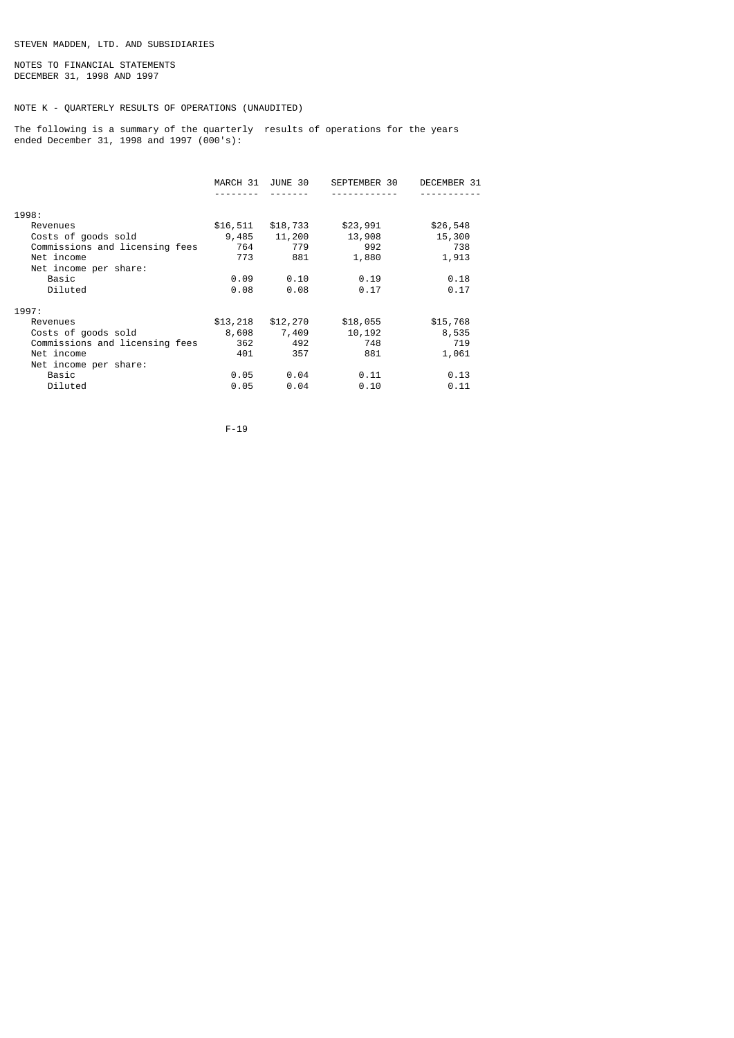STEVEN MADDEN, LTD. AND SUBSIDIARIES

NOTES TO FINANCIAL STATEMENTS
DECEMBER 31, 1998 AND 1997

## NOTE K - QUARTERLY RESULTS OF OPERATIONS (UNAUDITED)

The following is a summary of the quarterly results of operations for the years ended December 31, 1998 and 1997 (000's):

| | MARCH 31 | JUNE 30 | SEPTEMBER 30 | DECEMBER 31 |
|---|---|---|---|---|
| **1998:** | | | | |
| Revenues | $16,511 | $18,733 | $23,991 | $26,548 |
| Costs of goods sold | 9,485 | 11,200 | 13,908 | 15,300 |
| Commissions and licensing fees | 764 | 779 | 992 | 738 |
| Net income | 773 | 881 | 1,880 | 1,913 |
| Net income per share: | | | | |
| Basic | 0.09 | 0.10 | 0.19 | 0.18 |
| Diluted | 0.08 | 0.08 | 0.17 | 0.17 |
| **1997:** | | | | |
| Revenues | $13,218 | $12,270 | $18,055 | $15,768 |
| Costs of goods sold | 8,608 | 7,409 | 10,192 | 8,535 |
| Commissions and licensing fees | 362 | 492 | 748 | 719 |
| Net income | 401 | 357 | 881 | 1,061 |
| Net income per share: | | | | |
| Basic | 0.05 | 0.04 | 0.11 | 0.13 |
| Diluted | 0.05 | 0.04 | 0.10 | 0.11 |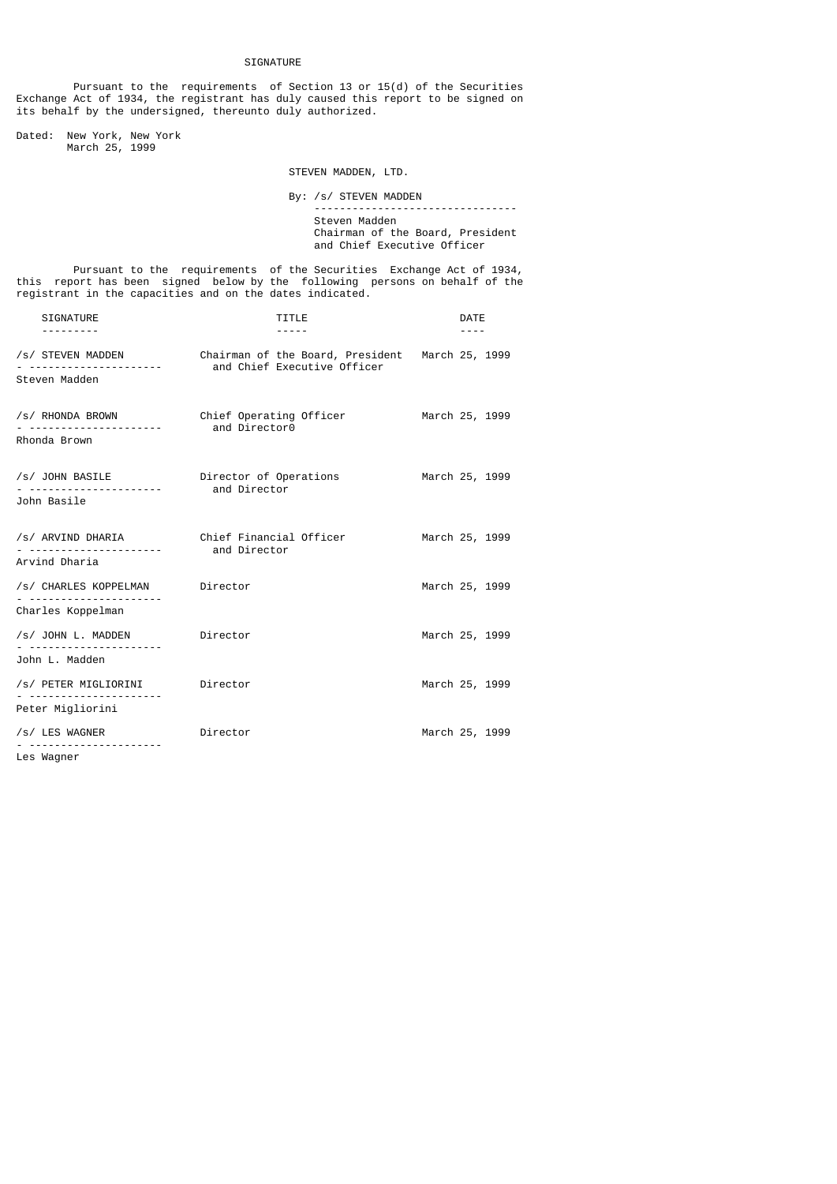# SIGNATURE

Pursuant to the requirements of Section 13 or 15(d) of the Securities Exchange Act of 1934, the registrant has duly caused this report to be signed on its behalf by the undersigned, thereunto duly authorized.

Dated: New York, New York
March 25, 1999

STEVEN MADDEN, LTD.

By: /s/ STEVEN MADDEN
Steven Madden
Chairman of the Board, President
and Chief Executive Officer

Pursuant to the requirements of the Securities Exchange Act of 1934, this report has been signed below by the following persons on behalf of the registrant in the capacities and on the dates indicated.

| SIGNATURE | TITLE | DATE |
|---|---|---|
| /s/ STEVEN MADDEN<br>Steven Madden | Chairman of the Board, President and Chief Executive Officer | March 25, 1999 |
| /s/ RHONDA BROWN<br>Rhonda Brown | Chief Operating Officer and Director0 | March 25, 1999 |
| /s/ JOHN BASILE<br>John Basile | Director of Operations and Director | March 25, 1999 |
| /s/ ARVIND DHARIA<br>Arvind Dharia | Chief Financial Officer and Director | March 25, 1999 |
| /s/ CHARLES KOPPELMAN<br>Charles Koppelman | Director | March 25, 1999 |
| /s/ JOHN L. MADDEN<br>John L. Madden | Director | March 25, 1999 |
| /s/ PETER MIGLIORINI<br>Peter Migliorini | Director | March 25, 1999 |
| /s/ LES WAGNER<br>Les Wagner | Director | March 25, 1999 |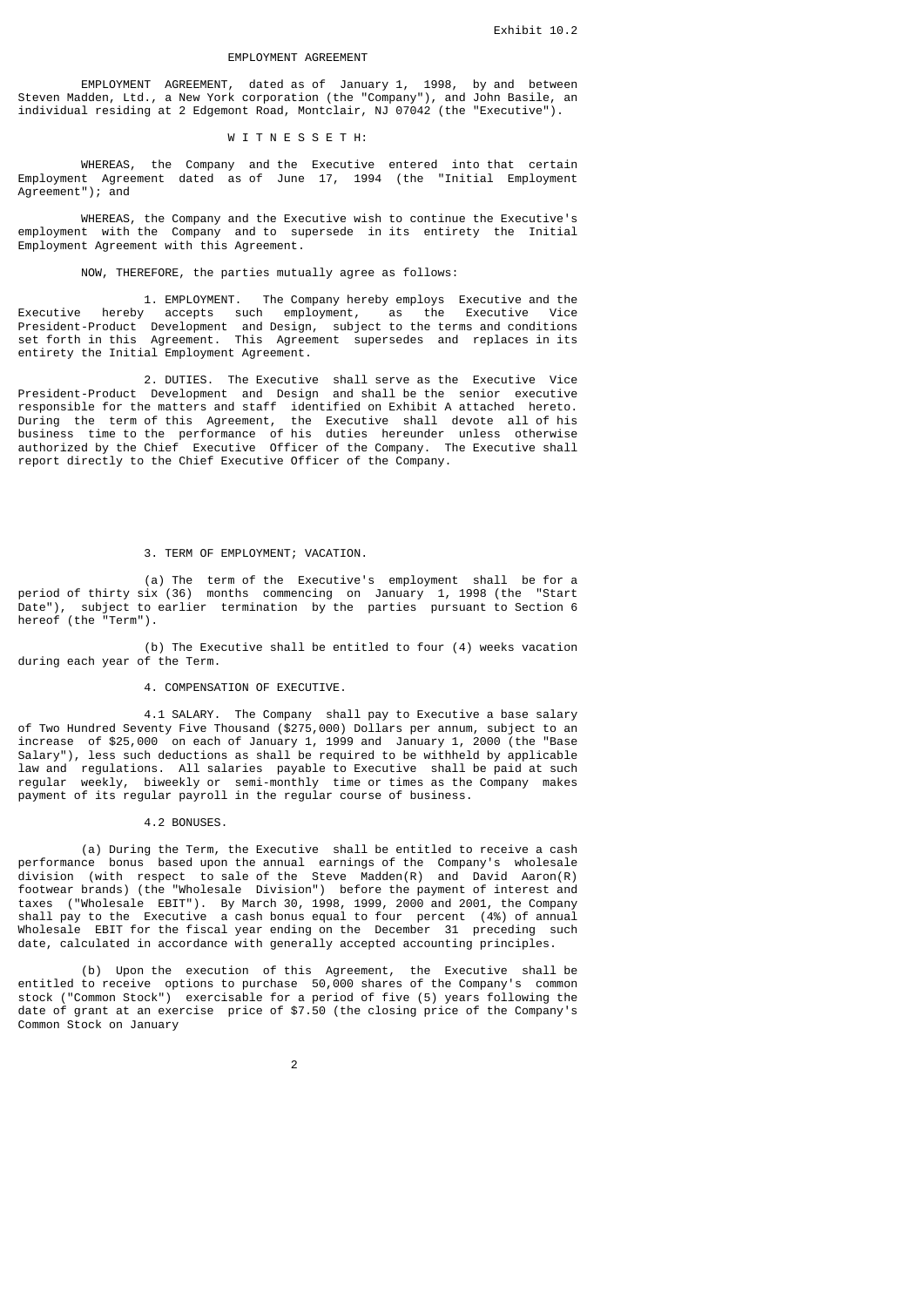Exhibit 10.2

# EMPLOYMENT AGREEMENT

EMPLOYMENT AGREEMENT, dated as of January 1, 1998, by and between Steven Madden, Ltd., a New York corporation (the "Company"), and John Basile, an individual residing at 2 Edgemont Road, Montclair, NJ 07042 (the "Executive").

W I T N E S S E T H:

WHEREAS, the Company and the Executive entered into that certain Employment Agreement dated as of June 17, 1994 (the "Initial Employment Agreement"); and

WHEREAS, the Company and the Executive wish to continue the Executive's employment with the Company and to supersede in its entirety the Initial Employment Agreement with this Agreement.

NOW, THEREFORE, the parties mutually agree as follows:

1. EMPLOYMENT. The Company hereby employs Executive and the Executive hereby accepts such employment, as the Executive Vice President-Product Development and Design, subject to the terms and conditions set forth in this Agreement. This Agreement supersedes and replaces in its entirety the Initial Employment Agreement.

2. DUTIES. The Executive shall serve as the Executive Vice President-Product Development and Design and shall be the senior executive responsible for the matters and staff identified on Exhibit A attached hereto. During the term of this Agreement, the Executive shall devote all of his business time to the performance of his duties hereunder unless otherwise authorized by the Chief Executive Officer of the Company. The Executive shall report directly to the Chief Executive Officer of the Company.

3. TERM OF EMPLOYMENT; VACATION.

(a) The term of the Executive's employment shall be for a period of thirty six (36) months commencing on January 1, 1998 (the "Start Date"), subject to earlier termination by the parties pursuant to Section 6 hereof (the "Term").

(b) The Executive shall be entitled to four (4) weeks vacation during each year of the Term.

4. COMPENSATION OF EXECUTIVE.

4.1 SALARY. The Company shall pay to Executive a base salary of Two Hundred Seventy Five Thousand ($275,000) Dollars per annum, subject to an increase of $25,000 on each of January 1, 1999 and January 1, 2000 (the "Base Salary"), less such deductions as shall be required to be withheld by applicable law and regulations. All salaries payable to Executive shall be paid at such regular weekly, biweekly or semi-monthly time or times as the Company makes payment of its regular payroll in the regular course of business.

4.2 BONUSES.

(a) During the Term, the Executive shall be entitled to receive a cash performance bonus based upon the annual earnings of the Company's wholesale division (with respect to sale of the Steve Madden(R) and David Aaron(R) footwear brands) (the "Wholesale Division") before the payment of interest and taxes ("Wholesale EBIT"). By March 30, 1998, 1999, 2000 and 2001, the Company shall pay to the Executive a cash bonus equal to four percent (4%) of annual Wholesale EBIT for the fiscal year ending on the December 31 preceding such date, calculated in accordance with generally accepted accounting principles.

(b) Upon the execution of this Agreement, the Executive shall be entitled to receive options to purchase 50,000 shares of the Company's common stock ("Common Stock") exercisable for a period of five (5) years following the date of grant at an exercise price of $7.50 (the closing price of the Company's Common Stock on January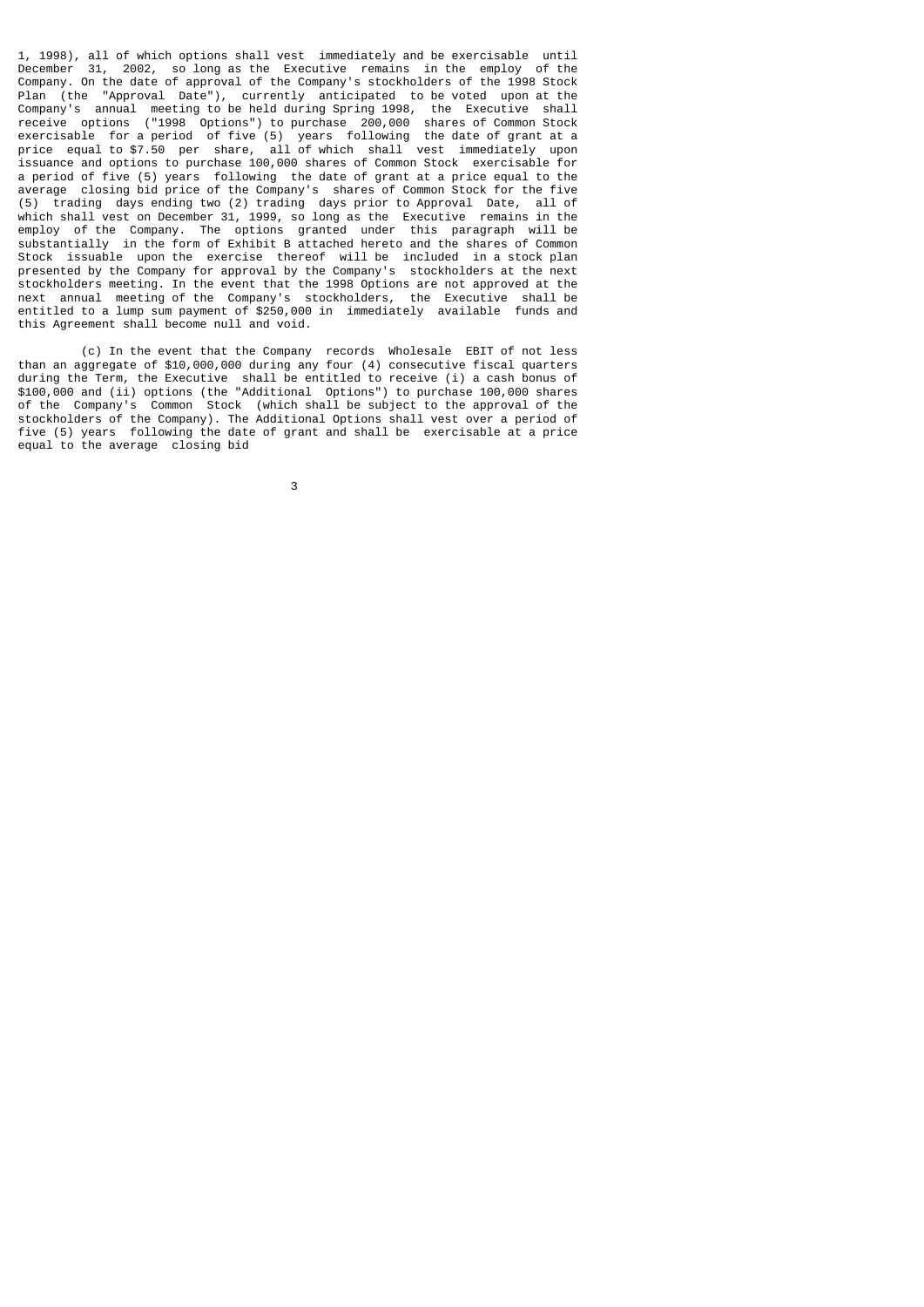1, 1998), all of which options shall vest immediately and be exercisable until December 31, 2002, so long as the Executive remains in the employ of the Company. On the date of approval of the Company's stockholders of the 1998 Stock Plan (the "Approval Date"), currently anticipated to be voted upon at the Company's annual meeting to be held during Spring 1998, the Executive shall receive options ("1998 Options") to purchase 200,000 shares of Common Stock exercisable for a period of five (5) years following the date of grant at a price equal to $7.50 per share, all of which shall vest immediately upon issuance and options to purchase 100,000 shares of Common Stock exercisable for a period of five (5) years following the date of grant at a price equal to the average closing bid price of the Company's shares of Common Stock for the five (5) trading days ending two (2) trading days prior to Approval Date, all of which shall vest on December 31, 1999, so long as the Executive remains in the employ of the Company. The options granted under this paragraph will be substantially in the form of Exhibit B attached hereto and the shares of Common Stock issuable upon the exercise thereof will be included in a stock plan presented by the Company for approval by the Company's stockholders at the next stockholders meeting. In the event that the 1998 Options are not approved at the next annual meeting of the Company's stockholders, the Executive shall be entitled to a lump sum payment of $250,000 in immediately available funds and this Agreement shall become null and void.

(c) In the event that the Company records Wholesale EBIT of not less than an aggregate of $10,000,000 during any four (4) consecutive fiscal quarters during the Term, the Executive shall be entitled to receive (i) a cash bonus of $100,000 and (ii) options (the "Additional Options") to purchase 100,000 shares of the Company's Common Stock (which shall be subject to the approval of the stockholders of the Company). The Additional Options shall vest over a period of five (5) years following the date of grant and shall be exercisable at a price equal to the average closing bid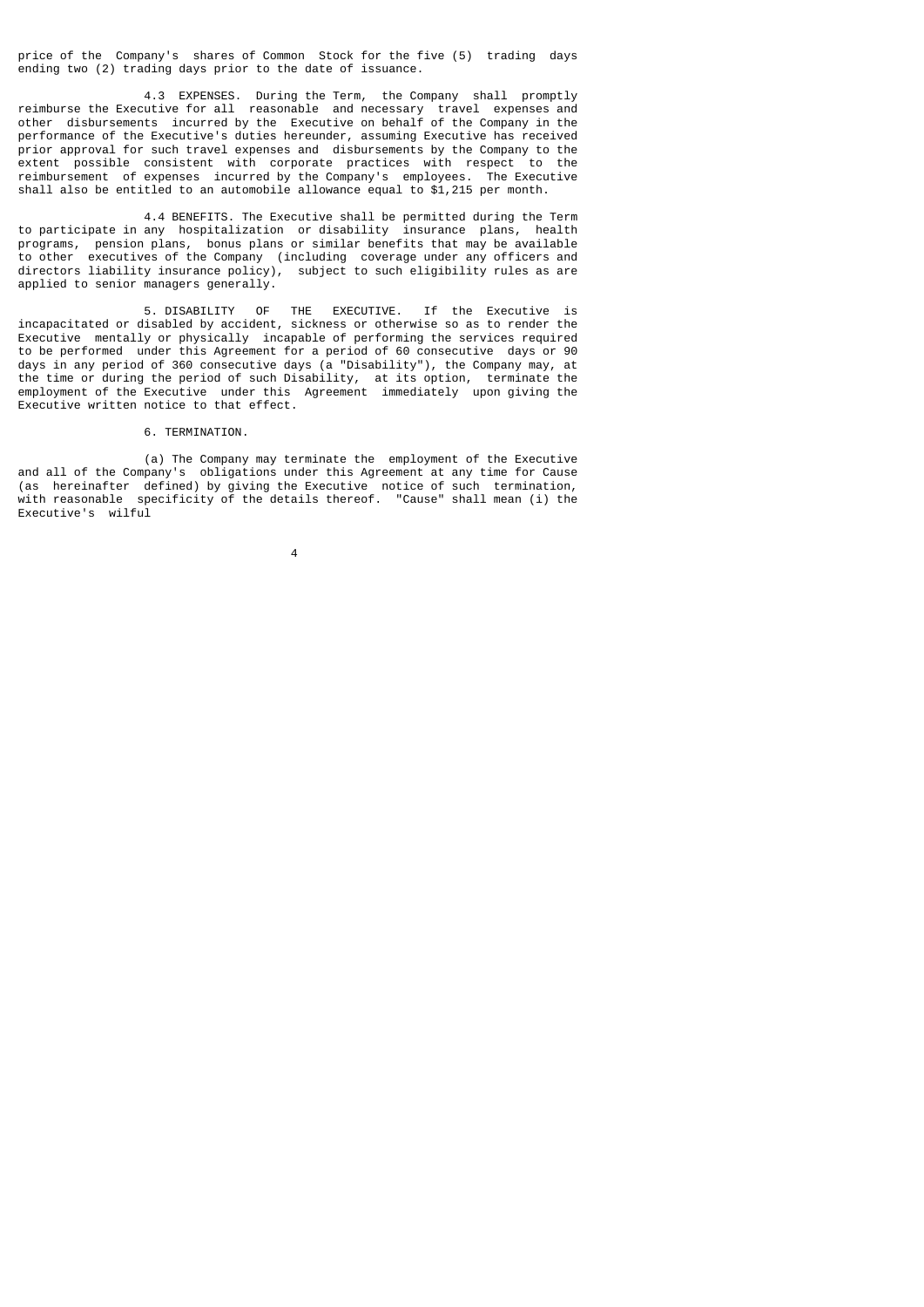price of the Company's shares of Common Stock for the five (5) trading days ending two (2) trading days prior to the date of issuance.

4.3 EXPENSES. During the Term, the Company shall promptly reimburse the Executive for all reasonable and necessary travel expenses and other disbursements incurred by the Executive on behalf of the Company in the performance of the Executive's duties hereunder, assuming Executive has received prior approval for such travel expenses and disbursements by the Company to the extent possible consistent with corporate practices with respect to the reimbursement of expenses incurred by the Company's employees. The Executive shall also be entitled to an automobile allowance equal to $1,215 per month.

4.4 BENEFITS. The Executive shall be permitted during the Term to participate in any hospitalization or disability insurance plans, health programs, pension plans, bonus plans or similar benefits that may be available to other executives of the Company (including coverage under any officers and directors liability insurance policy), subject to such eligibility rules as are applied to senior managers generally.

5. DISABILITY OF THE EXECUTIVE. If the Executive is incapacitated or disabled by accident, sickness or otherwise so as to render the Executive mentally or physically incapable of performing the services required to be performed under this Agreement for a period of 60 consecutive days or 90 days in any period of 360 consecutive days (a "Disability"), the Company may, at the time or during the period of such Disability, at its option, terminate the employment of the Executive under this Agreement immediately upon giving the Executive written notice to that effect.

6. TERMINATION.

(a) The Company may terminate the employment of the Executive and all of the Company's obligations under this Agreement at any time for Cause (as hereinafter defined) by giving the Executive notice of such termination, with reasonable specificity of the details thereof. "Cause" shall mean (i) the Executive's wilful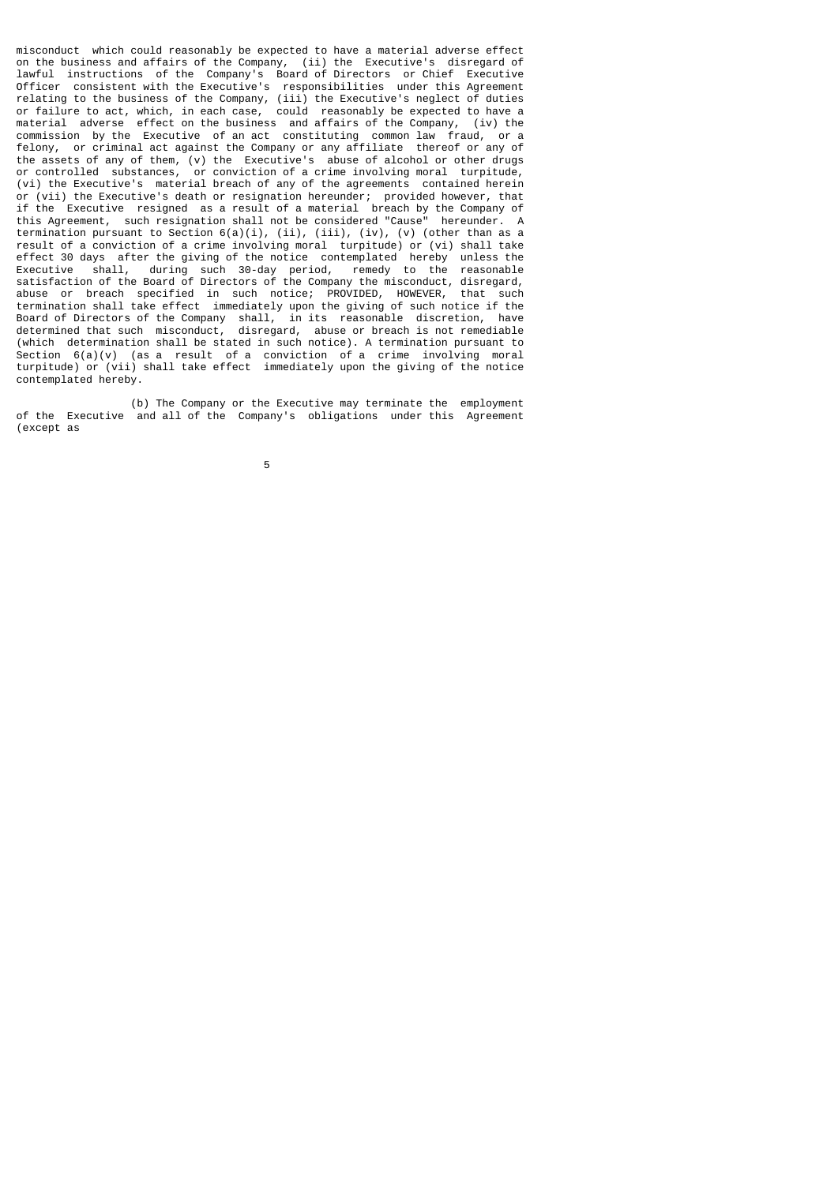misconduct which could reasonably be expected to have a material adverse effect on the business and affairs of the Company, (ii) the Executive's disregard of lawful instructions of the Company's Board of Directors or Chief Executive Officer consistent with the Executive's responsibilities under this Agreement relating to the business of the Company, (iii) the Executive's neglect of duties or failure to act, which, in each case, could reasonably be expected to have a material adverse effect on the business and affairs of the Company, (iv) the commission by the Executive of an act constituting common law fraud, or a felony, or criminal act against the Company or any affiliate thereof or any of the assets of any of them, (v) the Executive's abuse of alcohol or other drugs or controlled substances, or conviction of a crime involving moral turpitude, (vi) the Executive's material breach of any of the agreements contained herein or (vii) the Executive's death or resignation hereunder; provided however, that if the Executive resigned as a result of a material breach by the Company of this Agreement, such resignation shall not be considered "Cause" hereunder. A termination pursuant to Section 6(a)(i), (ii), (iii), (iv), (v) (other than as a result of a conviction of a crime involving moral turpitude) or (vi) shall take effect 30 days after the giving of the notice contemplated hereby unless the Executive shall, during such 30-day period, remedy to the reasonable satisfaction of the Board of Directors of the Company the misconduct, disregard, abuse or breach specified in such notice; PROVIDED, HOWEVER, that such termination shall take effect immediately upon the giving of such notice if the Board of Directors of the Company shall, in its reasonable discretion, have determined that such misconduct, disregard, abuse or breach is not remediable (which determination shall be stated in such notice). A termination pursuant to Section 6(a)(v) (as a result of a conviction of a crime involving moral turpitude) or (vii) shall take effect immediately upon the giving of the notice contemplated hereby.

(b) The Company or the Executive may terminate the employment of the Executive and all of the Company's obligations under this Agreement (except as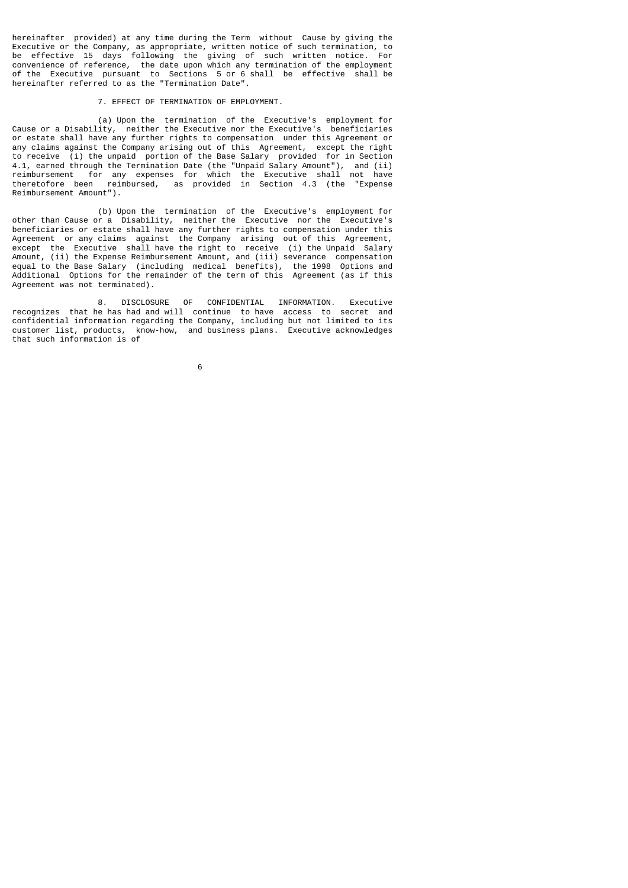hereinafter provided) at any time during the Term without Cause by giving the Executive or the Company, as appropriate, written notice of such termination, to be effective 15 days following the giving of such written notice. For convenience of reference, the date upon which any termination of the employment of the Executive pursuant to Sections 5 or 6 shall be effective shall be hereinafter referred to as the "Termination Date".

7. EFFECT OF TERMINATION OF EMPLOYMENT.

(a) Upon the termination of the Executive's employment for Cause or a Disability, neither the Executive nor the Executive's beneficiaries or estate shall have any further rights to compensation under this Agreement or any claims against the Company arising out of this Agreement, except the right to receive (i) the unpaid portion of the Base Salary provided for in Section 4.1, earned through the Termination Date (the "Unpaid Salary Amount"), and (ii) reimbursement for any expenses for which the Executive shall not have theretofore been reimbursed, as provided in Section 4.3 (the "Expense Reimbursement Amount").

(b) Upon the termination of the Executive's employment for other than Cause or a Disability, neither the Executive nor the Executive's beneficiaries or estate shall have any further rights to compensation under this Agreement or any claims against the Company arising out of this Agreement, except the Executive shall have the right to receive (i) the Unpaid Salary Amount, (ii) the Expense Reimbursement Amount, and (iii) severance compensation equal to the Base Salary (including medical benefits), the 1998 Options and Additional Options for the remainder of the term of this Agreement (as if this Agreement was not terminated).

8. DISCLOSURE OF CONFIDENTIAL INFORMATION. Executive recognizes that he has had and will continue to have access to secret and confidential information regarding the Company, including but not limited to its customer list, products, know-how, and business plans. Executive acknowledges that such information is of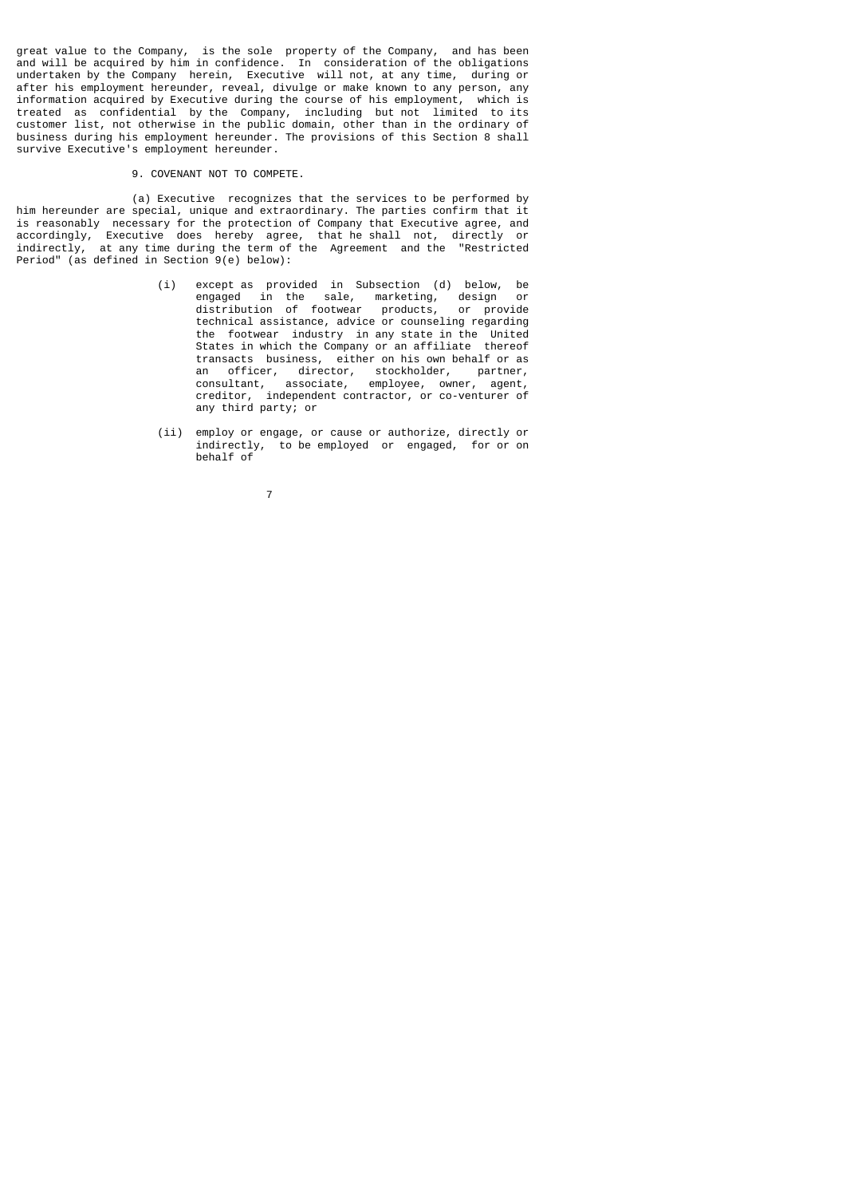great value to the Company, is the sole property of the Company, and has been and will be acquired by him in confidence. In consideration of the obligations undertaken by the Company herein, Executive will not, at any time, during or after his employment hereunder, reveal, divulge or make known to any person, any information acquired by Executive during the course of his employment, which is treated as confidential by the Company, including but not limited to its customer list, not otherwise in the public domain, other than in the ordinary of business during his employment hereunder. The provisions of this Section 8 shall survive Executive's employment hereunder.

9. COVENANT NOT TO COMPETE.

(a) Executive recognizes that the services to be performed by him hereunder are special, unique and extraordinary. The parties confirm that it is reasonably necessary for the protection of Company that Executive agree, and accordingly, Executive does hereby agree, that he shall not, directly or indirectly, at any time during the term of the Agreement and the "Restricted Period" (as defined in Section 9(e) below):

(i) except as provided in Subsection (d) below, be engaged in the sale, marketing, design or distribution of footwear products, or provide technical assistance, advice or counseling regarding the footwear industry in any state in the United States in which the Company or an affiliate thereof transacts business, either on his own behalf or as an officer, director, stockholder, partner, consultant, associate, employee, owner, agent, creditor, independent contractor, or co-venturer of any third party; or

(ii) employ or engage, or cause or authorize, directly or indirectly, to be employed or engaged, for or on behalf of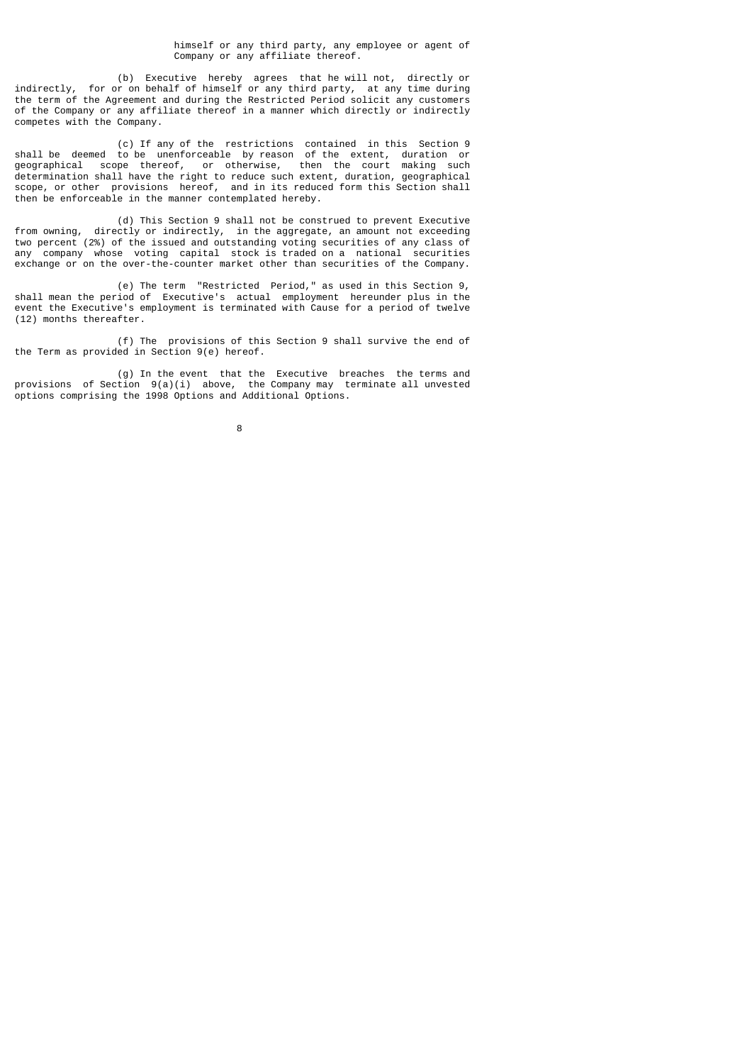himself or any third party, any employee or agent of Company or any affiliate thereof.

(b) Executive hereby agrees that he will not, directly or indirectly, for or on behalf of himself or any third party, at any time during the term of the Agreement and during the Restricted Period solicit any customers of the Company or any affiliate thereof in a manner which directly or indirectly competes with the Company.

(c) If any of the restrictions contained in this Section 9 shall be deemed to be unenforceable by reason of the extent, duration or geographical scope thereof, or otherwise, then the court making such determination shall have the right to reduce such extent, duration, geographical scope, or other provisions hereof, and in its reduced form this Section shall then be enforceable in the manner contemplated hereby.

(d) This Section 9 shall not be construed to prevent Executive from owning, directly or indirectly, in the aggregate, an amount not exceeding two percent (2%) of the issued and outstanding voting securities of any class of any company whose voting capital stock is traded on a national securities exchange or on the over-the-counter market other than securities of the Company.

(e) The term "Restricted Period," as used in this Section 9, shall mean the period of Executive's actual employment hereunder plus in the event the Executive's employment is terminated with Cause for a period of twelve (12) months thereafter.

(f) The provisions of this Section 9 shall survive the end of the Term as provided in Section 9(e) hereof.

(g) In the event that the Executive breaches the terms and provisions of Section 9(a)(i) above, the Company may terminate all unvested options comprising the 1998 Options and Additional Options.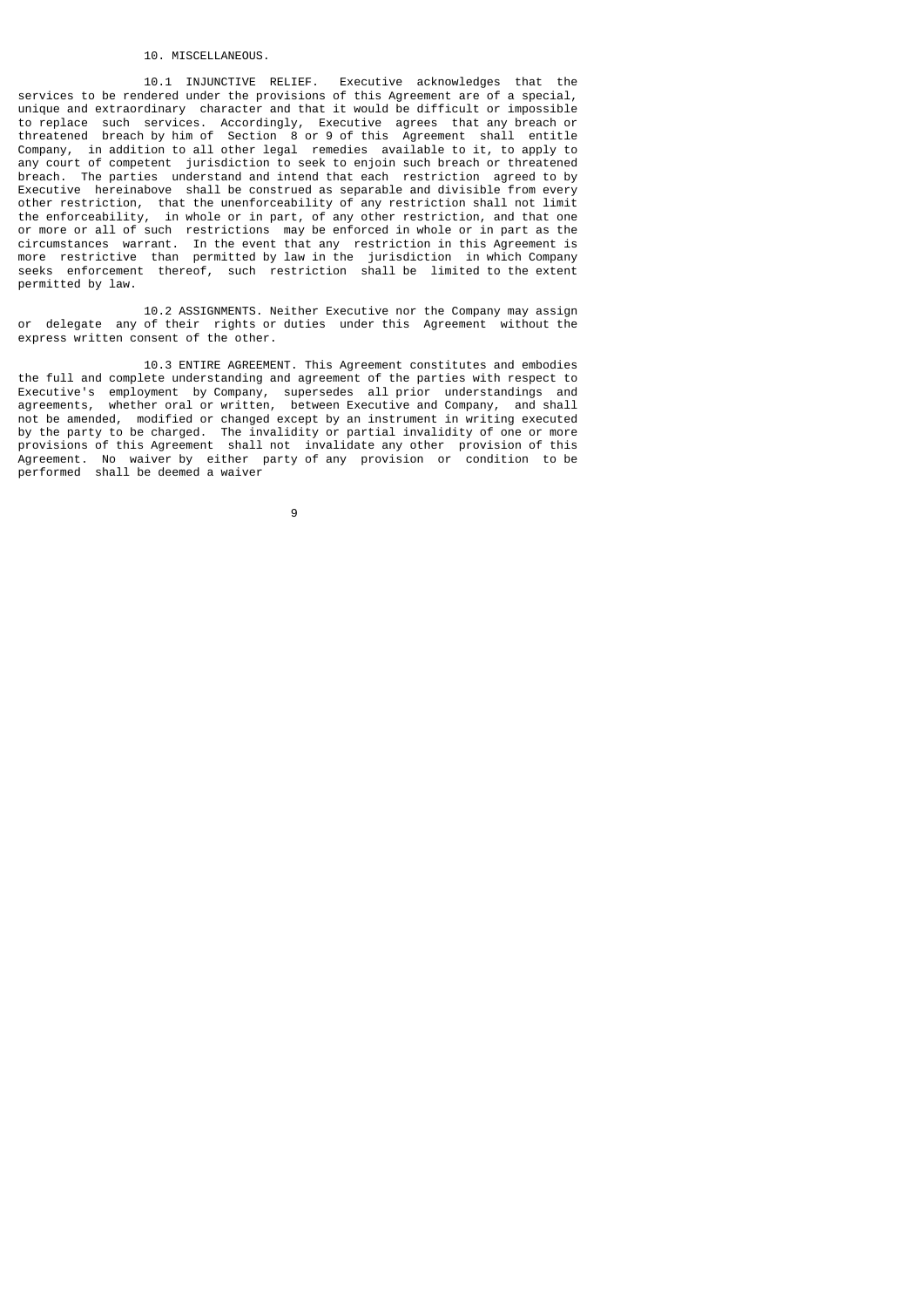## 10. MISCELLANEOUS.

10.1 INJUNCTIVE RELIEF. Executive acknowledges that the services to be rendered under the provisions of this Agreement are of a special, unique and extraordinary character and that it would be difficult or impossible to replace such services. Accordingly, Executive agrees that any breach or threatened breach by him of Section 8 or 9 of this Agreement shall entitle Company, in addition to all other legal remedies available to it, to apply to any court of competent jurisdiction to seek to enjoin such breach or threatened breach. The parties understand and intend that each restriction agreed to by Executive hereinabove shall be construed as separable and divisible from every other restriction, that the unenforceability of any restriction shall not limit the enforceability, in whole or in part, of any other restriction, and that one or more or all of such restrictions may be enforced in whole or in part as the circumstances warrant. In the event that any restriction in this Agreement is more restrictive than permitted by law in the jurisdiction in which Company seeks enforcement thereof, such restriction shall be limited to the extent permitted by law.

10.2 ASSIGNMENTS. Neither Executive nor the Company may assign or delegate any of their rights or duties under this Agreement without the express written consent of the other.

10.3 ENTIRE AGREEMENT. This Agreement constitutes and embodies the full and complete understanding and agreement of the parties with respect to Executive's employment by Company, supersedes all prior understandings and agreements, whether oral or written, between Executive and Company, and shall not be amended, modified or changed except by an instrument in writing executed by the party to be charged. The invalidity or partial invalidity of one or more provisions of this Agreement shall not invalidate any other provision of this Agreement. No waiver by either party of any provision or condition to be performed shall be deemed a waiver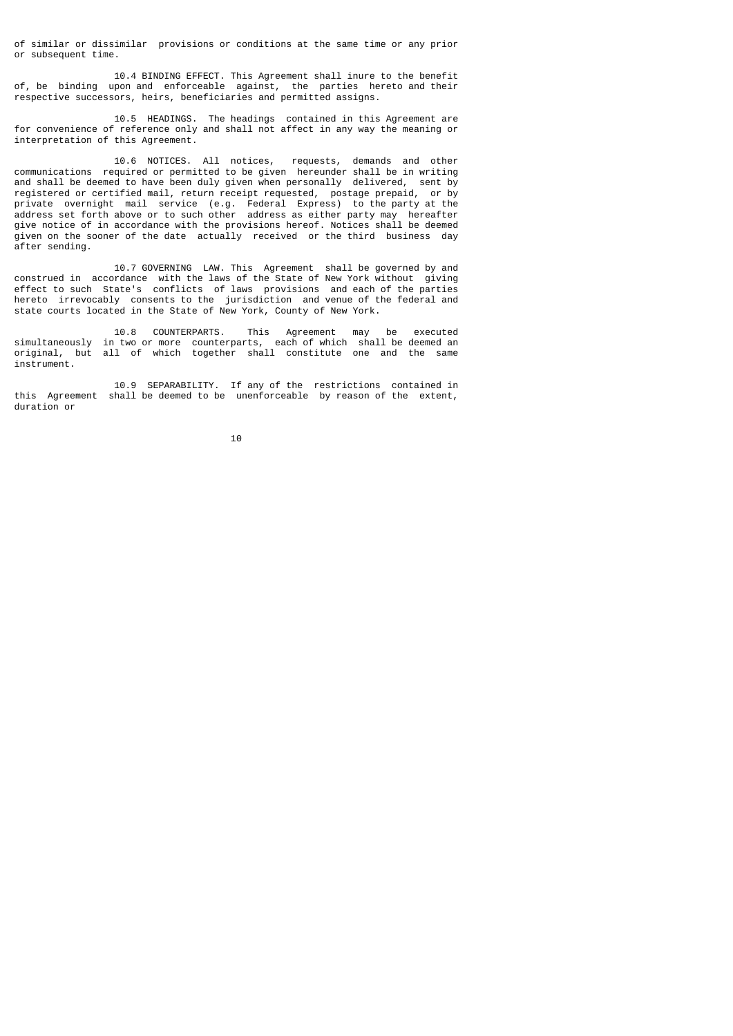of similar or dissimilar provisions or conditions at the same time or any prior or subsequent time.

10.4 BINDING EFFECT. This Agreement shall inure to the benefit of, be binding upon and enforceable against, the parties hereto and their respective successors, heirs, beneficiaries and permitted assigns.

10.5 HEADINGS. The headings contained in this Agreement are for convenience of reference only and shall not affect in any way the meaning or interpretation of this Agreement.

10.6 NOTICES. All notices, requests, demands and other communications required or permitted to be given hereunder shall be in writing and shall be deemed to have been duly given when personally delivered, sent by registered or certified mail, return receipt requested, postage prepaid, or by private overnight mail service (e.g. Federal Express) to the party at the address set forth above or to such other address as either party may hereafter give notice of in accordance with the provisions hereof. Notices shall be deemed given on the sooner of the date actually received or the third business day after sending.

10.7 GOVERNING LAW. This Agreement shall be governed by and construed in accordance with the laws of the State of New York without giving effect to such State's conflicts of laws provisions and each of the parties hereto irrevocably consents to the jurisdiction and venue of the federal and state courts located in the State of New York, County of New York.

10.8 COUNTERPARTS. This Agreement may be executed simultaneously in two or more counterparts, each of which shall be deemed an original, but all of which together shall constitute one and the same instrument.

10.9 SEPARABILITY. If any of the restrictions contained in this Agreement shall be deemed to be unenforceable by reason of the extent, duration or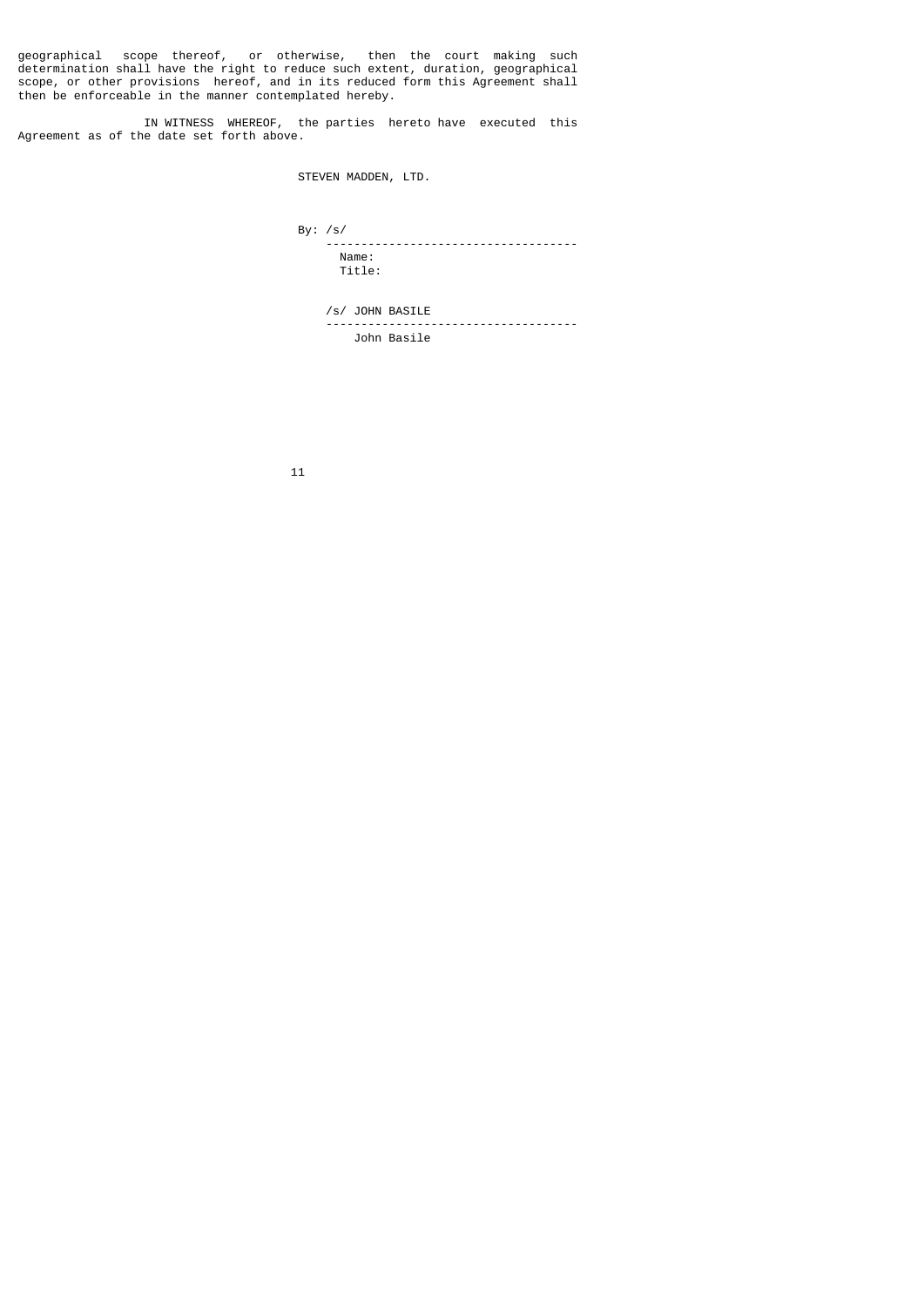geographical scope thereof, or otherwise, then the court making such determination shall have the right to reduce such extent, duration, geographical scope, or other provisions hereof, and in its reduced form this Agreement shall then be enforceable in the manner contemplated hereby.

IN WITNESS WHEREOF, the parties hereto have executed this Agreement as of the date set forth above.

STEVEN MADDEN, LTD.

By: /s/
------------------------------------
Name:
Title:

/s/ JOHN BASILE
------------------------------------
John Basile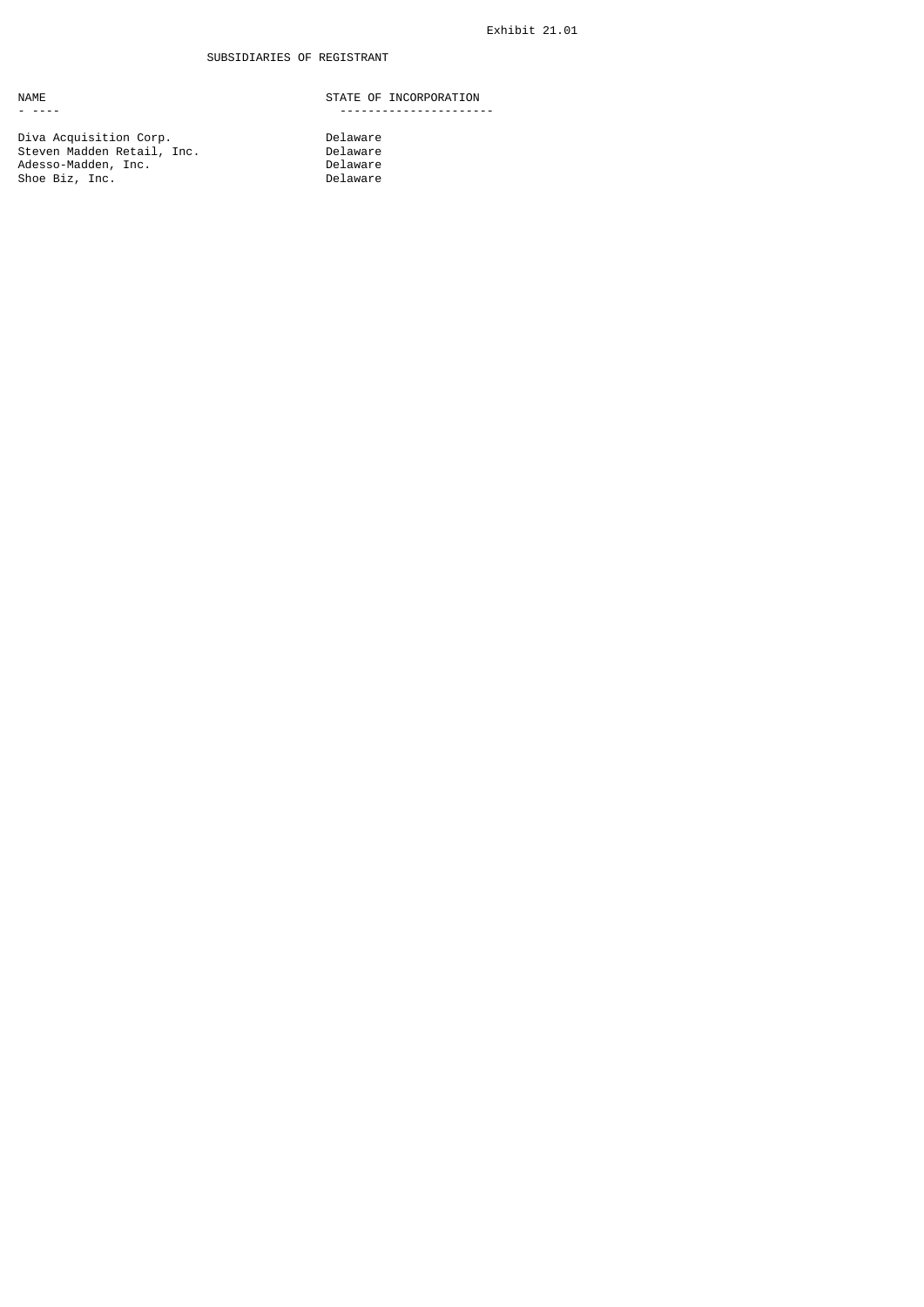Exhibit 21.01

# SUBSIDIARIES OF REGISTRANT

| NAME | STATE OF INCORPORATION |
| --- | --- |
| Diva Acquisition Corp. | Delaware |
| Steven Madden Retail, Inc. | Delaware |
| Adesso-Madden, Inc. | Delaware |
| Shoe Biz, Inc. | Delaware |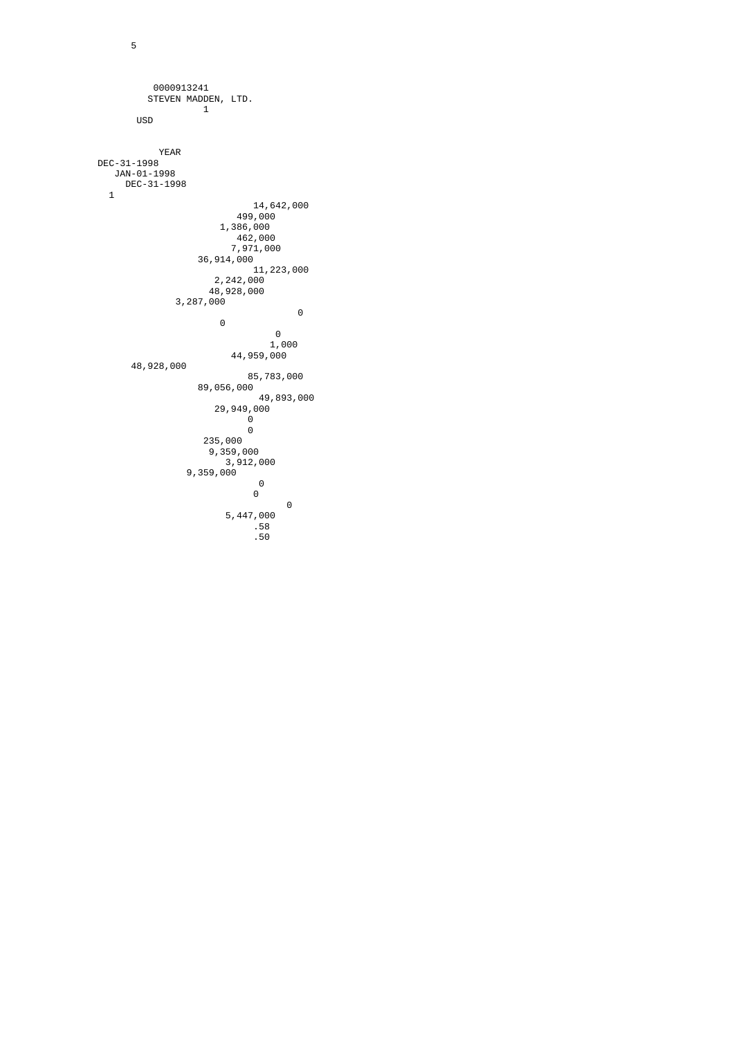5

0000913241
STEVEN MADDEN, LTD.
1
USD

YEAR
DEC-31-1998
JAN-01-1998
DEC-31-1998
1
14,642,000
499,000
1,386,000
462,000
7,971,000
36,914,000
11,223,000
2,242,000
48,928,000
3,287,000
0
0
0
1,000
44,959,000
48,928,000
85,783,000
89,056,000
49,893,000
29,949,000
0
0
235,000
9,359,000
3,912,000
9,359,000
0
0
0
5,447,000
.58
.50